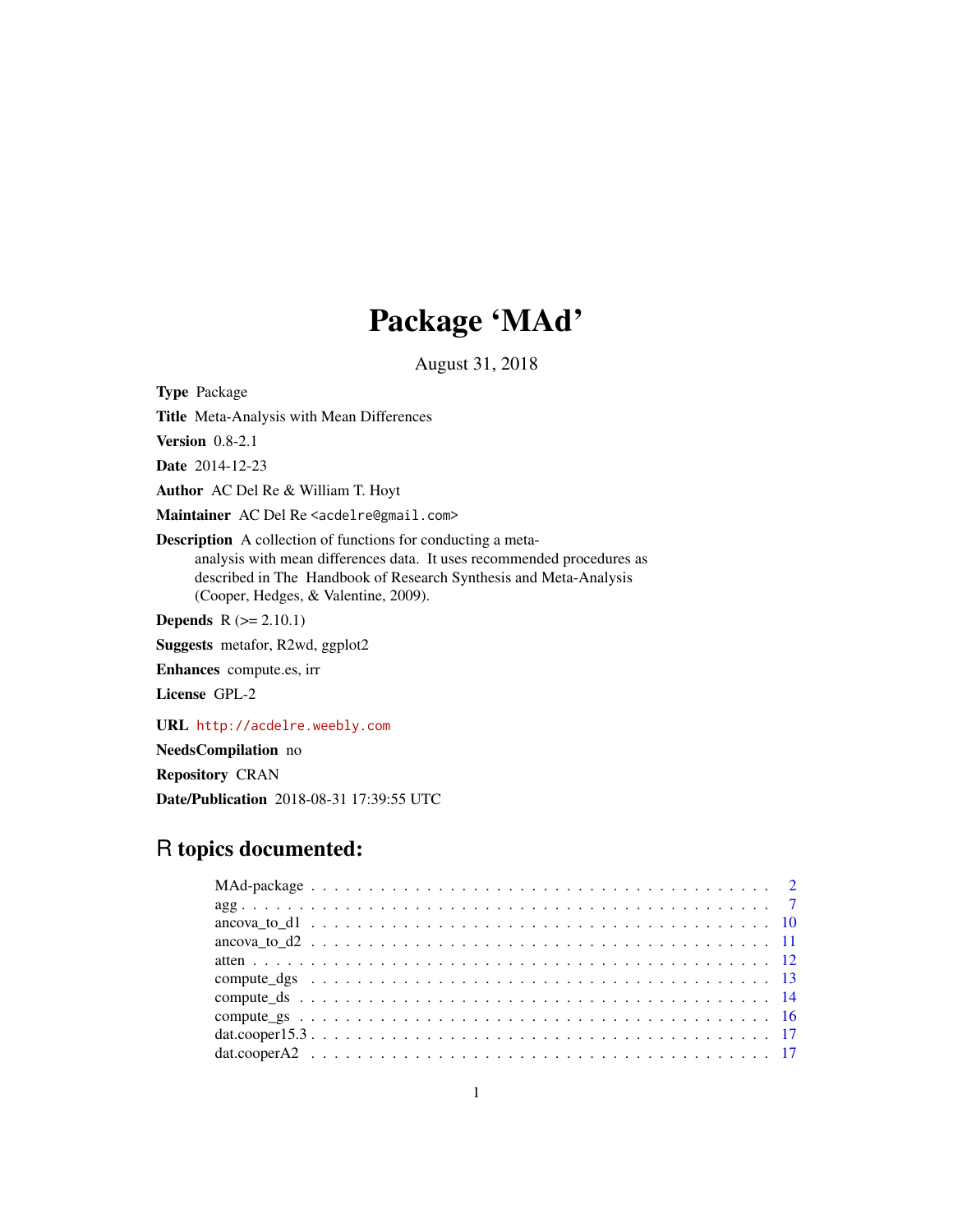# Package 'MAd'

August 31, 2018

**Type** Package

**Title** Meta-Analysis with Mean Differences

**Version** 0.8-2.1

**Date** 2014-12-23

**Author** AC Del Re & William T. Hoyt

**Maintainer** AC Del Re <acdelre@gmail.com>

**Description** A collection of functions for conducting a meta-analysis with mean differences data. It uses recommended procedures as described in The Handbook of Research Synthesis and Meta-Analysis (Cooper, Hedges, & Valentine, 2009).

**Depends** R (>= 2.10.1)

**Suggests** metafor, R2wd, ggplot2

**Enhances** compute.es, irr

**License** GPL-2

**URL** http://acdelre.weebly.com

**NeedsCompilation** no

**Repository** CRAN

**Date/Publication** 2018-08-31 17:39:55 UTC

## R topics documented:

| | |
|---|---|
| MAd-package | 2 |
| agg | 7 |
| ancova_to_d1 | 10 |
| ancova_to_d2 | 11 |
| atten | 12 |
| compute_dgs | 13 |
| compute_ds | 14 |
| compute_gs | 16 |
| dat.cooper15.3 | 17 |
| dat.cooperA2 | 17 |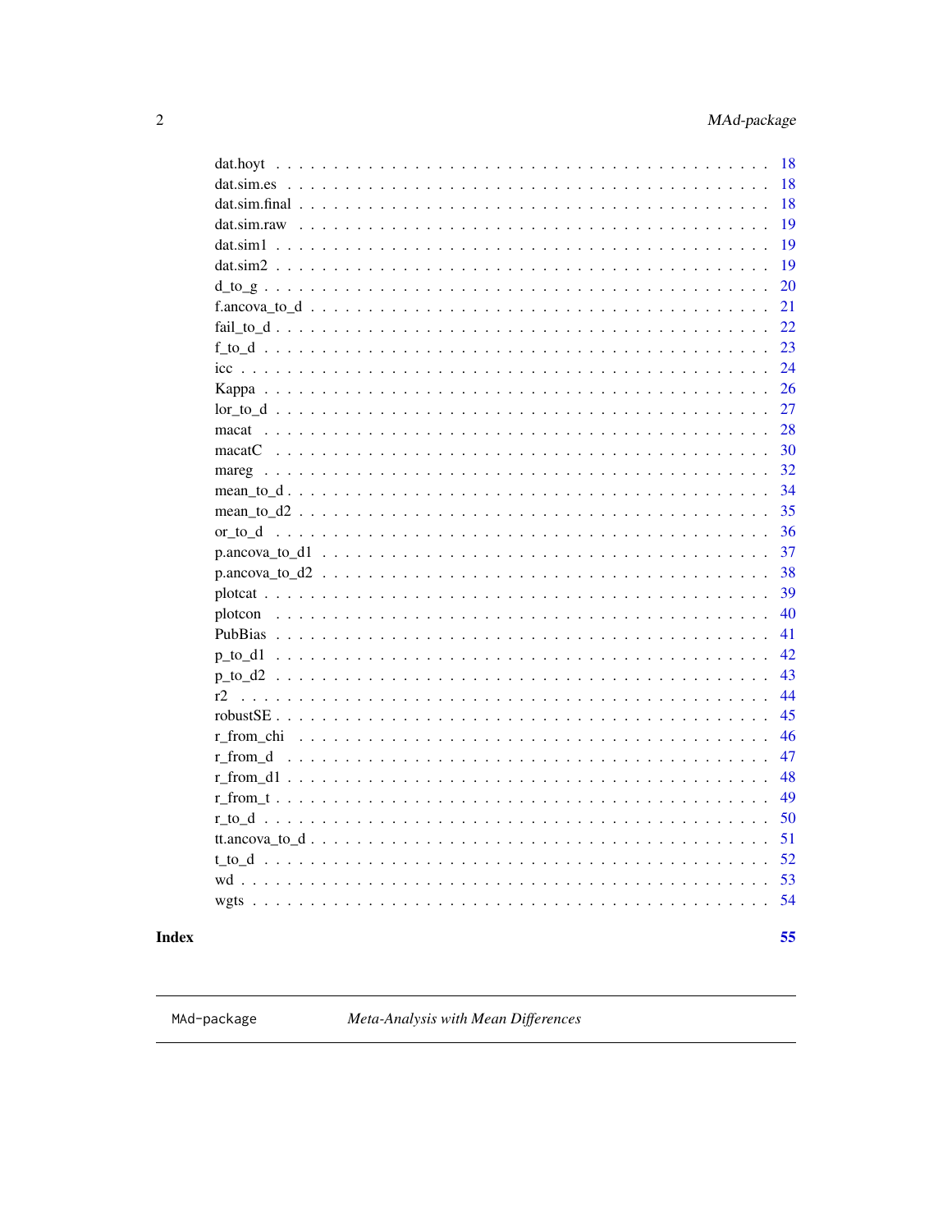dat.hoyt . . . . . . . . . . . . . . . . . . . . . . . . . . . . . . . . . . . . . . . . 18
dat.sim.es . . . . . . . . . . . . . . . . . . . . . . . . . . . . . . . . . . . . . . . 18
dat.sim.final . . . . . . . . . . . . . . . . . . . . . . . . . . . . . . . . . . . . . . 18
dat.sim.raw . . . . . . . . . . . . . . . . . . . . . . . . . . . . . . . . . . . . . . . 19
dat.sim1 . . . . . . . . . . . . . . . . . . . . . . . . . . . . . . . . . . . . . . . . 19
dat.sim2 . . . . . . . . . . . . . . . . . . . . . . . . . . . . . . . . . . . . . . . . 19
d_to_g . . . . . . . . . . . . . . . . . . . . . . . . . . . . . . . . . . . . . . . . . 20
f.ancova_to_d . . . . . . . . . . . . . . . . . . . . . . . . . . . . . . . . . . . . . 21
fail_to_d . . . . . . . . . . . . . . . . . . . . . . . . . . . . . . . . . . . . . . . . 22
f_to_d . . . . . . . . . . . . . . . . . . . . . . . . . . . . . . . . . . . . . . . . . 23
icc . . . . . . . . . . . . . . . . . . . . . . . . . . . . . . . . . . . . . . . . . . . 24
Kappa . . . . . . . . . . . . . . . . . . . . . . . . . . . . . . . . . . . . . . . . . 26
lor_to_d . . . . . . . . . . . . . . . . . . . . . . . . . . . . . . . . . . . . . . . . 27
macat . . . . . . . . . . . . . . . . . . . . . . . . . . . . . . . . . . . . . . . . . . 28
macatC . . . . . . . . . . . . . . . . . . . . . . . . . . . . . . . . . . . . . . . . . 30
mareg . . . . . . . . . . . . . . . . . . . . . . . . . . . . . . . . . . . . . . . . . . 32
mean_to_d . . . . . . . . . . . . . . . . . . . . . . . . . . . . . . . . . . . . . . . 34
mean_to_d2 . . . . . . . . . . . . . . . . . . . . . . . . . . . . . . . . . . . . . . 35
or_to_d . . . . . . . . . . . . . . . . . . . . . . . . . . . . . . . . . . . . . . . . . 36
p.ancova_to_d1 . . . . . . . . . . . . . . . . . . . . . . . . . . . . . . . . . . . . 37
p.ancova_to_d2 . . . . . . . . . . . . . . . . . . . . . . . . . . . . . . . . . . . . 38
plotcat . . . . . . . . . . . . . . . . . . . . . . . . . . . . . . . . . . . . . . . . . 39
plotcon . . . . . . . . . . . . . . . . . . . . . . . . . . . . . . . . . . . . . . . . . 40
PubBias . . . . . . . . . . . . . . . . . . . . . . . . . . . . . . . . . . . . . . . . . 41
p_to_d1 . . . . . . . . . . . . . . . . . . . . . . . . . . . . . . . . . . . . . . . . . 42
p_to_d2 . . . . . . . . . . . . . . . . . . . . . . . . . . . . . . . . . . . . . . . . . 43
r2 . . . . . . . . . . . . . . . . . . . . . . . . . . . . . . . . . . . . . . . . . . . . 44
robustSE . . . . . . . . . . . . . . . . . . . . . . . . . . . . . . . . . . . . . . . . 45
r_from_chi . . . . . . . . . . . . . . . . . . . . . . . . . . . . . . . . . . . . . . . 46
r_from_d . . . . . . . . . . . . . . . . . . . . . . . . . . . . . . . . . . . . . . . . 47
r_from_d1 . . . . . . . . . . . . . . . . . . . . . . . . . . . . . . . . . . . . . . . 48
r_from_t . . . . . . . . . . . . . . . . . . . . . . . . . . . . . . . . . . . . . . . . 49
r_to_d . . . . . . . . . . . . . . . . . . . . . . . . . . . . . . . . . . . . . . . . . 50
tt.ancova_to_d . . . . . . . . . . . . . . . . . . . . . . . . . . . . . . . . . . . . 51
t_to_d . . . . . . . . . . . . . . . . . . . . . . . . . . . . . . . . . . . . . . . . . 52
wd . . . . . . . . . . . . . . . . . . . . . . . . . . . . . . . . . . . . . . . . . . . . 53
wgts . . . . . . . . . . . . . . . . . . . . . . . . . . . . . . . . . . . . . . . . . . . 54

**Index** **55**

---

`MAd-package` *Meta-Analysis with Mean Differences*

---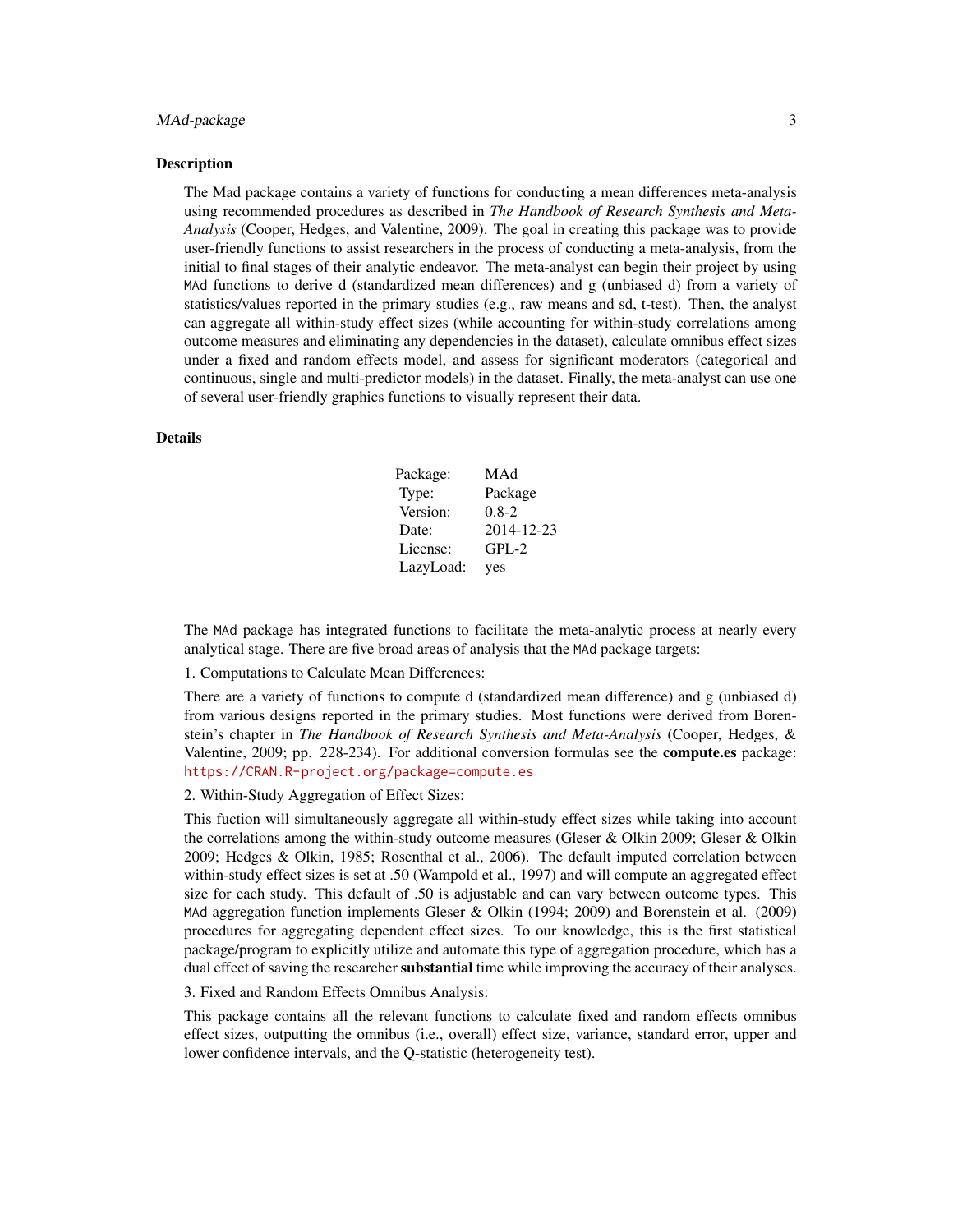## Description

The Mad package contains a variety of functions for conducting a mean differences meta-analysis using recommended procedures as described in *The Handbook of Research Synthesis and Meta-Analysis* (Cooper, Hedges, and Valentine, 2009). The goal in creating this package was to provide user-friendly functions to assist researchers in the process of conducting a meta-analysis, from the initial to final stages of their analytic endeavor. The meta-analyst can begin their project by using MAd functions to derive d (standardized mean differences) and g (unbiased d) from a variety of statistics/values reported in the primary studies (e.g., raw means and sd, t-test). Then, the analyst can aggregate all within-study effect sizes (while accounting for within-study correlations among outcome measures and eliminating any dependencies in the dataset), calculate omnibus effect sizes under a fixed and random effects model, and assess for significant moderators (categorical and continuous, single and multi-predictor models) in the dataset. Finally, the meta-analyst can use one of several user-friendly graphics functions to visually represent their data.

## Details

| | |
|---|---|
| Package: | MAd |
| Type: | Package |
| Version: | 0.8-2 |
| Date: | 2014-12-23 |
| License: | GPL-2 |
| LazyLoad: | yes |

The MAd package has integrated functions to facilitate the meta-analytic process at nearly every analytical stage. There are five broad areas of analysis that the MAd package targets:

1. Computations to Calculate Mean Differences:

There are a variety of functions to compute d (standardized mean difference) and g (unbiased d) from various designs reported in the primary studies. Most functions were derived from Borenstein's chapter in *The Handbook of Research Synthesis and Meta-Analysis* (Cooper, Hedges, & Valentine, 2009; pp. 228-234). For additional conversion formulas see the **compute.es** package: https://CRAN.R-project.org/package=compute.es

2. Within-Study Aggregation of Effect Sizes:

This fuction will simultaneously aggregate all within-study effect sizes while taking into account the correlations among the within-study outcome measures (Gleser & Olkin 2009; Gleser & Olkin 2009; Hedges & Olkin, 1985; Rosenthal et al., 2006). The default imputed correlation between within-study effect sizes is set at .50 (Wampold et al., 1997) and will compute an aggregated effect size for each study. This default of .50 is adjustable and can vary between outcome types. This MAd aggregation function implements Gleser & Olkin (1994; 2009) and Borenstein et al. (2009) procedures for aggregating dependent effect sizes. To our knowledge, this is the first statistical package/program to explicitly utilize and automate this type of aggregation procedure, which has a dual effect of saving the researcher **substantial** time while improving the accuracy of their analyses.

3. Fixed and Random Effects Omnibus Analysis:

This package contains all the relevant functions to calculate fixed and random effects omnibus effect sizes, outputting the omnibus (i.e., overall) effect size, variance, standard error, upper and lower confidence intervals, and the Q-statistic (heterogeneity test).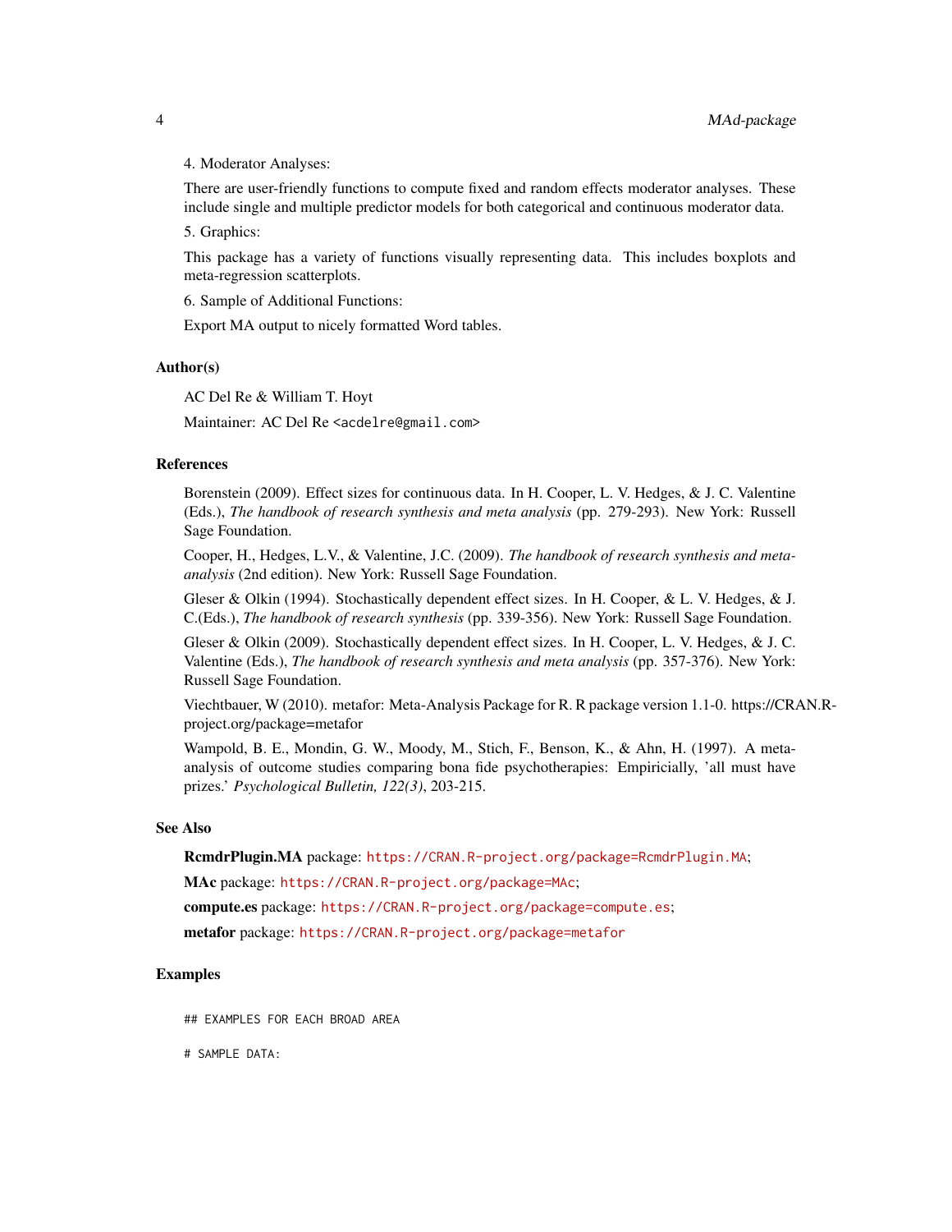4. Moderator Analyses:

There are user-friendly functions to compute fixed and random effects moderator analyses. These include single and multiple predictor models for both categorical and continuous moderator data.

5. Graphics:

This package has a variety of functions visually representing data. This includes boxplots and meta-regression scatterplots.

6. Sample of Additional Functions:

Export MA output to nicely formatted Word tables.

### Author(s)

AC Del Re & William T. Hoyt

Maintainer: AC Del Re <acdelre@gmail.com>

### References

Borenstein (2009). Effect sizes for continuous data. In H. Cooper, L. V. Hedges, & J. C. Valentine (Eds.), *The handbook of research synthesis and meta analysis* (pp. 279-293). New York: Russell Sage Foundation.

Cooper, H., Hedges, L.V., & Valentine, J.C. (2009). *The handbook of research synthesis and meta-analysis* (2nd edition). New York: Russell Sage Foundation.

Gleser & Olkin (1994). Stochastically dependent effect sizes. In H. Cooper, & L. V. Hedges, & J. C.(Eds.), *The handbook of research synthesis* (pp. 339-356). New York: Russell Sage Foundation.

Gleser & Olkin (2009). Stochastically dependent effect sizes. In H. Cooper, L. V. Hedges, & J. C. Valentine (Eds.), *The handbook of research synthesis and meta analysis* (pp. 357-376). New York: Russell Sage Foundation.

Viechtbauer, W (2010). metafor: Meta-Analysis Package for R. R package version 1.1-0. https://CRAN.R-project.org/package=metafor

Wampold, B. E., Mondin, G. W., Moody, M., Stich, F., Benson, K., & Ahn, H. (1997). A meta-analysis of outcome studies comparing bona fide psychotherapies: Empiricially, 'all must have prizes.' *Psychological Bulletin, 122(3)*, 203-215.

### See Also

**RcmdrPlugin.MA** package: https://CRAN.R-project.org/package=RcmdrPlugin.MA;

**MAc** package: https://CRAN.R-project.org/package=MAc;

**compute.es** package: https://CRAN.R-project.org/package=compute.es;

**metafor** package: https://CRAN.R-project.org/package=metafor

### Examples

```
## EXAMPLES FOR EACH BROAD AREA

# SAMPLE DATA:
```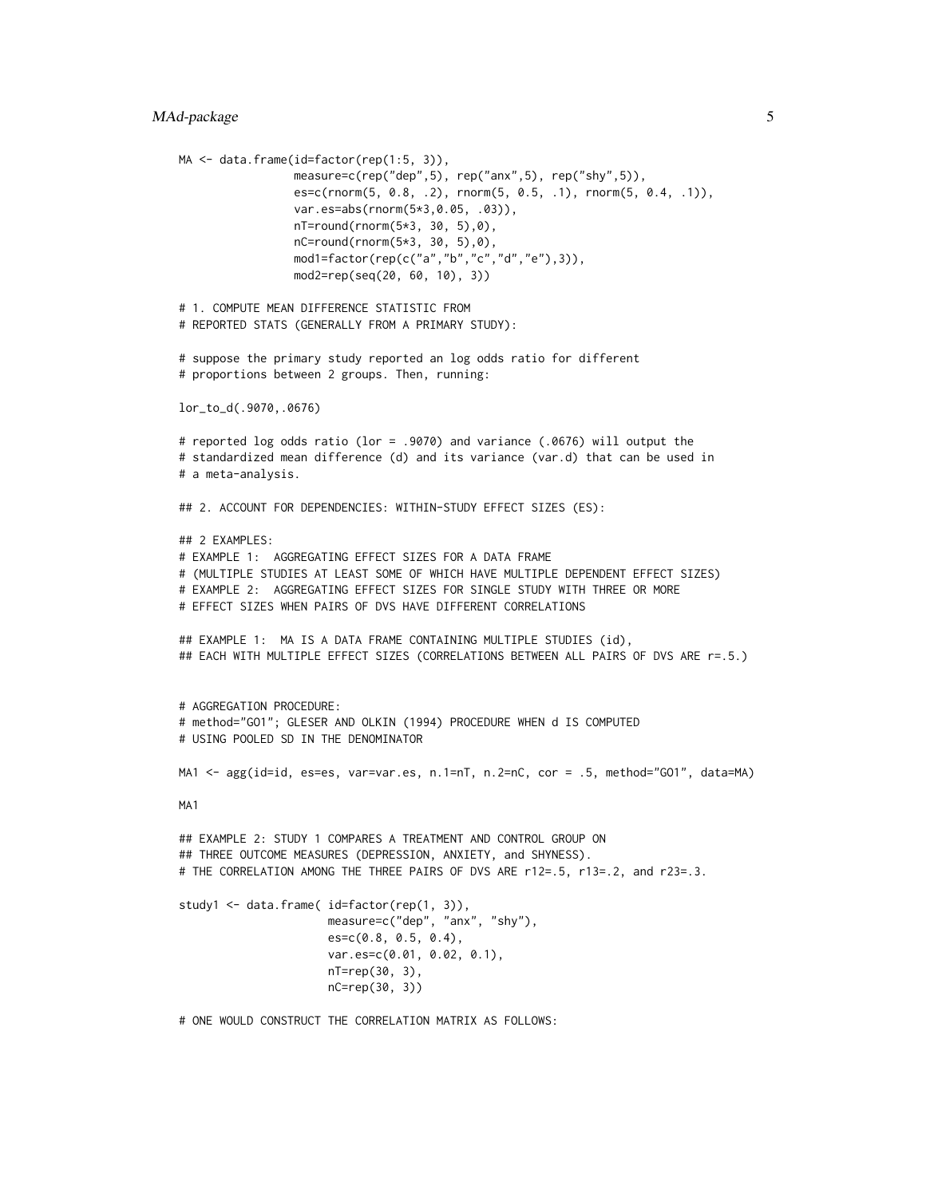```
MA <- data.frame(id=factor(rep(1:5, 3)),
                 measure=c(rep("dep",5), rep("anx",5), rep("shy",5)),
                 es=c(rnorm(5, 0.8, .2), rnorm(5, 0.5, .1), rnorm(5, 0.4, .1)),
                 var.es=abs(rnorm(5*3,0.05, .03)),
                 nT=round(rnorm(5*3, 30, 5),0),
                 nC=round(rnorm(5*3, 30, 5),0),
                 mod1=factor(rep(c("a","b","c","d","e"),3)),
                 mod2=rep(seq(20, 60, 10), 3))

# 1. COMPUTE MEAN DIFFERENCE STATISTIC FROM
# REPORTED STATS (GENERALLY FROM A PRIMARY STUDY):

# suppose the primary study reported an log odds ratio for different
# proportions between 2 groups. Then, running:

lor_to_d(.9070,.0676)

# reported log odds ratio (lor = .9070) and variance (.0676) will output the
# standardized mean difference (d) and its variance (var.d) that can be used in
# a meta-analysis.

## 2. ACCOUNT FOR DEPENDENCIES: WITHIN-STUDY EFFECT SIZES (ES):

## 2 EXAMPLES:
# EXAMPLE 1:  AGGREGATING EFFECT SIZES FOR A DATA FRAME
# (MULTIPLE STUDIES AT LEAST SOME OF WHICH HAVE MULTIPLE DEPENDENT EFFECT SIZES)
# EXAMPLE 2:  AGGREGATING EFFECT SIZES FOR SINGLE STUDY WITH THREE OR MORE
# EFFECT SIZES WHEN PAIRS OF DVS HAVE DIFFERENT CORRELATIONS

## EXAMPLE 1:  MA IS A DATA FRAME CONTAINING MULTIPLE STUDIES (id),
## EACH WITH MULTIPLE EFFECT SIZES (CORRELATIONS BETWEEN ALL PAIRS OF DVS ARE r=.5.)


# AGGREGATION PROCEDURE:
# method="GO1"; GLESER AND OLKIN (1994) PROCEDURE WHEN d IS COMPUTED
# USING POOLED SD IN THE DENOMINATOR

MA1 <- agg(id=id, es=es, var=var.es, n.1=nT, n.2=nC, cor = .5, method="GO1", data=MA)

MA1

## EXAMPLE 2: STUDY 1 COMPARES A TREATMENT AND CONTROL GROUP ON
## THREE OUTCOME MEASURES (DEPRESSION, ANXIETY, and SHYNESS).
# THE CORRELATION AMONG THE THREE PAIRS OF DVS ARE r12=.5, r13=.2, and r23=.3.

study1 <- data.frame( id=factor(rep(1, 3)),
                      measure=c("dep", "anx", "shy"),
                      es=c(0.8, 0.5, 0.4),
                      var.es=c(0.01, 0.02, 0.1),
                      nT=rep(30, 3),
                      nC=rep(30, 3))

# ONE WOULD CONSTRUCT THE CORRELATION MATRIX AS FOLLOWS:
```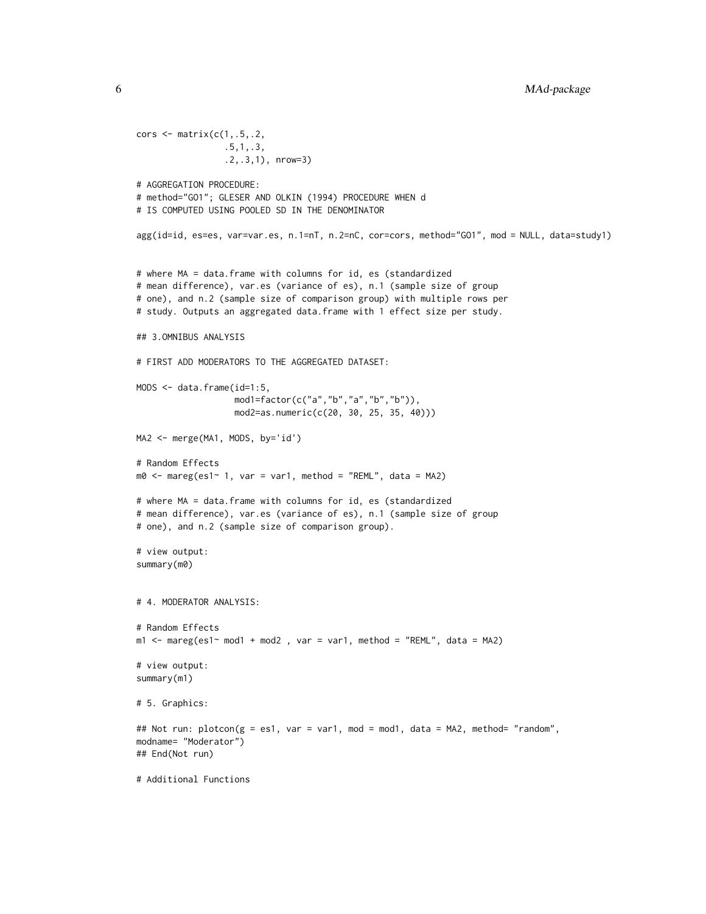```
cors <- matrix(c(1,.5,.2,
                 .5,1,.3,
                 .2,.3,1), nrow=3)

# AGGREGATION PROCEDURE:
# method="GO1"; GLESER AND OLKIN (1994) PROCEDURE WHEN d
# IS COMPUTED USING POOLED SD IN THE DENOMINATOR

agg(id=id, es=es, var=var.es, n.1=nT, n.2=nC, cor=cors, method="GO1", mod = NULL, data=study1)


# where MA = data.frame with columns for id, es (standardized
# mean difference), var.es (variance of es), n.1 (sample size of group
# one), and n.2 (sample size of comparison group) with multiple rows per
# study. Outputs an aggregated data.frame with 1 effect size per study.

## 3.OMNIBUS ANALYSIS

# FIRST ADD MODERATORS TO THE AGGREGATED DATASET:

MODS <- data.frame(id=1:5,
                   mod1=factor(c("a","b","a","b","b")),
                   mod2=as.numeric(c(20, 30, 25, 35, 40)))

MA2 <- merge(MA1, MODS, by='id')

# Random Effects
m0 <- mareg(es1~ 1, var = var1, method = "REML", data = MA2)

# where MA = data.frame with columns for id, es (standardized
# mean difference), var.es (variance of es), n.1 (sample size of group
# one), and n.2 (sample size of comparison group).

# view output:
summary(m0)


# 4. MODERATOR ANALYSIS:

# Random Effects
m1 <- mareg(es1~ mod1 + mod2 , var = var1, method = "REML", data = MA2)

# view output:
summary(m1)

# 5. Graphics:

## Not run: plotcon(g = es1, var = var1, mod = mod1, data = MA2, method= "random",
modname= "Moderator")
## End(Not run)

# Additional Functions
```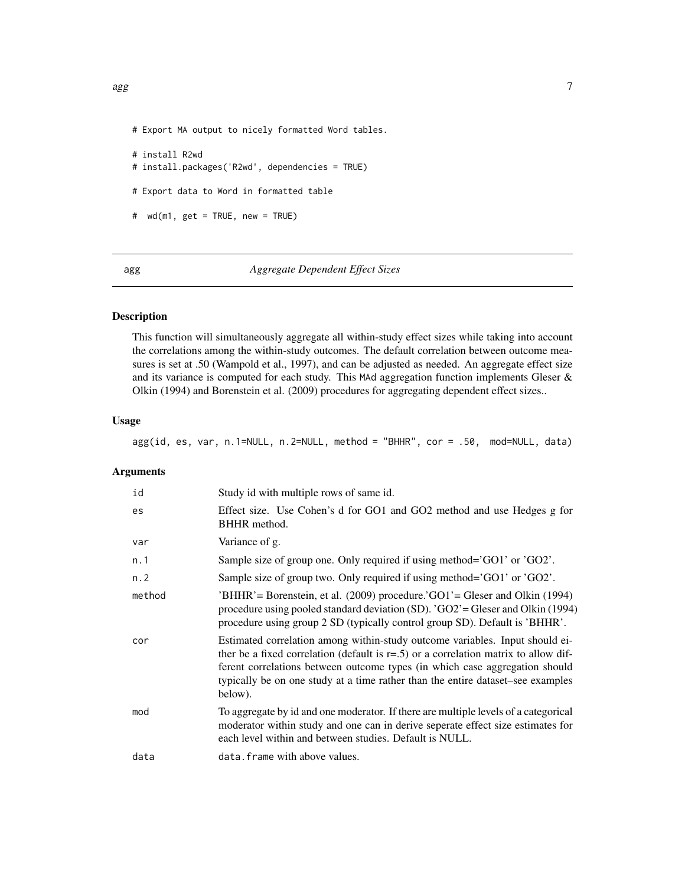```
# Export MA output to nicely formatted Word tables.

# install R2wd
# install.packages('R2wd', dependencies = TRUE)

# Export data to Word in formatted table

#  wd(m1, get = TRUE, new = TRUE)
```

## agg — *Aggregate Dependent Effect Sizes*

### Description

This function will simultaneously aggregate all within-study effect sizes while taking into account the correlations among the within-study outcomes. The default correlation between outcome measures is set at .50 (Wampold et al., 1997), and can be adjusted as needed. An aggregate effect size and its variance is computed for each study. This MAd aggregation function implements Gleser & Olkin (1994) and Borenstein et al. (2009) procedures for aggregating dependent effect sizes..

### Usage

```
agg(id, es, var, n.1=NULL, n.2=NULL, method = "BHHR", cor = .50,  mod=NULL, data)
```

### Arguments

| | |
|---|---|
| id | Study id with multiple rows of same id. |
| es | Effect size. Use Cohen's d for GO1 and GO2 method and use Hedges g for BHHR method. |
| var | Variance of g. |
| n.1 | Sample size of group one. Only required if using method='GO1' or 'GO2'. |
| n.2 | Sample size of group two. Only required if using method='GO1' or 'GO2'. |
| method | 'BHHR'= Borenstein, et al. (2009) procedure.'GO1'= Gleser and Olkin (1994) procedure using pooled standard deviation (SD). 'GO2'= Gleser and Olkin (1994) procedure using group 2 SD (typically control group SD). Default is 'BHHR'. |
| cor | Estimated correlation among within-study outcome variables. Input should either be a fixed correlation (default is r=.5) or a correlation matrix to allow different correlations between outcome types (in which case aggregation should typically be on one study at a time rather than the entire dataset–see examples below). |
| mod | To aggregate by id and one moderator. If there are multiple levels of a categorical moderator within study and one can in derive seperate effect size estimates for each level within and between studies. Default is NULL. |
| data | data.frame with above values. |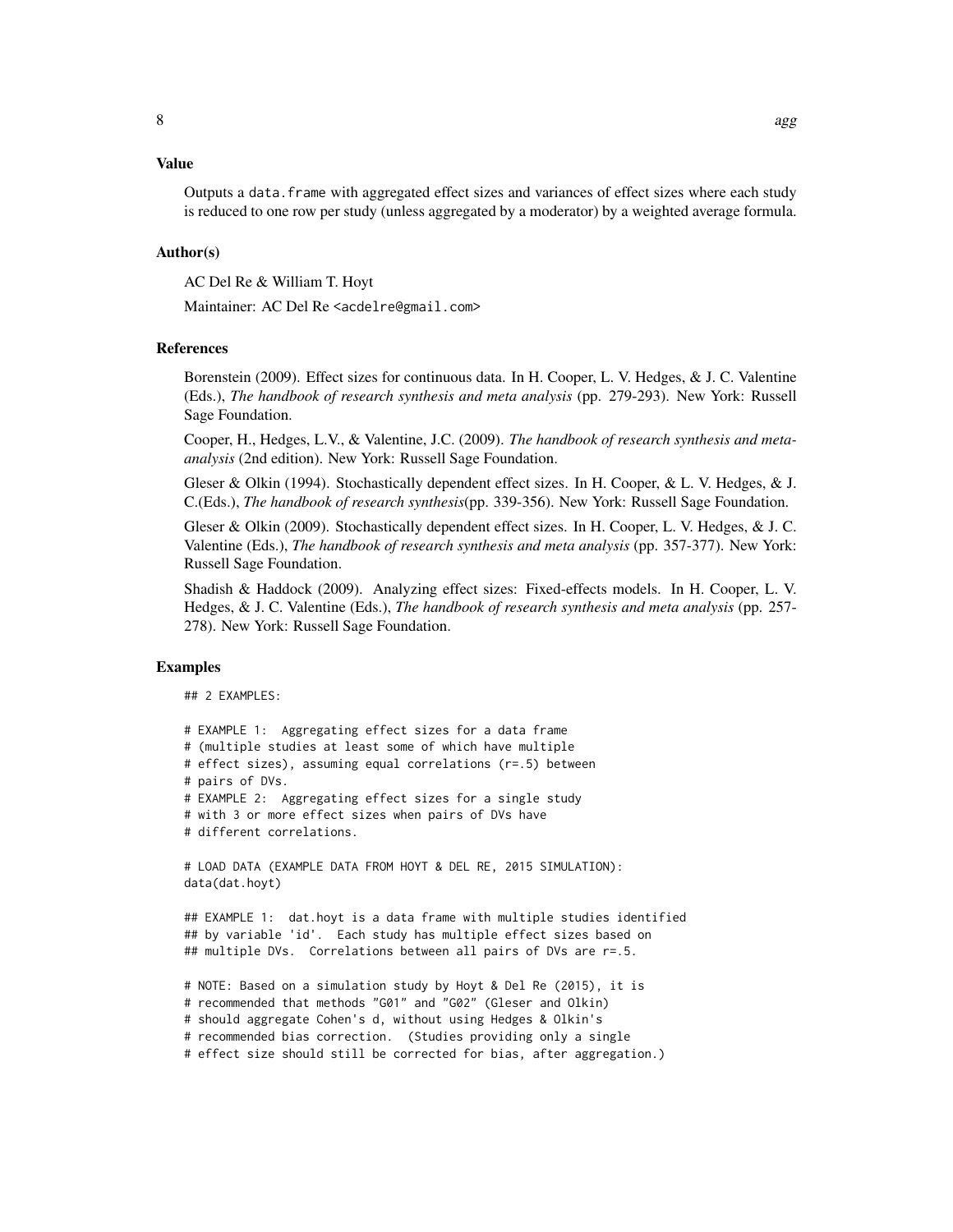### Value

Outputs a data.frame with aggregated effect sizes and variances of effect sizes where each study is reduced to one row per study (unless aggregated by a moderator) by a weighted average formula.

### Author(s)

AC Del Re & William T. Hoyt

Maintainer: AC Del Re <acdelre@gmail.com>

### References

Borenstein (2009). Effect sizes for continuous data. In H. Cooper, L. V. Hedges, & J. C. Valentine (Eds.), *The handbook of research synthesis and meta analysis* (pp. 279-293). New York: Russell Sage Foundation.

Cooper, H., Hedges, L.V., & Valentine, J.C. (2009). *The handbook of research synthesis and meta-analysis* (2nd edition). New York: Russell Sage Foundation.

Gleser & Olkin (1994). Stochastically dependent effect sizes. In H. Cooper, & L. V. Hedges, & J. C.(Eds.), *The handbook of research synthesis*(pp. 339-356). New York: Russell Sage Foundation.

Gleser & Olkin (2009). Stochastically dependent effect sizes. In H. Cooper, L. V. Hedges, & J. C. Valentine (Eds.), *The handbook of research synthesis and meta analysis* (pp. 357-377). New York: Russell Sage Foundation.

Shadish & Haddock (2009). Analyzing effect sizes: Fixed-effects models. In H. Cooper, L. V. Hedges, & J. C. Valentine (Eds.), *The handbook of research synthesis and meta analysis* (pp. 257-278). New York: Russell Sage Foundation.

### Examples

```
## 2 EXAMPLES:

# EXAMPLE 1:  Aggregating effect sizes for a data frame
# (multiple studies at least some of which have multiple
# effect sizes), assuming equal correlations (r=.5) between
# pairs of DVs.
# EXAMPLE 2:  Aggregating effect sizes for a single study
# with 3 or more effect sizes when pairs of DVs have
# different correlations.

# LOAD DATA (EXAMPLE DATA FROM HOYT & DEL RE, 2015 SIMULATION):
data(dat.hoyt)

## EXAMPLE 1:  dat.hoyt is a data frame with multiple studies identified
## by variable 'id'.  Each study has multiple effect sizes based on
## multiple DVs.  Correlations between all pairs of DVs are r=.5.

# NOTE: Based on a simulation study by Hoyt & Del Re (2015), it is
# recommended that methods "GO1" and "GO2" (Gleser and Olkin)
# should aggregate Cohen's d, without using Hedges & Olkin's
# recommended bias correction.  (Studies providing only a single
# effect size should still be corrected for bias, after aggregation.)
```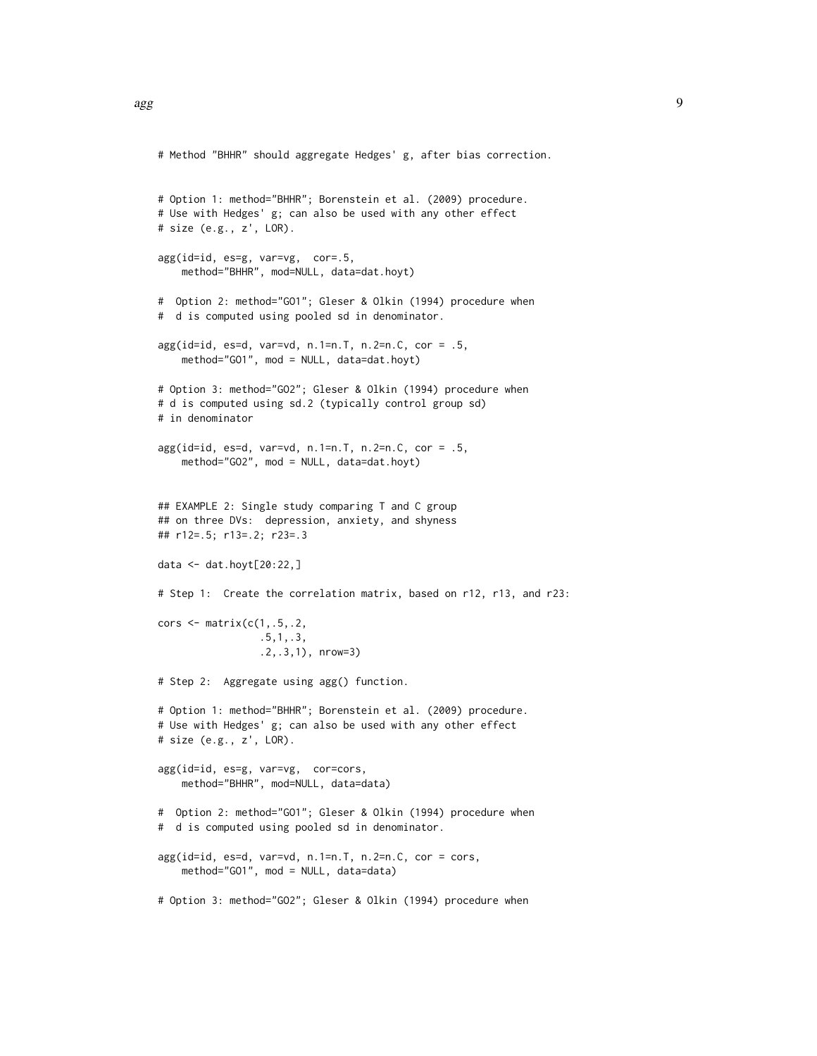```
# Method "BHHR" should aggregate Hedges' g, after bias correction.


# Option 1: method="BHHR"; Borenstein et al. (2009) procedure.
# Use with Hedges' g; can also be used with any other effect
# size (e.g., z', LOR).

agg(id=id, es=g, var=vg,  cor=.5,
    method="BHHR", mod=NULL, data=dat.hoyt)

#  Option 2: method="GO1"; Gleser & Olkin (1994) procedure when
#  d is computed using pooled sd in denominator.

agg(id=id, es=d, var=vd, n.1=n.T, n.2=n.C, cor = .5,
    method="GO1", mod = NULL, data=dat.hoyt)

# Option 3: method="GO2"; Gleser & Olkin (1994) procedure when
# d is computed using sd.2 (typically control group sd)
# in denominator

agg(id=id, es=d, var=vd, n.1=n.T, n.2=n.C, cor = .5,
    method="GO2", mod = NULL, data=dat.hoyt)


## EXAMPLE 2: Single study comparing T and C group
## on three DVs:  depression, anxiety, and shyness
## r12=.5; r13=.2; r23=.3

data <- dat.hoyt[20:22,]

# Step 1:  Create the correlation matrix, based on r12, r13, and r23:

cors <- matrix(c(1,.5,.2,
                 .5,1,.3,
                 .2,.3,1), nrow=3)

# Step 2:  Aggregate using agg() function.

# Option 1: method="BHHR"; Borenstein et al. (2009) procedure.
# Use with Hedges' g; can also be used with any other effect
# size (e.g., z', LOR).

agg(id=id, es=g, var=vg,  cor=cors,
    method="BHHR", mod=NULL, data=data)

#  Option 2: method="GO1"; Gleser & Olkin (1994) procedure when
#  d is computed using pooled sd in denominator.

agg(id=id, es=d, var=vd, n.1=n.T, n.2=n.C, cor = cors,
    method="GO1", mod = NULL, data=data)

# Option 3: method="GO2"; Gleser & Olkin (1994) procedure when
```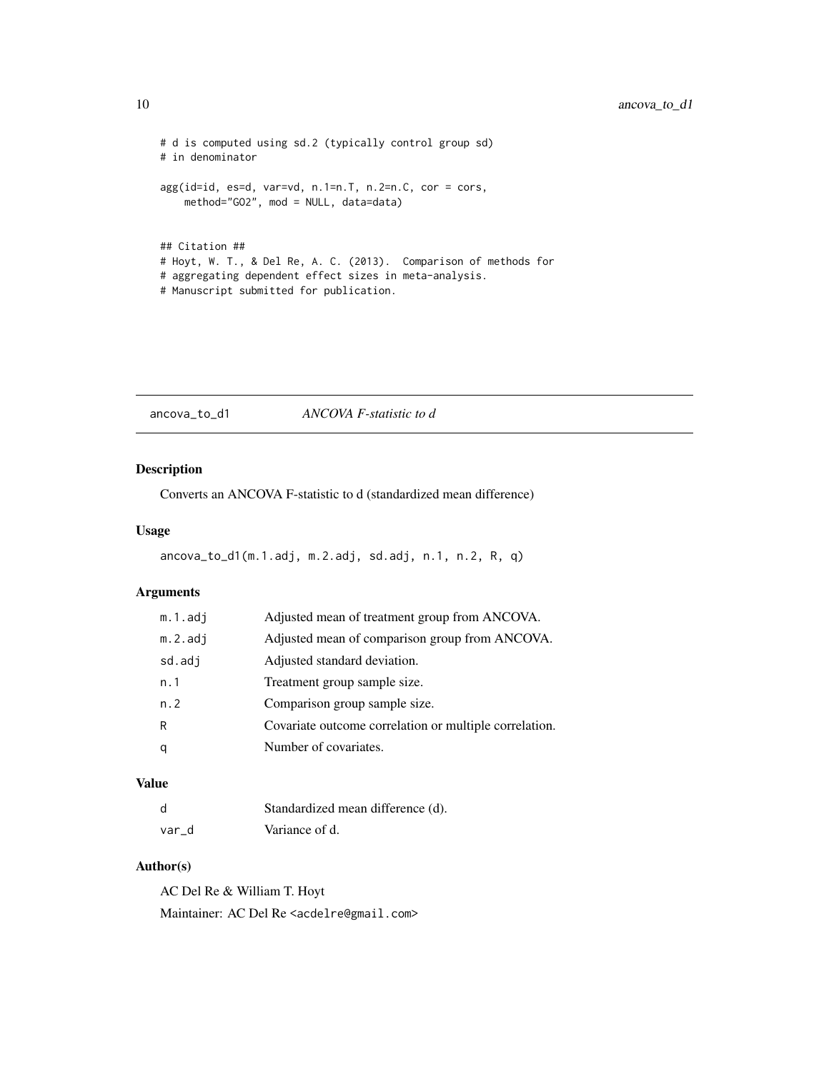```
# d is computed using sd.2 (typically control group sd)
# in denominator

agg(id=id, es=d, var=vd, n.1=n.T, n.2=n.C, cor = cors,
    method="GO2", mod = NULL, data=data)


## Citation ##
# Hoyt, W. T., & Del Re, A. C. (2013).  Comparison of methods for
# aggregating dependent effect sizes in meta-analysis.
# Manuscript submitted for publication.
```

## ancova_to_d1 — *ANCOVA F-statistic to d*

### Description

Converts an ANCOVA F-statistic to d (standardized mean difference)

### Usage

```
ancova_to_d1(m.1.adj, m.2.adj, sd.adj, n.1, n.2, R, q)
```

### Arguments

| | |
|---|---|
| m.1.adj | Adjusted mean of treatment group from ANCOVA. |
| m.2.adj | Adjusted mean of comparison group from ANCOVA. |
| sd.adj | Adjusted standard deviation. |
| n.1 | Treatment group sample size. |
| n.2 | Comparison group sample size. |
| R | Covariate outcome correlation or multiple correlation. |
| q | Number of covariates. |

### Value

| | |
|---|---|
| d | Standardized mean difference (d). |
| var_d | Variance of d. |

### Author(s)

AC Del Re & William T. Hoyt

Maintainer: AC Del Re <acdelre@gmail.com>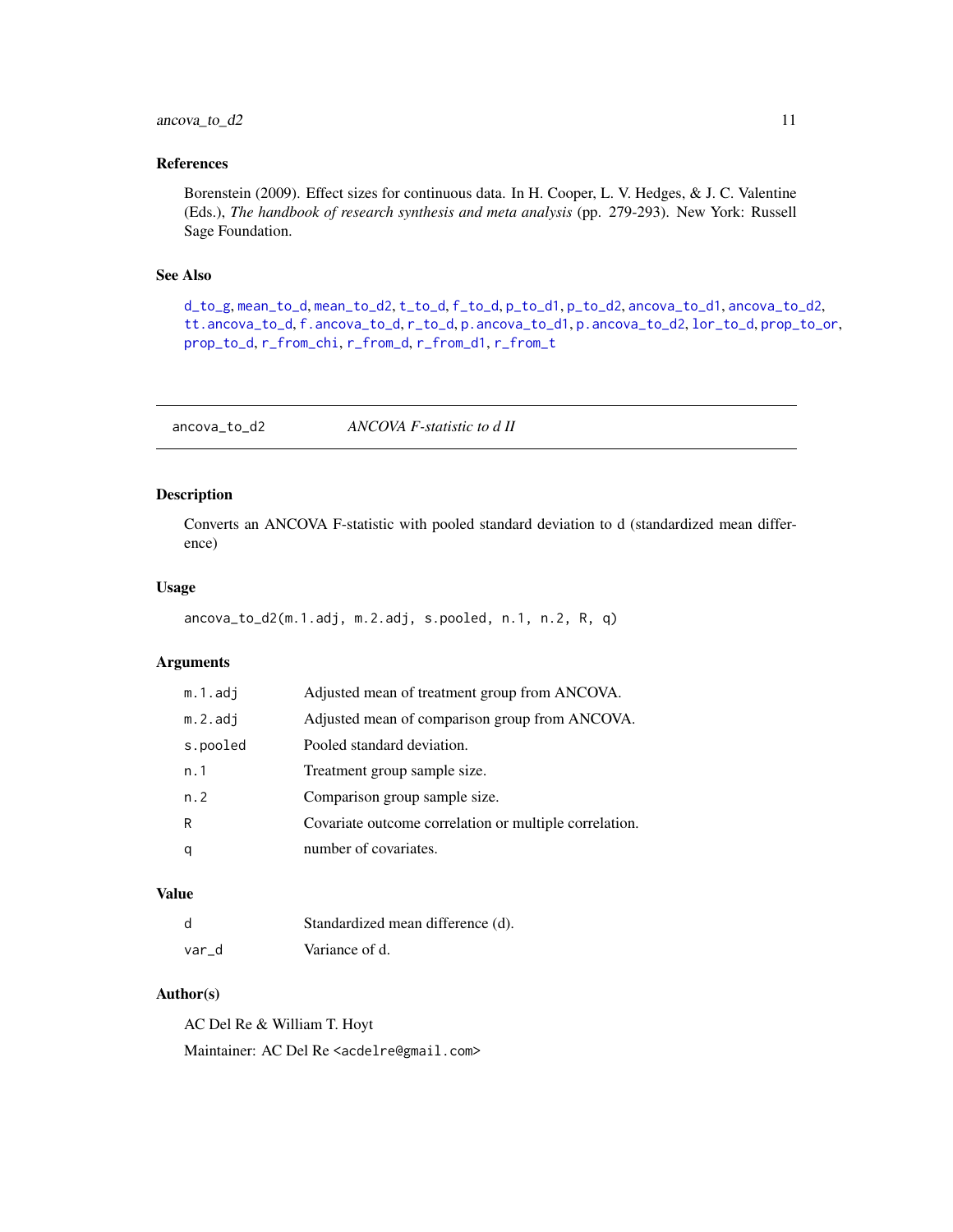### References

Borenstein (2009). Effect sizes for continuous data. In H. Cooper, L. V. Hedges, & J. C. Valentine (Eds.), *The handbook of research synthesis and meta analysis* (pp. 279-293). New York: Russell Sage Foundation.

### See Also

d_to_g, mean_to_d, mean_to_d2, t_to_d, f_to_d, p_to_d1, p_to_d2, ancova_to_d1, ancova_to_d2, tt.ancova_to_d, f.ancova_to_d, r_to_d, p.ancova_to_d1, p.ancova_to_d2, lor_to_d, prop_to_or, prop_to_d, r_from_chi, r_from_d, r_from_d1, r_from_t

---

## ancova_to_d2 — *ANCOVA F-statistic to d II*

### Description

Converts an ANCOVA F-statistic with pooled standard deviation to d (standardized mean difference)

### Usage

```
ancova_to_d2(m.1.adj, m.2.adj, s.pooled, n.1, n.2, R, q)
```

### Arguments

| | |
|---|---|
| m.1.adj | Adjusted mean of treatment group from ANCOVA. |
| m.2.adj | Adjusted mean of comparison group from ANCOVA. |
| s.pooled | Pooled standard deviation. |
| n.1 | Treatment group sample size. |
| n.2 | Comparison group sample size. |
| R | Covariate outcome correlation or multiple correlation. |
| q | number of covariates. |

### Value

| | |
|---|---|
| d | Standardized mean difference (d). |
| var_d | Variance of d. |

### Author(s)

AC Del Re & William T. Hoyt

Maintainer: AC Del Re <acdelre@gmail.com>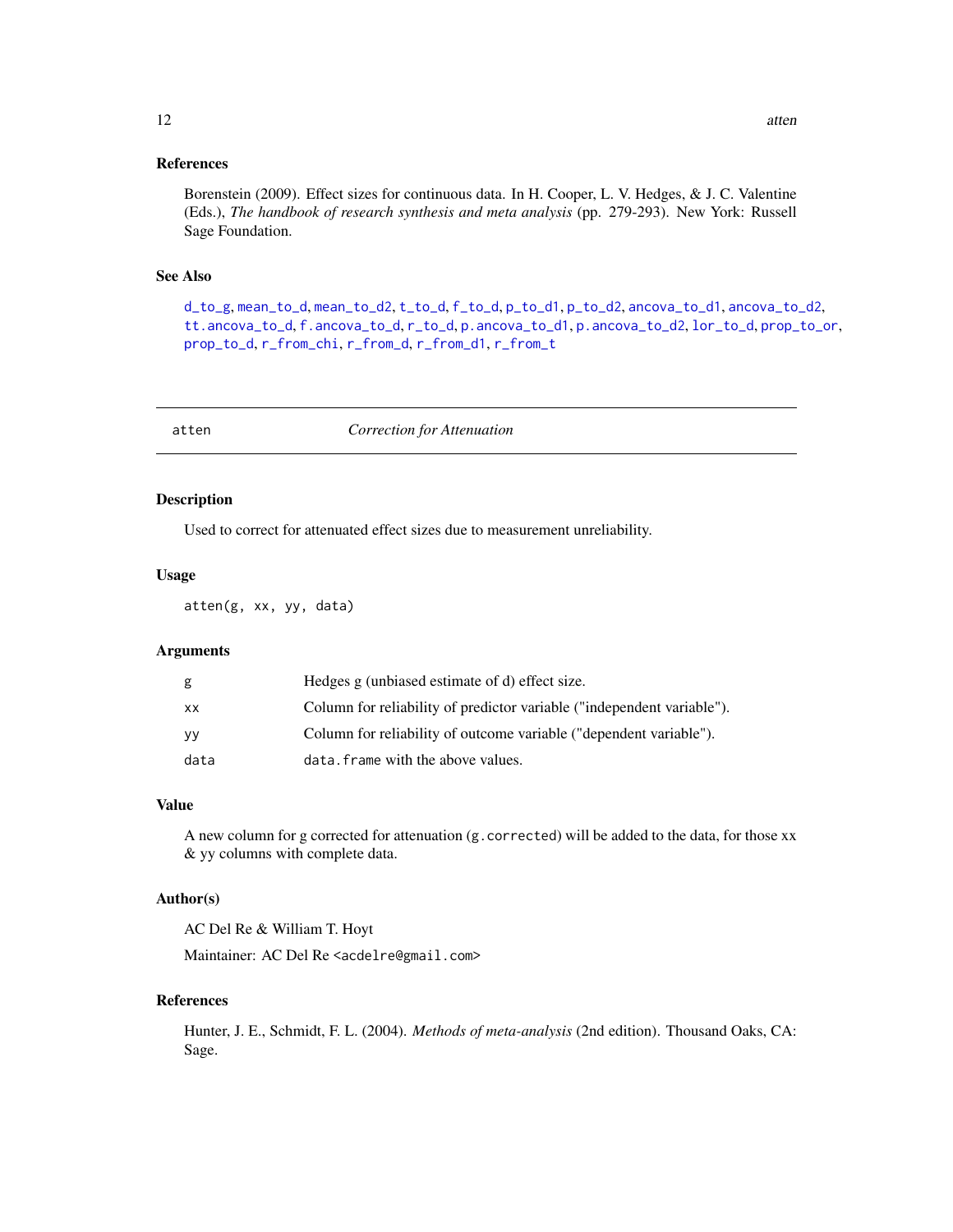## References

Borenstein (2009). Effect sizes for continuous data. In H. Cooper, L. V. Hedges, & J. C. Valentine (Eds.), *The handbook of research synthesis and meta analysis* (pp. 279-293). New York: Russell Sage Foundation.

## See Also

`d_to_g`, `mean_to_d`, `mean_to_d2`, `t_to_d`, `f_to_d`, `p_to_d1`, `p_to_d2`, `ancova_to_d1`, `ancova_to_d2`, `tt.ancova_to_d`, `f.ancova_to_d`, `r_to_d`, `p.ancova_to_d1`, `p.ancova_to_d2`, `lor_to_d`, `prop_to_or`, `prop_to_d`, `r_from_chi`, `r_from_d`, `r_from_d1`, `r_from_t`

---

# atten — *Correction for Attenuation*

## Description

Used to correct for attenuated effect sizes due to measurement unreliability.

## Usage

```
atten(g, xx, yy, data)
```

## Arguments

| | |
|---|---|
| `g` | Hedges g (unbiased estimate of d) effect size. |
| `xx` | Column for reliability of predictor variable ("independent variable"). |
| `yy` | Column for reliability of outcome variable ("dependent variable"). |
| `data` | `data.frame` with the above values. |

## Value

A new column for g corrected for attenuation (`g.corrected`) will be added to the data, for those xx & yy columns with complete data.

## Author(s)

AC Del Re & William T. Hoyt

Maintainer: AC Del Re <acdelre@gmail.com>

## References

Hunter, J. E., Schmidt, F. L. (2004). *Methods of meta-analysis* (2nd edition). Thousand Oaks, CA: Sage.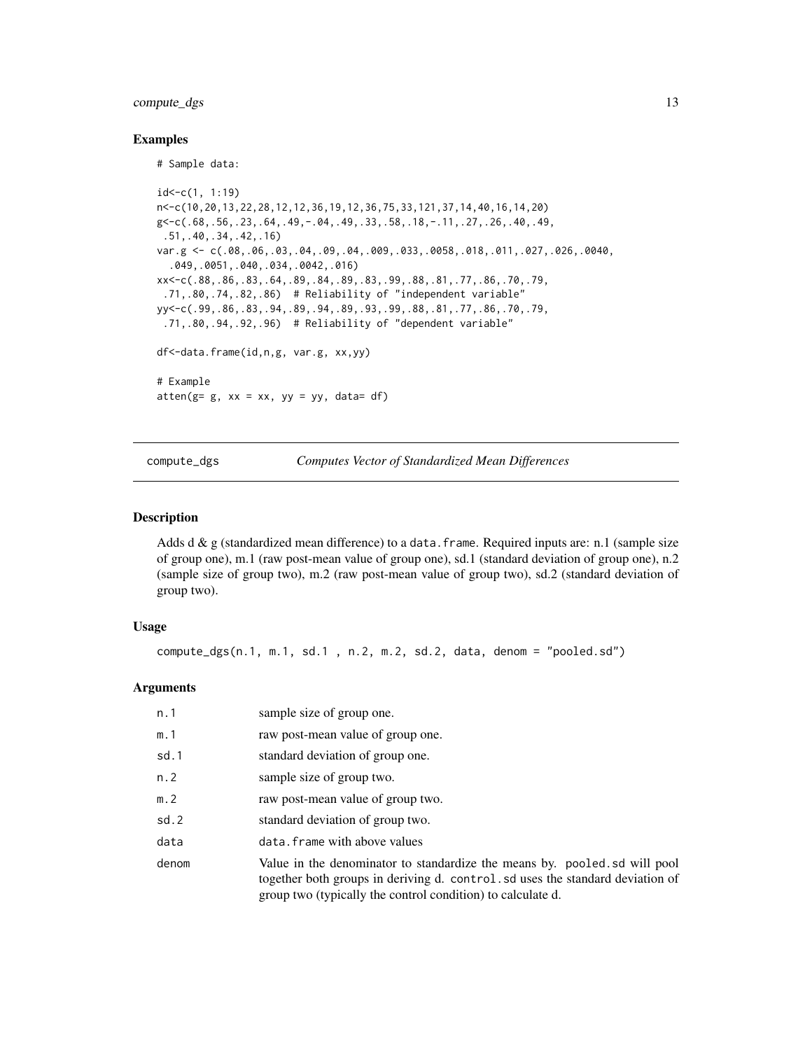## Examples

```
# Sample data:

id<-c(1, 1:19)
n<-c(10,20,13,22,28,12,12,36,19,12,36,75,33,121,37,14,40,16,14,20)
g<-c(.68,.56,.23,.64,.49,-.04,.49,.33,.58,.18,-.11,.27,.26,.40,.49,
 .51,.40,.34,.42,.16)
var.g <- c(.08,.06,.03,.04,.09,.04,.009,.033,.0058,.018,.011,.027,.026,.0040,
  .049,.0051,.040,.034,.0042,.016)
xx<-c(.88,.86,.83,.64,.89,.84,.89,.83,.99,.88,.81,.77,.86,.70,.79,
 .71,.80,.74,.82,.86)  # Reliability of "independent variable"
yy<-c(.99,.86,.83,.94,.89,.94,.89,.93,.99,.88,.81,.77,.86,.70,.79,
 .71,.80,.94,.92,.96)  # Reliability of "dependent variable"

df<-data.frame(id,n,g, var.g, xx,yy)

# Example
atten(g= g, xx = xx, yy = yy, data= df)
```

---

# compute_dgs — *Computes Vector of Standardized Mean Differences*

## Description

Adds d & g (standardized mean difference) to a `data.frame`. Required inputs are: n.1 (sample size of group one), m.1 (raw post-mean value of group one), sd.1 (standard deviation of group one), n.2 (sample size of group two), m.2 (raw post-mean value of group two), sd.2 (standard deviation of group two).

## Usage

```
compute_dgs(n.1, m.1, sd.1 , n.2, m.2, sd.2, data, denom = "pooled.sd")
```

## Arguments

| | |
|---|---|
| `n.1` | sample size of group one. |
| `m.1` | raw post-mean value of group one. |
| `sd.1` | standard deviation of group one. |
| `n.2` | sample size of group two. |
| `m.2` | raw post-mean value of group two. |
| `sd.2` | standard deviation of group two. |
| `data` | `data.frame` with above values |
| `denom` | Value in the denominator to standardize the means by. `pooled.sd` will pool together both groups in deriving d. `control.sd` uses the standard deviation of group two (typically the control condition) to calculate d. |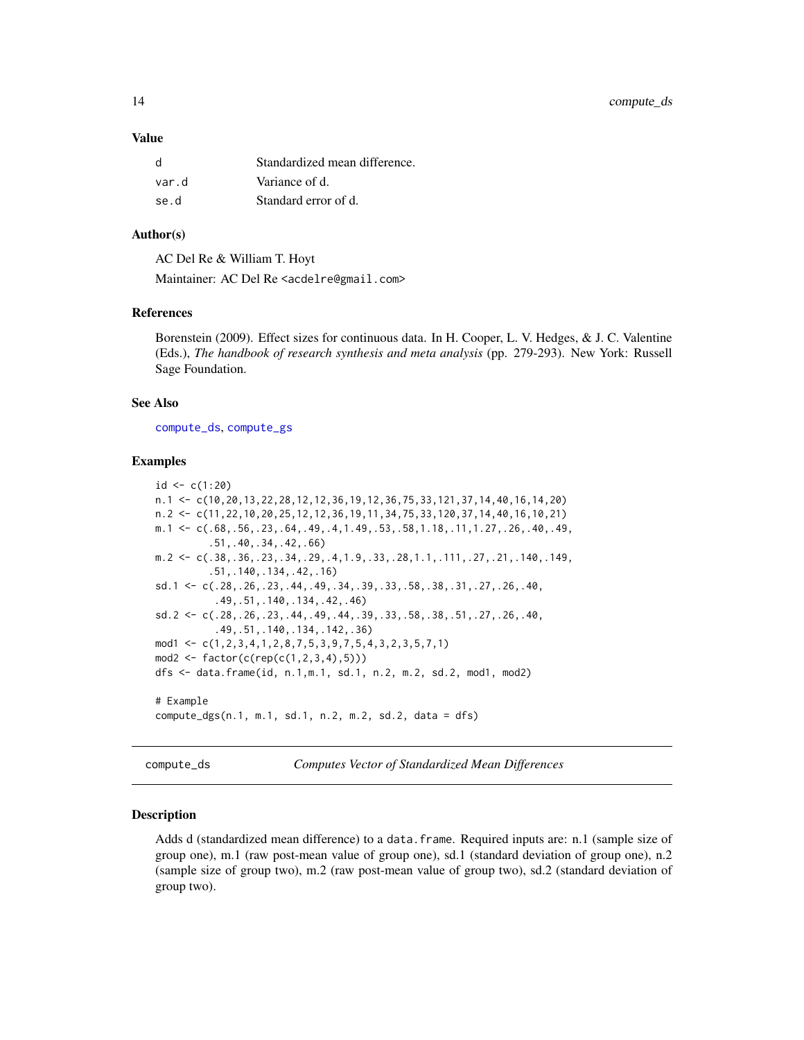### Value

| | |
|---|---|
| d | Standardized mean difference. |
| var.d | Variance of d. |
| se.d | Standard error of d. |

### Author(s)

AC Del Re & William T. Hoyt

Maintainer: AC Del Re <acdelre@gmail.com>

### References

Borenstein (2009). Effect sizes for continuous data. In H. Cooper, L. V. Hedges, & J. C. Valentine (Eds.), *The handbook of research synthesis and meta analysis* (pp. 279-293). New York: Russell Sage Foundation.

### See Also

compute_ds, compute_gs

### Examples

```
id <- c(1:20)
n.1 <- c(10,20,13,22,28,12,12,36,19,12,36,75,33,121,37,14,40,16,14,20)
n.2 <- c(11,22,10,20,25,12,12,36,19,11,34,75,33,120,37,14,40,16,10,21)
m.1 <- c(.68,.56,.23,.64,.49,.4,1.49,.53,.58,1.18,.11,1.27,.26,.40,.49,
        .51,.40,.34,.42,.66)
m.2 <- c(.38,.36,.23,.34,.29,.4,1.9,.33,.28,1.1,.111,.27,.21,.140,.149,
        .51,.140,.134,.42,.16)
sd.1 <- c(.28,.26,.23,.44,.49,.34,.39,.33,.58,.38,.31,.27,.26,.40,
         .49,.51,.140,.134,.42,.46)
sd.2 <- c(.28,.26,.23,.44,.49,.44,.39,.33,.58,.38,.51,.27,.26,.40,
         .49,.51,.140,.134,.142,.36)
mod1 <- c(1,2,3,4,1,2,8,7,5,3,9,7,5,4,3,2,3,5,7,1)
mod2 <- factor(c(rep(c(1,2,3,4),5)))
dfs <- data.frame(id, n.1,m.1, sd.1, n.2, m.2, sd.2, mod1, mod2)

# Example
compute_dgs(n.1, m.1, sd.1, n.2, m.2, sd.2, data = dfs)
```

---

## compute_ds — *Computes Vector of Standardized Mean Differences*

### Description

Adds d (standardized mean difference) to a `data.frame`. Required inputs are: n.1 (sample size of group one), m.1 (raw post-mean value of group one), sd.1 (standard deviation of group one), n.2 (sample size of group two), m.2 (raw post-mean value of group two), sd.2 (standard deviation of group two).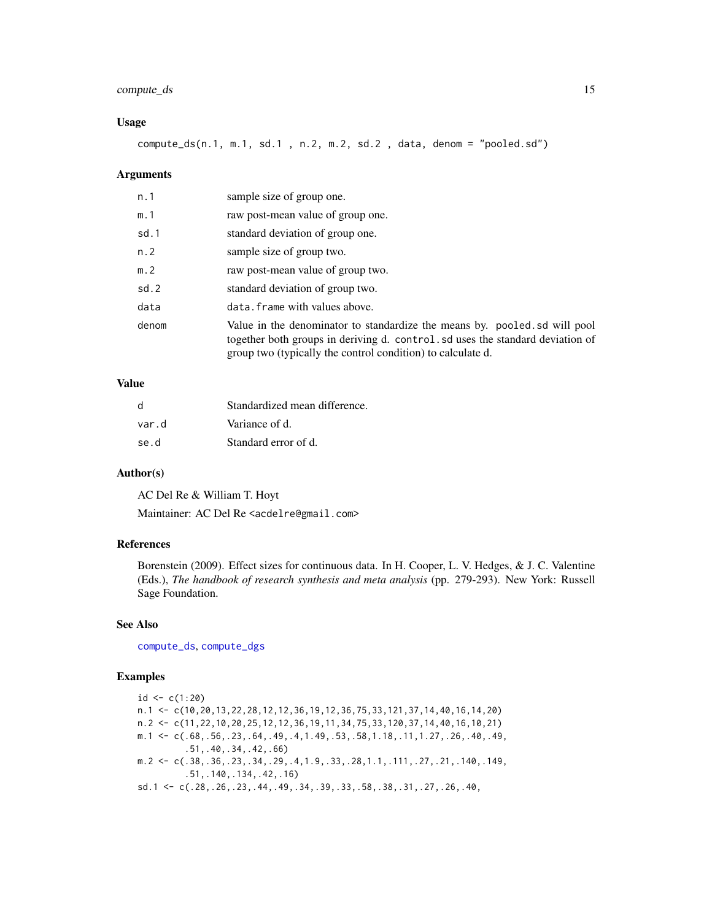## Usage

```
compute_ds(n.1, m.1, sd.1 , n.2, m.2, sd.2 , data, denom = "pooled.sd")
```

## Arguments

| | |
|---|---|
| n.1 | sample size of group one. |
| m.1 | raw post-mean value of group one. |
| sd.1 | standard deviation of group one. |
| n.2 | sample size of group two. |
| m.2 | raw post-mean value of group two. |
| sd.2 | standard deviation of group two. |
| data | data.frame with values above. |
| denom | Value in the denominator to standardize the means by. pooled.sd will pool together both groups in deriving d. control.sd uses the standard deviation of group two (typically the control condition) to calculate d. |

## Value

| | |
|---|---|
| d | Standardized mean difference. |
| var.d | Variance of d. |
| se.d | Standard error of d. |

## Author(s)

AC Del Re & William T. Hoyt

Maintainer: AC Del Re <acdelre@gmail.com>

## References

Borenstein (2009). Effect sizes for continuous data. In H. Cooper, L. V. Hedges, & J. C. Valentine (Eds.), *The handbook of research synthesis and meta analysis* (pp. 279-293). New York: Russell Sage Foundation.

## See Also

compute_ds, compute_dgs

## Examples

```
id <- c(1:20)
n.1 <- c(10,20,13,22,28,12,12,36,19,12,36,75,33,121,37,14,40,16,14,20)
n.2 <- c(11,22,10,20,25,12,12,36,19,11,34,75,33,120,37,14,40,16,10,21)
m.1 <- c(.68,.56,.23,.64,.49,.4,1.49,.53,.58,1.18,.11,1.27,.26,.40,.49,
         .51,.40,.34,.42,.66)
m.2 <- c(.38,.36,.23,.34,.29,.4,1.9,.33,.28,1.1,.111,.27,.21,.140,.149,
         .51,.140,.134,.42,.16)
sd.1 <- c(.28,.26,.23,.44,.49,.34,.39,.33,.58,.38,.31,.27,.26,.40,
```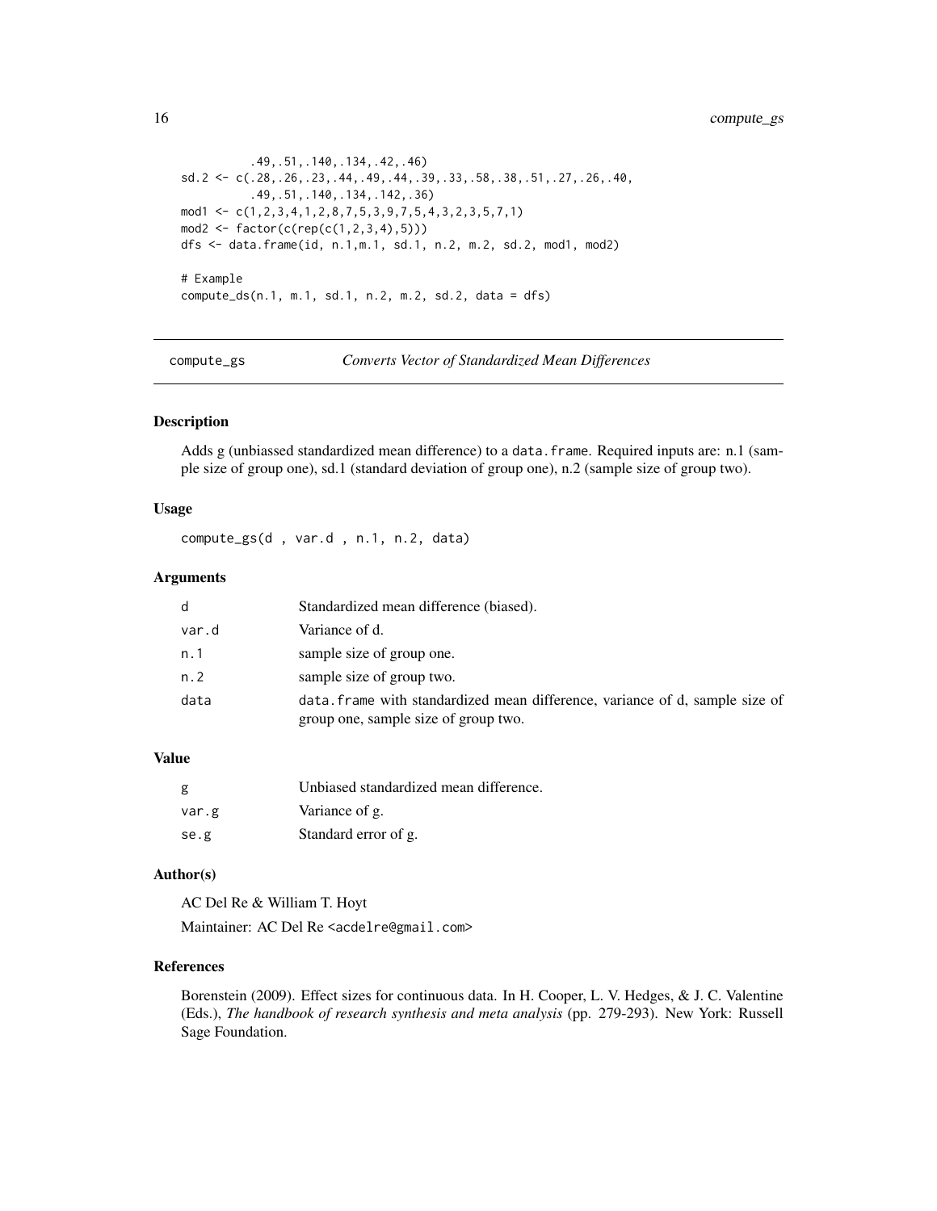```
          .49,.51,.140,.134,.42,.46)
sd.2 <- c(.28,.26,.23,.44,.49,.44,.39,.33,.58,.38,.51,.27,.26,.40,
          .49,.51,.140,.134,.142,.36)
mod1 <- c(1,2,3,4,1,2,8,7,5,3,9,7,5,4,3,2,3,5,7,1)
mod2 <- factor(c(rep(c(1,2,3,4),5)))
dfs <- data.frame(id, n.1,m.1, sd.1, n.2, m.2, sd.2, mod1, mod2)

# Example
compute_ds(n.1, m.1, sd.1, n.2, m.2, sd.2, data = dfs)
```

## compute_gs — *Converts Vector of Standardized Mean Differences*

### Description

Adds g (unbiassed standardized mean difference) to a `data.frame`. Required inputs are: n.1 (sample size of group one), sd.1 (standard deviation of group one), n.2 (sample size of group two).

### Usage

```
compute_gs(d , var.d , n.1, n.2, data)
```

### Arguments

| | |
|---|---|
| `d` | Standardized mean difference (biased). |
| `var.d` | Variance of d. |
| `n.1` | sample size of group one. |
| `n.2` | sample size of group two. |
| `data` | `data.frame` with standardized mean difference, variance of d, sample size of group one, sample size of group two. |

### Value

| | |
|---|---|
| `g` | Unbiased standardized mean difference. |
| `var.g` | Variance of g. |
| `se.g` | Standard error of g. |

### Author(s)

AC Del Re & William T. Hoyt

Maintainer: AC Del Re <acdelre@gmail.com>

### References

Borenstein (2009). Effect sizes for continuous data. In H. Cooper, L. V. Hedges, & J. C. Valentine (Eds.), *The handbook of research synthesis and meta analysis* (pp. 279-293). New York: Russell Sage Foundation.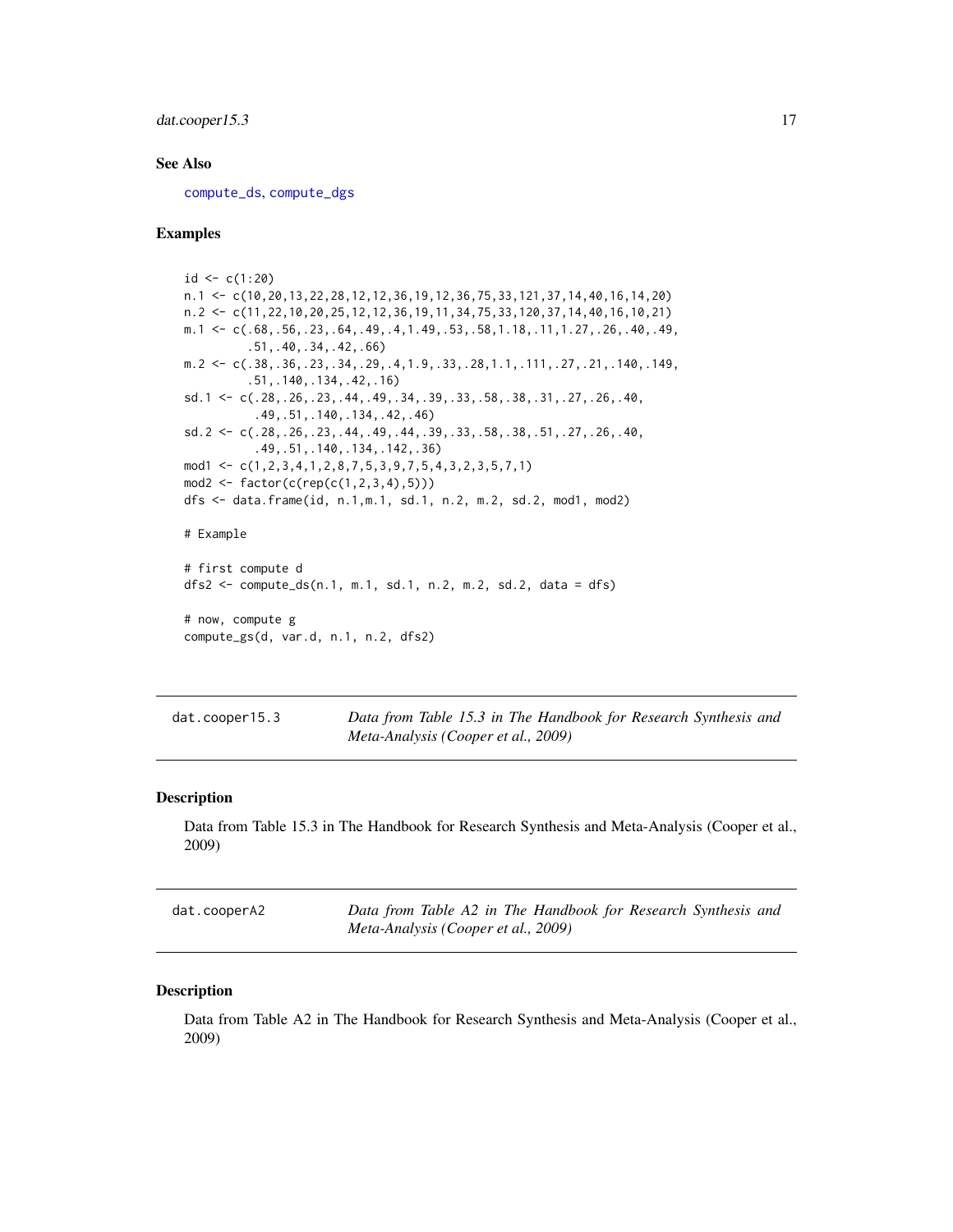### See Also

compute_ds, compute_dgs

### Examples

```
id <- c(1:20)
n.1 <- c(10,20,13,22,28,12,12,36,19,12,36,75,33,121,37,14,40,16,14,20)
n.2 <- c(11,22,10,20,25,12,12,36,19,11,34,75,33,120,37,14,40,16,10,21)
m.1 <- c(.68,.56,.23,.64,.49,.4,1.49,.53,.58,1.18,.11,1.27,.26,.40,.49,
         .51,.40,.34,.42,.66)
m.2 <- c(.38,.36,.23,.34,.29,.4,1.9,.33,.28,1.1,.111,.27,.21,.140,.149,
         .51,.140,.134,.42,.16)
sd.1 <- c(.28,.26,.23,.44,.49,.34,.39,.33,.58,.38,.31,.27,.26,.40,
          .49,.51,.140,.134,.42,.46)
sd.2 <- c(.28,.26,.23,.44,.49,.44,.39,.33,.58,.38,.51,.27,.26,.40,
          .49,.51,.140,.134,.142,.36)
mod1 <- c(1,2,3,4,1,2,8,7,5,3,9,7,5,4,3,2,3,5,7,1)
mod2 <- factor(c(rep(c(1,2,3,4),5)))
dfs <- data.frame(id, n.1,m.1, sd.1, n.2, m.2, sd.2, mod1, mod2)

# Example

# first compute d
dfs2 <- compute_ds(n.1, m.1, sd.1, n.2, m.2, sd.2, data = dfs)

# now, compute g
compute_gs(d, var.d, n.1, n.2, dfs2)
```

---

## dat.cooper15.3 — *Data from Table 15.3 in The Handbook for Research Synthesis and Meta-Analysis (Cooper et al., 2009)*

### Description

Data from Table 15.3 in The Handbook for Research Synthesis and Meta-Analysis (Cooper et al., 2009)

---

## dat.cooperA2 — *Data from Table A2 in The Handbook for Research Synthesis and Meta-Analysis (Cooper et al., 2009)*

### Description

Data from Table A2 in The Handbook for Research Synthesis and Meta-Analysis (Cooper et al., 2009)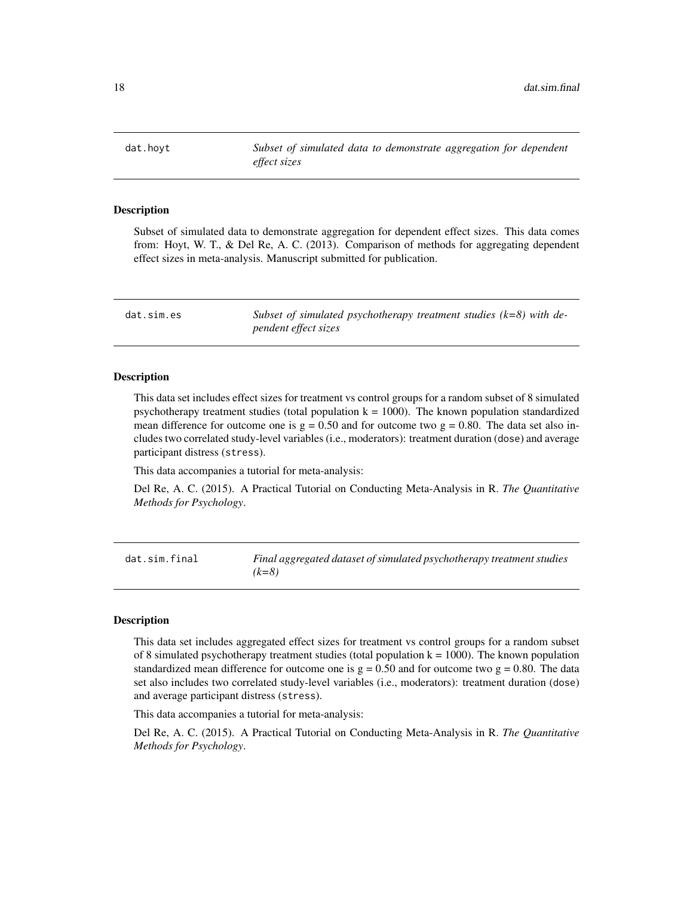## dat.hoyt

*Subset of simulated data to demonstrate aggregation for dependent effect sizes*

### Description

Subset of simulated data to demonstrate aggregation for dependent effect sizes. This data comes from: Hoyt, W. T., & Del Re, A. C. (2013). Comparison of methods for aggregating dependent effect sizes in meta-analysis. Manuscript submitted for publication.

## dat.sim.es

*Subset of simulated psychotherapy treatment studies (k=8) with dependent effect sizes*

### Description

This data set includes effect sizes for treatment vs control groups for a random subset of 8 simulated psychotherapy treatment studies (total population $k = 1000$). The known population standardized mean difference for outcome one is $g = 0.50$ and for outcome two $g = 0.80$. The data set also includes two correlated study-level variables (i.e., moderators): treatment duration (`dose`) and average participant distress (`stress`).

This data accompanies a tutorial for meta-analysis:

Del Re, A. C. (2015). A Practical Tutorial on Conducting Meta-Analysis in R. *The Quantitative Methods for Psychology*.

## dat.sim.final

*Final aggregated dataset of simulated psychotherapy treatment studies (k=8)*

### Description

This data set includes aggregated effect sizes for treatment vs control groups for a random subset of 8 simulated psychotherapy treatment studies (total population $k = 1000$). The known population standardized mean difference for outcome one is $g = 0.50$ and for outcome two $g = 0.80$. The data set also includes two correlated study-level variables (i.e., moderators): treatment duration (`dose`) and average participant distress (`stress`).

This data accompanies a tutorial for meta-analysis:

Del Re, A. C. (2015). A Practical Tutorial on Conducting Meta-Analysis in R. *The Quantitative Methods for Psychology*.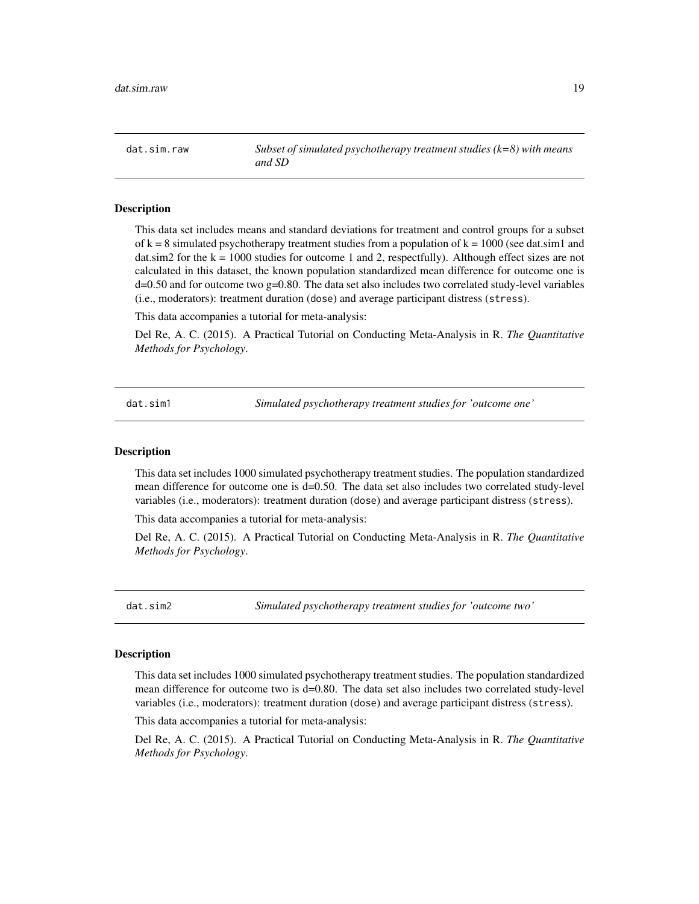## dat.sim.raw — *Subset of simulated psychotherapy treatment studies (k=8) with means and SD*

### Description

This data set includes means and standard deviations for treatment and control groups for a subset of k = 8 simulated psychotherapy treatment studies from a population of k = 1000 (see dat.sim1 and dat.sim2 for the k = 1000 studies for outcome 1 and 2, respectfully). Although effect sizes are not calculated in this dataset, the known population standardized mean difference for outcome one is d=0.50 and for outcome two g=0.80. The data set also includes two correlated study-level variables (i.e., moderators): treatment duration (`dose`) and average participant distress (`stress`).

This data accompanies a tutorial for meta-analysis:

Del Re, A. C. (2015). A Practical Tutorial on Conducting Meta-Analysis in R. *The Quantitative Methods for Psychology*.

## dat.sim1 — *Simulated psychotherapy treatment studies for 'outcome one'*

### Description

This data set includes 1000 simulated psychotherapy treatment studies. The population standardized mean difference for outcome one is d=0.50. The data set also includes two correlated study-level variables (i.e., moderators): treatment duration (`dose`) and average participant distress (`stress`).

This data accompanies a tutorial for meta-analysis:

Del Re, A. C. (2015). A Practical Tutorial on Conducting Meta-Analysis in R. *The Quantitative Methods for Psychology*.

## dat.sim2 — *Simulated psychotherapy treatment studies for 'outcome two'*

### Description

This data set includes 1000 simulated psychotherapy treatment studies. The population standardized mean difference for outcome two is d=0.80. The data set also includes two correlated study-level variables (i.e., moderators): treatment duration (`dose`) and average participant distress (`stress`).

This data accompanies a tutorial for meta-analysis:

Del Re, A. C. (2015). A Practical Tutorial on Conducting Meta-Analysis in R. *The Quantitative Methods for Psychology*.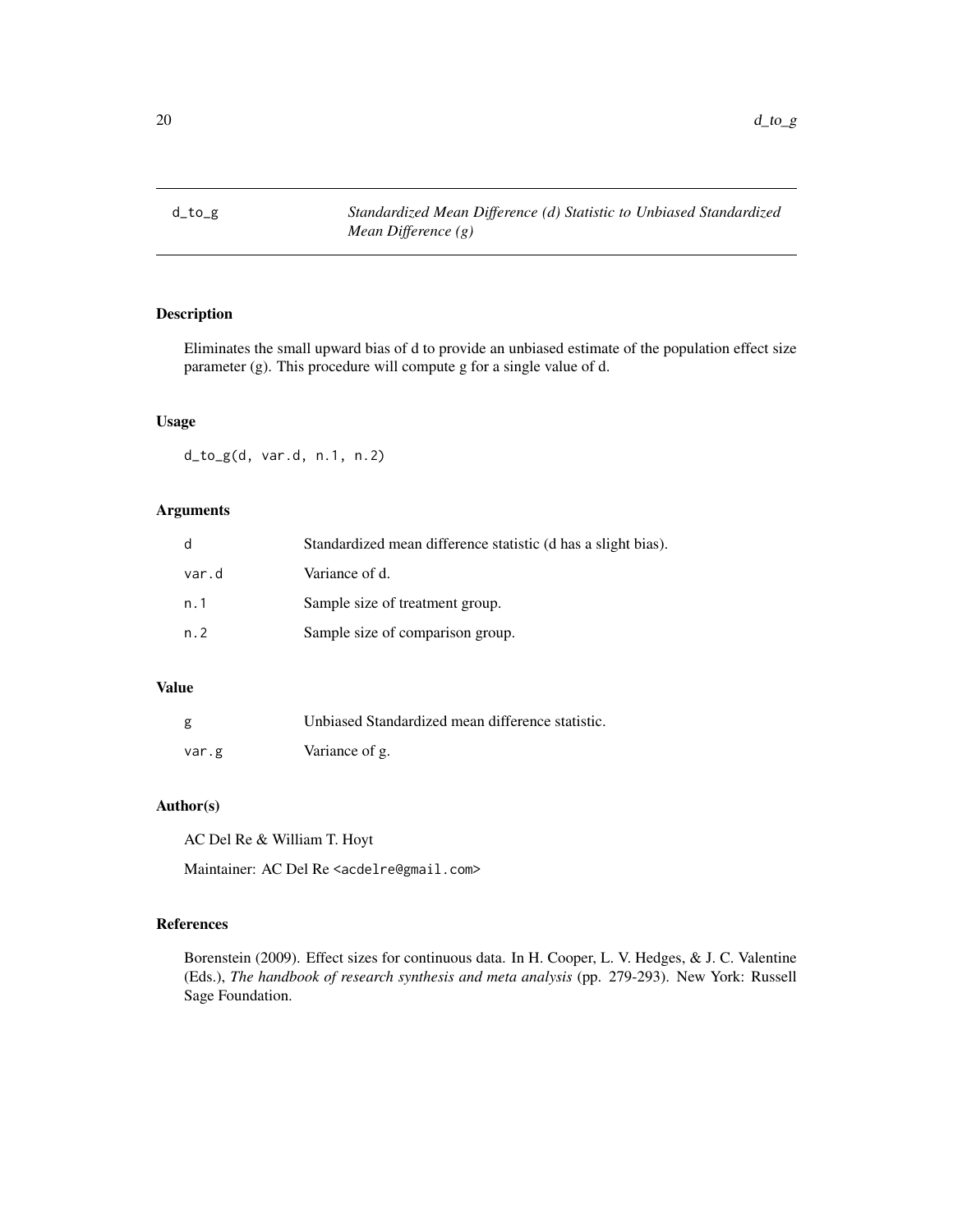# d_to_g — *Standardized Mean Difference (d) Statistic to Unbiased Standardized Mean Difference (g)*

## Description

Eliminates the small upward bias of d to provide an unbiased estimate of the population effect size parameter (g). This procedure will compute g for a single value of d.

## Usage

```
d_to_g(d, var.d, n.1, n.2)
```

## Arguments

| | |
|---|---|
| d | Standardized mean difference statistic (d has a slight bias). |
| var.d | Variance of d. |
| n.1 | Sample size of treatment group. |
| n.2 | Sample size of comparison group. |

## Value

| | |
|---|---|
| g | Unbiased Standardized mean difference statistic. |
| var.g | Variance of g. |

## Author(s)

AC Del Re & William T. Hoyt

Maintainer: AC Del Re <acdelre@gmail.com>

## References

Borenstein (2009). Effect sizes for continuous data. In H. Cooper, L. V. Hedges, & J. C. Valentine (Eds.), *The handbook of research synthesis and meta analysis* (pp. 279-293). New York: Russell Sage Foundation.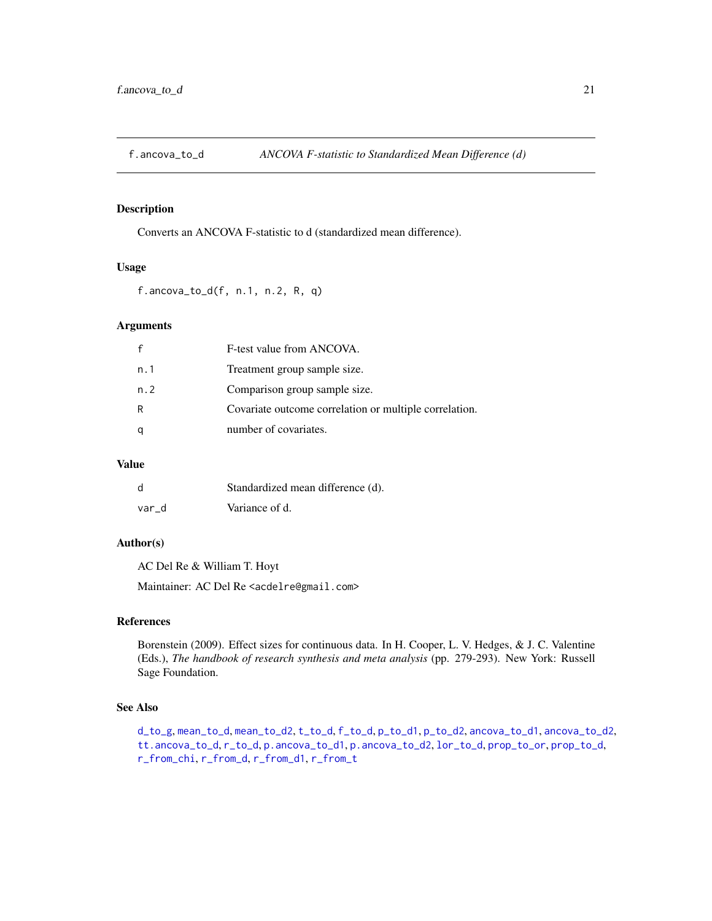## f.ancova_to_d — *ANCOVA F-statistic to Standardized Mean Difference (d)*

### Description

Converts an ANCOVA F-statistic to d (standardized mean difference).

### Usage

```
f.ancova_to_d(f, n.1, n.2, R, q)
```

### Arguments

| | |
|---|---|
| f | F-test value from ANCOVA. |
| n.1 | Treatment group sample size. |
| n.2 | Comparison group sample size. |
| R | Covariate outcome correlation or multiple correlation. |
| q | number of covariates. |

### Value

| | |
|---|---|
| d | Standardized mean difference (d). |
| var_d | Variance of d. |

### Author(s)

AC Del Re & William T. Hoyt

Maintainer: AC Del Re <acdelre@gmail.com>

### References

Borenstein (2009). Effect sizes for continuous data. In H. Cooper, L. V. Hedges, & J. C. Valentine (Eds.), *The handbook of research synthesis and meta analysis* (pp. 279-293). New York: Russell Sage Foundation.

### See Also

d_to_g, mean_to_d, mean_to_d2, t_to_d, f_to_d, p_to_d1, p_to_d2, ancova_to_d1, ancova_to_d2, tt.ancova_to_d, r_to_d, p.ancova_to_d1, p.ancova_to_d2, lor_to_d, prop_to_or, prop_to_d, r_from_chi, r_from_d, r_from_d1, r_from_t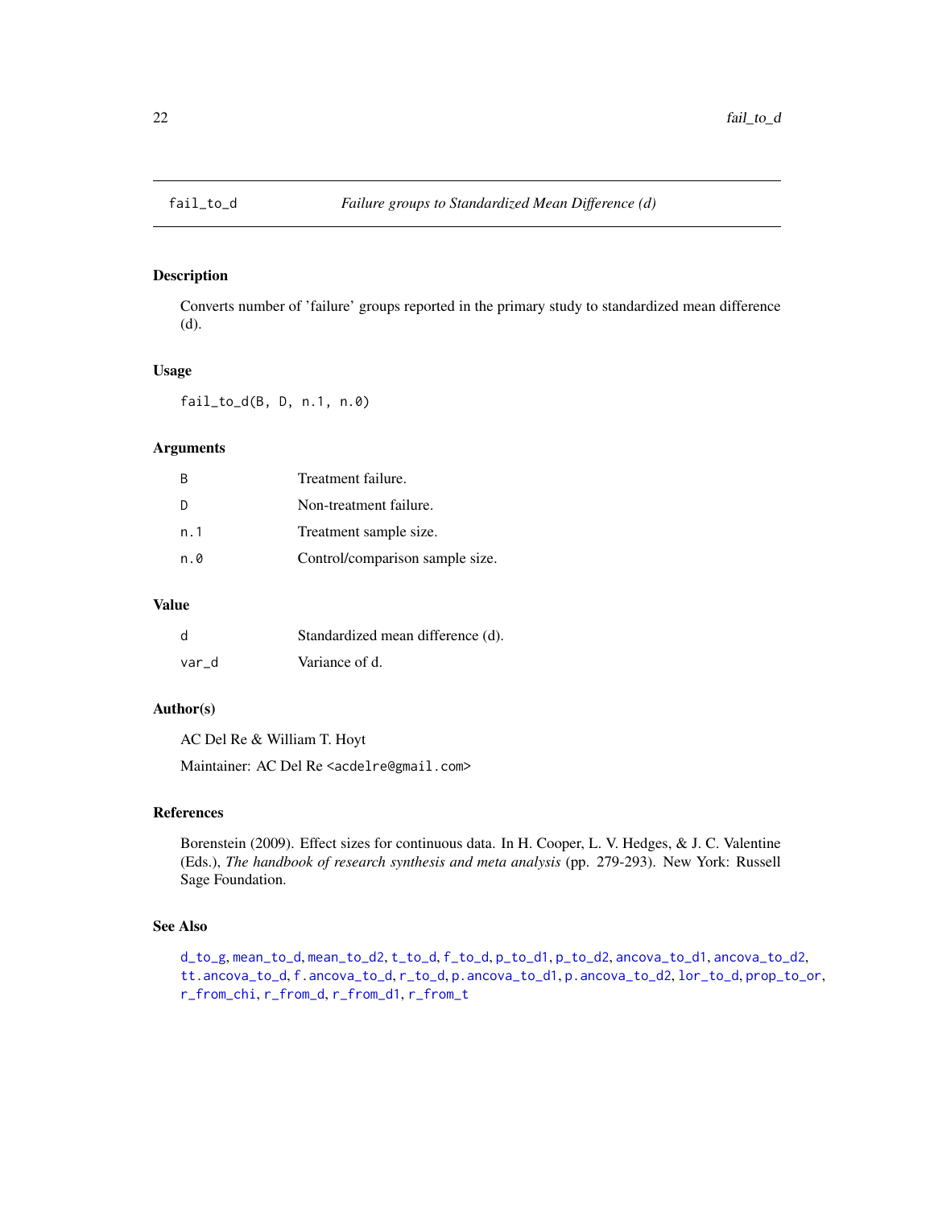# fail_to_d — *Failure groups to Standardized Mean Difference (d)*

## Description

Converts number of 'failure' groups reported in the primary study to standardized mean difference (d).

## Usage

```
fail_to_d(B, D, n.1, n.0)
```

## Arguments

| | |
|---|---|
| B | Treatment failure. |
| D | Non-treatment failure. |
| n.1 | Treatment sample size. |
| n.0 | Control/comparison sample size. |

## Value

| | |
|---|---|
| d | Standardized mean difference (d). |
| var_d | Variance of d. |

## Author(s)

AC Del Re & William T. Hoyt

Maintainer: AC Del Re <acdelre@gmail.com>

## References

Borenstein (2009). Effect sizes for continuous data. In H. Cooper, L. V. Hedges, & J. C. Valentine (Eds.), *The handbook of research synthesis and meta analysis* (pp. 279-293). New York: Russell Sage Foundation.

## See Also

d_to_g, mean_to_d, mean_to_d2, t_to_d, f_to_d, p_to_d1, p_to_d2, ancova_to_d1, ancova_to_d2, tt.ancova_to_d, f.ancova_to_d, r_to_d, p.ancova_to_d1, p.ancova_to_d2, lor_to_d, prop_to_or, r_from_chi, r_from_d, r_from_d1, r_from_t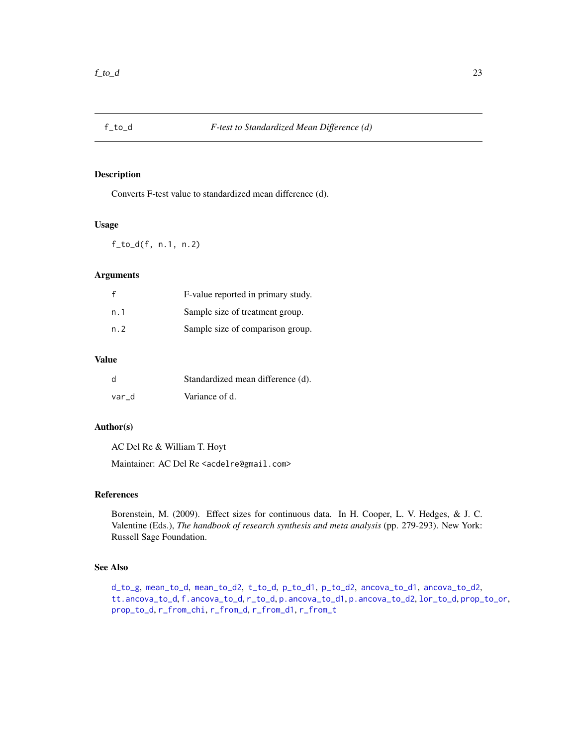## f_to_d *F-test to Standardized Mean Difference (d)*

### Description

Converts F-test value to standardized mean difference (d).

### Usage

```
f_to_d(f, n.1, n.2)
```

### Arguments

| | |
|---|---|
| f | F-value reported in primary study. |
| n.1 | Sample size of treatment group. |
| n.2 | Sample size of comparison group. |

### Value

| | |
|---|---|
| d | Standardized mean difference (d). |
| var_d | Variance of d. |

### Author(s)

AC Del Re & William T. Hoyt

Maintainer: AC Del Re <acdelre@gmail.com>

### References

Borenstein, M. (2009). Effect sizes for continuous data. In H. Cooper, L. V. Hedges, & J. C. Valentine (Eds.), *The handbook of research synthesis and meta analysis* (pp. 279-293). New York: Russell Sage Foundation.

### See Also

d_to_g, mean_to_d, mean_to_d2, t_to_d, p_to_d1, p_to_d2, ancova_to_d1, ancova_to_d2, tt.ancova_to_d, f.ancova_to_d, r_to_d, p.ancova_to_d1, p.ancova_to_d2, lor_to_d, prop_to_or, prop_to_d, r_from_chi, r_from_d, r_from_d1, r_from_t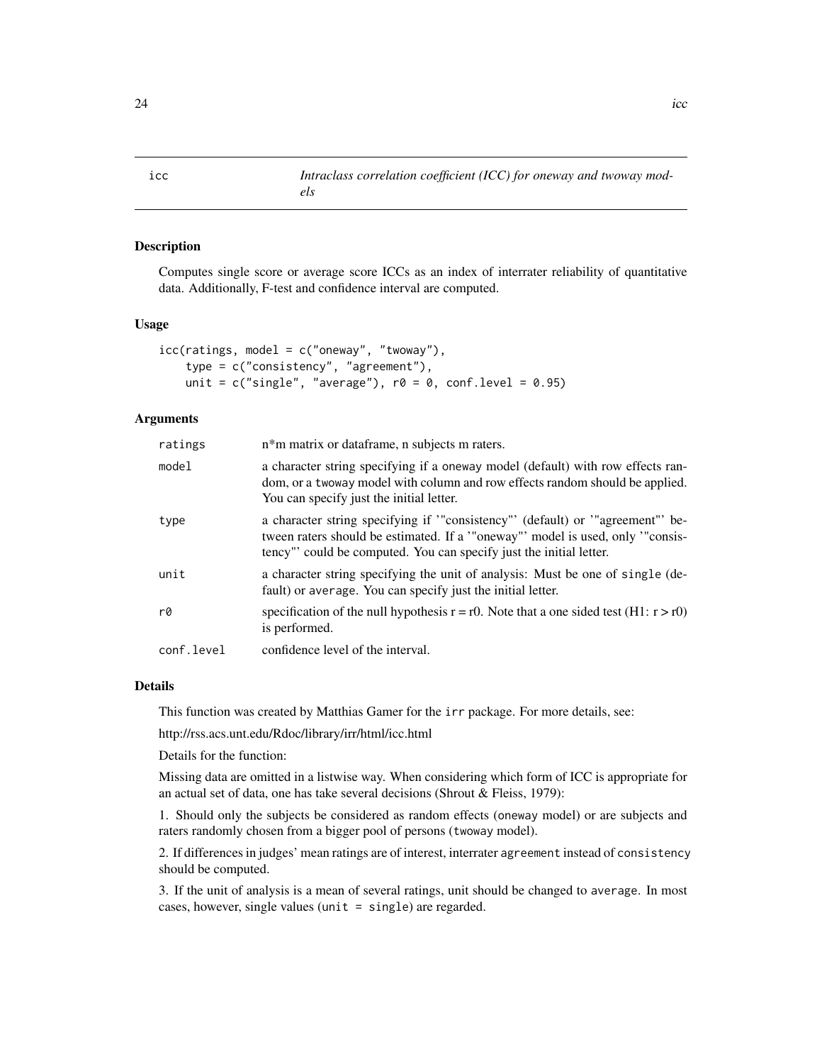# icc — *Intraclass correlation coefficient (ICC) for oneway and twoway models*

## Description

Computes single score or average score ICCs as an index of interrater reliability of quantitative data. Additionally, F-test and confidence interval are computed.

## Usage

```
icc(ratings, model = c("oneway", "twoway"),
    type = c("consistency", "agreement"),
    unit = c("single", "average"), r0 = 0, conf.level = 0.95)
```

## Arguments

| | |
|---|---|
| `ratings` | n*m matrix or dataframe, n subjects m raters. |
| `model` | a character string specifying if a `oneway` model (default) with row effects random, or a `twoway` model with column and row effects random should be applied. You can specify just the initial letter. |
| `type` | a character string specifying if '"consistency"' (default) or '"agreement"' between raters should be estimated. If a '"oneway"' model is used, only '"consistency"' could be computed. You can specify just the initial letter. |
| `unit` | a character string specifying the unit of analysis: Must be one of `single` (default) or `average`. You can specify just the initial letter. |
| `r0` | specification of the null hypothesis r = r0. Note that a one sided test (H1: r > r0) is performed. |
| `conf.level` | confidence level of the interval. |

## Details

This function was created by Matthias Gamer for the `irr` package. For more details, see:

http://rss.acs.unt.edu/Rdoc/library/irr/html/icc.html

Details for the function:

Missing data are omitted in a listwise way. When considering which form of ICC is appropriate for an actual set of data, one has take several decisions (Shrout & Fleiss, 1979):

1. Should only the subjects be considered as random effects (`oneway` model) or are subjects and raters randomly chosen from a bigger pool of persons (`twoway` model).

2. If differences in judges' mean ratings are of interest, interrater `agreement` instead of `consistency` should be computed.

3. If the unit of analysis is a mean of several ratings, unit should be changed to `average`. In most cases, however, single values (`unit = single`) are regarded.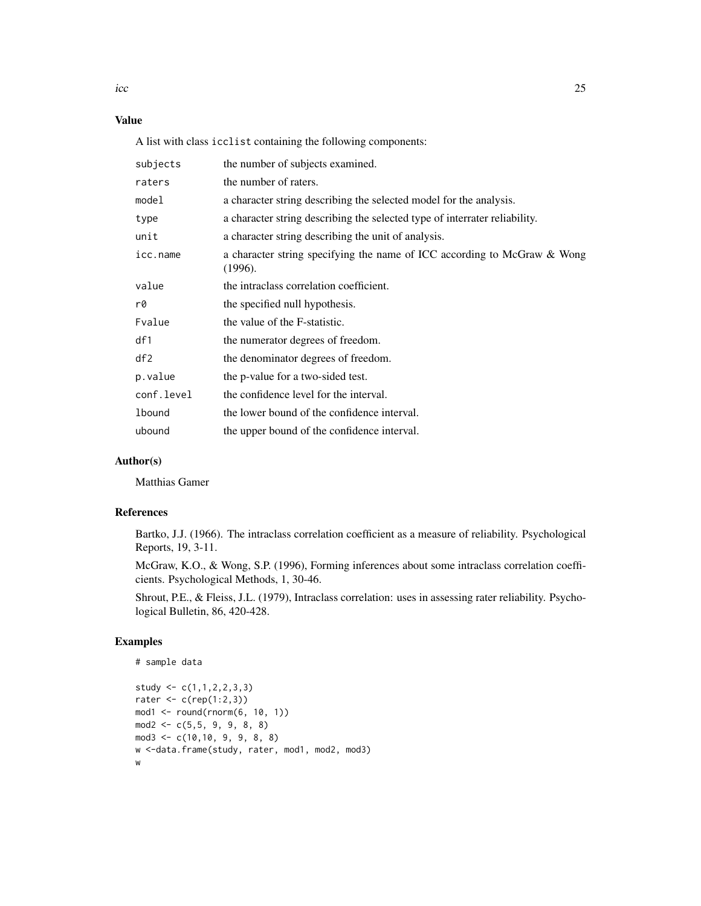## Value

A list with class `icclist` containing the following components:

| | |
|---|---|
| subjects | the number of subjects examined. |
| raters | the number of raters. |
| model | a character string describing the selected model for the analysis. |
| type | a character string describing the selected type of interrater reliability. |
| unit | a character string describing the unit of analysis. |
| icc.name | a character string specifying the name of ICC according to McGraw & Wong (1996). |
| value | the intraclass correlation coefficient. |
| r0 | the specified null hypothesis. |
| Fvalue | the value of the F-statistic. |
| df1 | the numerator degrees of freedom. |
| df2 | the denominator degrees of freedom. |
| p.value | the p-value for a two-sided test. |
| conf.level | the confidence level for the interval. |
| lbound | the lower bound of the confidence interval. |
| ubound | the upper bound of the confidence interval. |

## Author(s)

Matthias Gamer

## References

Bartko, J.J. (1966). The intraclass correlation coefficient as a measure of reliability. Psychological Reports, 19, 3-11.

McGraw, K.O., & Wong, S.P. (1996), Forming inferences about some intraclass correlation coefficients. Psychological Methods, 1, 30-46.

Shrout, P.E., & Fleiss, J.L. (1979), Intraclass correlation: uses in assessing rater reliability. Psychological Bulletin, 86, 420-428.

## Examples

```
# sample data

study <- c(1,1,2,2,3,3)
rater <- c(rep(1:2,3))
mod1 <- round(rnorm(6, 10, 1))
mod2 <- c(5,5, 9, 9, 8, 8)
mod3 <- c(10,10, 9, 9, 8, 8)
w <-data.frame(study, rater, mod1, mod2, mod3)
w
```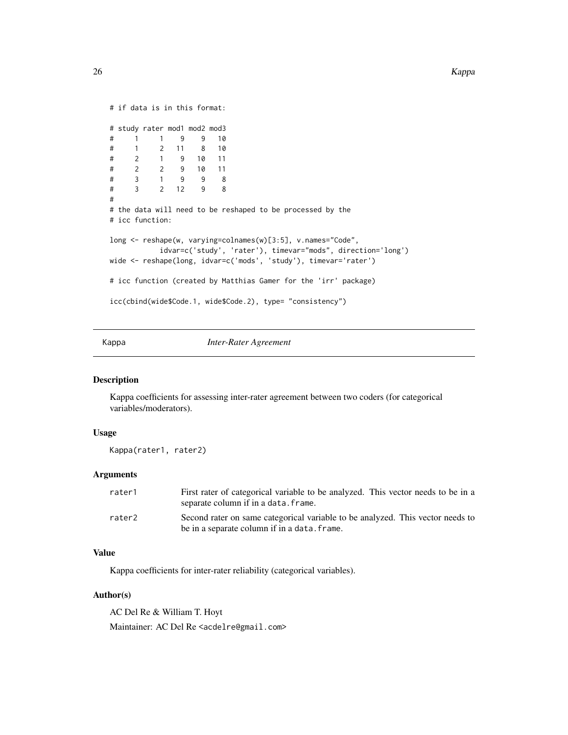```
# if data is in this format:

# study rater mod1 mod2 mod3
#     1     1    9    9   10
#     1     2   11    8   10
#     2     1    9   10   11
#     2     2    9   10   11
#     3     1    9    9    8
#     3     2   12    9    8
#
# the data will need to be reshaped to be processed by the
# icc function:

long <- reshape(w, varying=colnames(w)[3:5], v.names="Code",
           idvar=c('study', 'rater'), timevar="mods", direction='long')
wide <- reshape(long, idvar=c('mods', 'study'), timevar='rater')

# icc function (created by Matthias Gamer for the 'irr' package)

icc(cbind(wide$Code.1, wide$Code.2), type= "consistency")
```

## Kappa — *Inter-Rater Agreement*

### Description

Kappa coefficients for assessing inter-rater agreement between two coders (for categorical variables/moderators).

### Usage

```
Kappa(rater1, rater2)
```

### Arguments

| | |
|---|---|
| rater1 | First rater of categorical variable to be analyzed. This vector needs to be in a separate column if in a data.frame. |
| rater2 | Second rater on same categorical variable to be analyzed. This vector needs to be in a separate column if in a data.frame. |

### Value

Kappa coefficients for inter-rater reliability (categorical variables).

### Author(s)

AC Del Re & William T. Hoyt

Maintainer: AC Del Re <acdelre@gmail.com>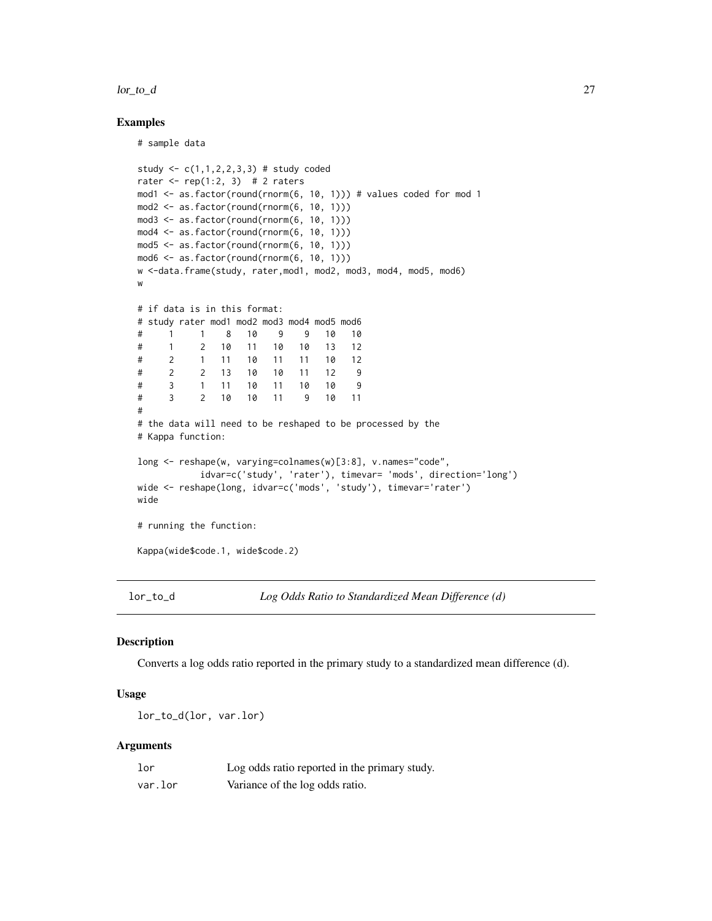### Examples

```
# sample data

study <- c(1,1,2,2,3,3) # study coded
rater <- rep(1:2, 3)  # 2 raters
mod1 <- as.factor(round(rnorm(6, 10, 1))) # values coded for mod 1
mod2 <- as.factor(round(rnorm(6, 10, 1)))
mod3 <- as.factor(round(rnorm(6, 10, 1)))
mod4 <- as.factor(round(rnorm(6, 10, 1)))
mod5 <- as.factor(round(rnorm(6, 10, 1)))
mod6 <- as.factor(round(rnorm(6, 10, 1)))
w <-data.frame(study, rater,mod1, mod2, mod3, mod4, mod5, mod6)
w

# if data is in this format:
# study rater mod1 mod2 mod3 mod4 mod5 mod6
#     1     1    8   10    9    9   10   10
#     1     2   10   11   10   10   13   12
#     2     1   11   10   11   11   10   12
#     2     2   13   10   10   11   12    9
#     3     1   11   10   11   10   10    9
#     3     2   10   10   11    9   10   11
#
# the data will need to be reshaped to be processed by the
# Kappa function:

long <- reshape(w, varying=colnames(w)[3:8], v.names="code",
            idvar=c('study', 'rater'), timevar= 'mods', direction='long')
wide <- reshape(long, idvar=c('mods', 'study'), timevar='rater')
wide

# running the function:

Kappa(wide$code.1, wide$code.2)
```

## lor_to_d — *Log Odds Ratio to Standardized Mean Difference (d)*

### Description

Converts a log odds ratio reported in the primary study to a standardized mean difference (d).

### Usage

```
lor_to_d(lor, var.lor)
```

### Arguments

| | |
|---|---|
| lor | Log odds ratio reported in the primary study. |
| var.lor | Variance of the log odds ratio. |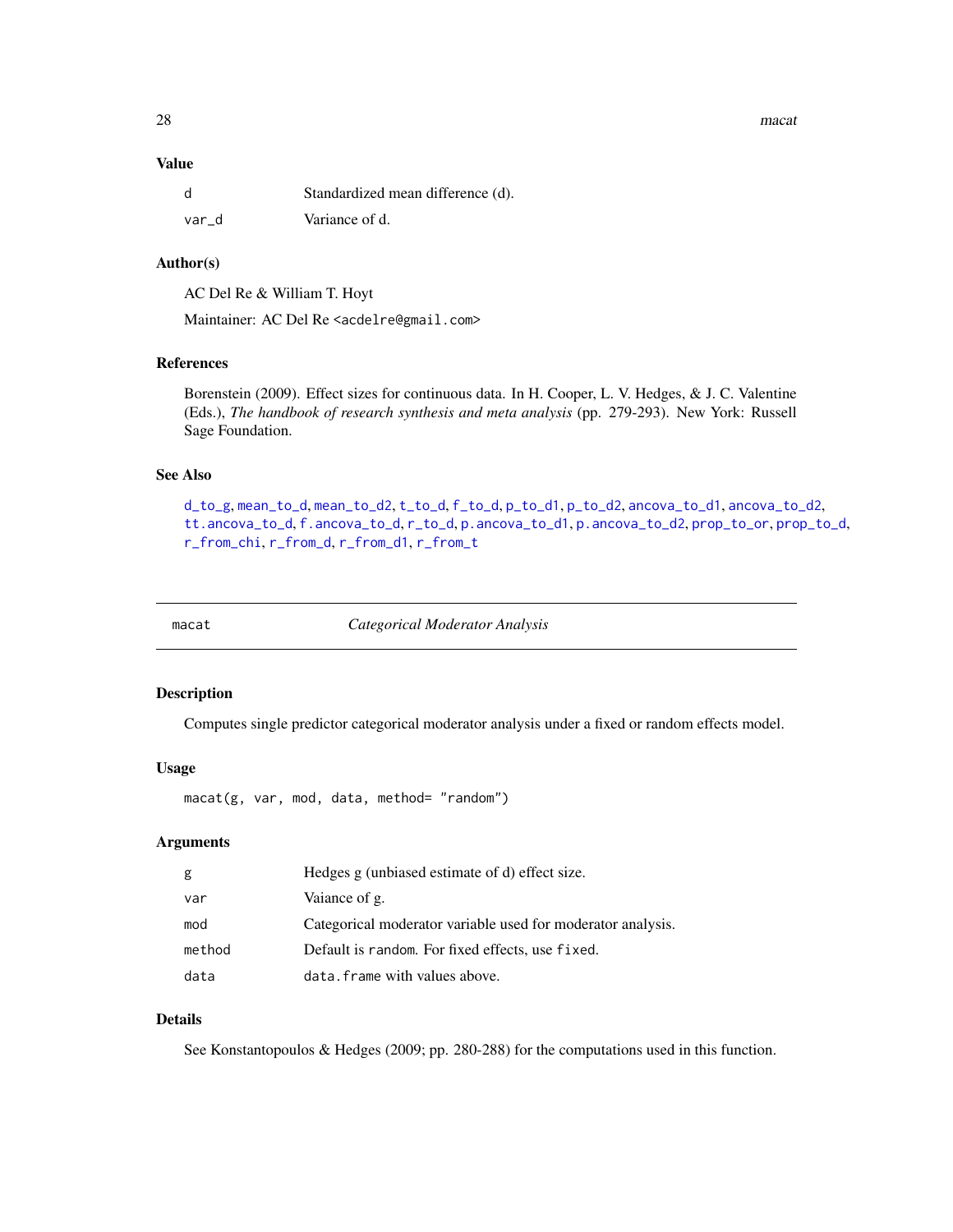### Value

| | |
|---|---|
| d | Standardized mean difference (d). |
| var_d | Variance of d. |

### Author(s)

AC Del Re & William T. Hoyt

Maintainer: AC Del Re <acdelre@gmail.com>

### References

Borenstein (2009). Effect sizes for continuous data. In H. Cooper, L. V. Hedges, & J. C. Valentine (Eds.), *The handbook of research synthesis and meta analysis* (pp. 279-293). New York: Russell Sage Foundation.

### See Also

d_to_g, mean_to_d, mean_to_d2, t_to_d, f_to_d, p_to_d1, p_to_d2, ancova_to_d1, ancova_to_d2, tt.ancova_to_d, f.ancova_to_d, r_to_d, p.ancova_to_d1, p.ancova_to_d2, prop_to_or, prop_to_d, r_from_chi, r_from_d, r_from_d1, r_from_t

---

## macat — *Categorical Moderator Analysis*

### Description

Computes single predictor categorical moderator analysis under a fixed or random effects model.

### Usage

```
macat(g, var, mod, data, method= "random")
```

### Arguments

| | |
|---|---|
| g | Hedges g (unbiased estimate of d) effect size. |
| var | Vaiance of g. |
| mod | Categorical moderator variable used for moderator analysis. |
| method | Default is random. For fixed effects, use fixed. |
| data | data.frame with values above. |

### Details

See Konstantopoulos & Hedges (2009; pp. 280-288) for the computations used in this function.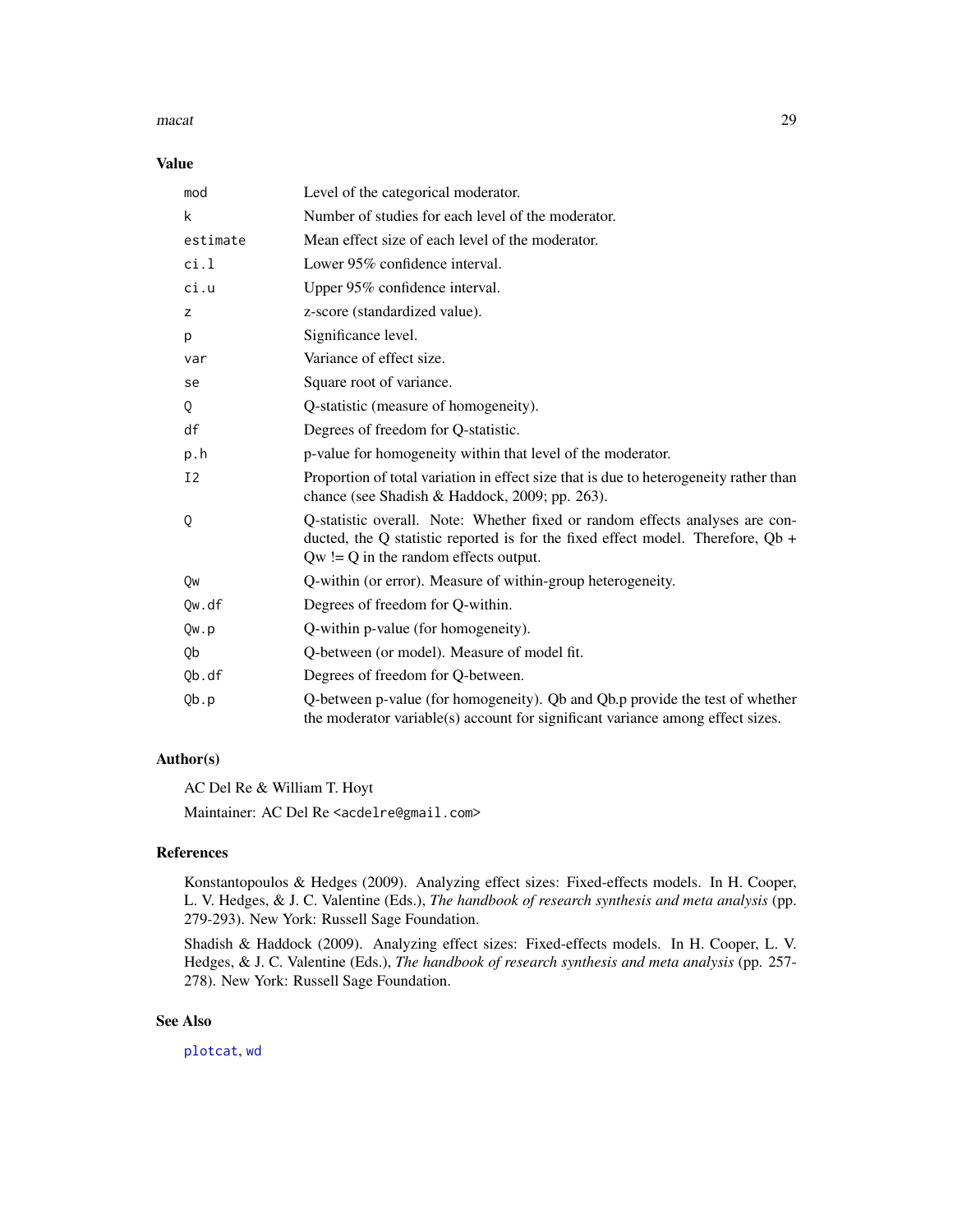## Value

| | |
|---|---|
| `mod` | Level of the categorical moderator. |
| `k` | Number of studies for each level of the moderator. |
| `estimate` | Mean effect size of each level of the moderator. |
| `ci.l` | Lower 95% confidence interval. |
| `ci.u` | Upper 95% confidence interval. |
| `z` | z-score (standardized value). |
| `p` | Significance level. |
| `var` | Variance of effect size. |
| `se` | Square root of variance. |
| `Q` | Q-statistic (measure of homogeneity). |
| `df` | Degrees of freedom for Q-statistic. |
| `p.h` | p-value for homogeneity within that level of the moderator. |
| `I2` | Proportion of total variation in effect size that is due to heterogeneity rather than chance (see Shadish & Haddock, 2009; pp. 263). |
| `Q` | Q-statistic overall. Note: Whether fixed or random effects analyses are conducted, the Q statistic reported is for the fixed effect model. Therefore, Qb + Qw != Q in the random effects output. |
| `Qw` | Q-within (or error). Measure of within-group heterogeneity. |
| `Qw.df` | Degrees of freedom for Q-within. |
| `Qw.p` | Q-within p-value (for homogeneity). |
| `Qb` | Q-between (or model). Measure of model fit. |
| `Qb.df` | Degrees of freedom for Q-between. |
| `Qb.p` | Q-between p-value (for homogeneity). Qb and Qb.p provide the test of whether the moderator variable(s) account for significant variance among effect sizes. |

## Author(s)

AC Del Re & William T. Hoyt

Maintainer: AC Del Re <acdelre@gmail.com>

## References

Konstantopoulos & Hedges (2009). Analyzing effect sizes: Fixed-effects models. In H. Cooper, L. V. Hedges, & J. C. Valentine (Eds.), *The handbook of research synthesis and meta analysis* (pp. 279-293). New York: Russell Sage Foundation.

Shadish & Haddock (2009). Analyzing effect sizes: Fixed-effects models. In H. Cooper, L. V. Hedges, & J. C. Valentine (Eds.), *The handbook of research synthesis and meta analysis* (pp. 257-278). New York: Russell Sage Foundation.

## See Also

`plotcat`, `wd`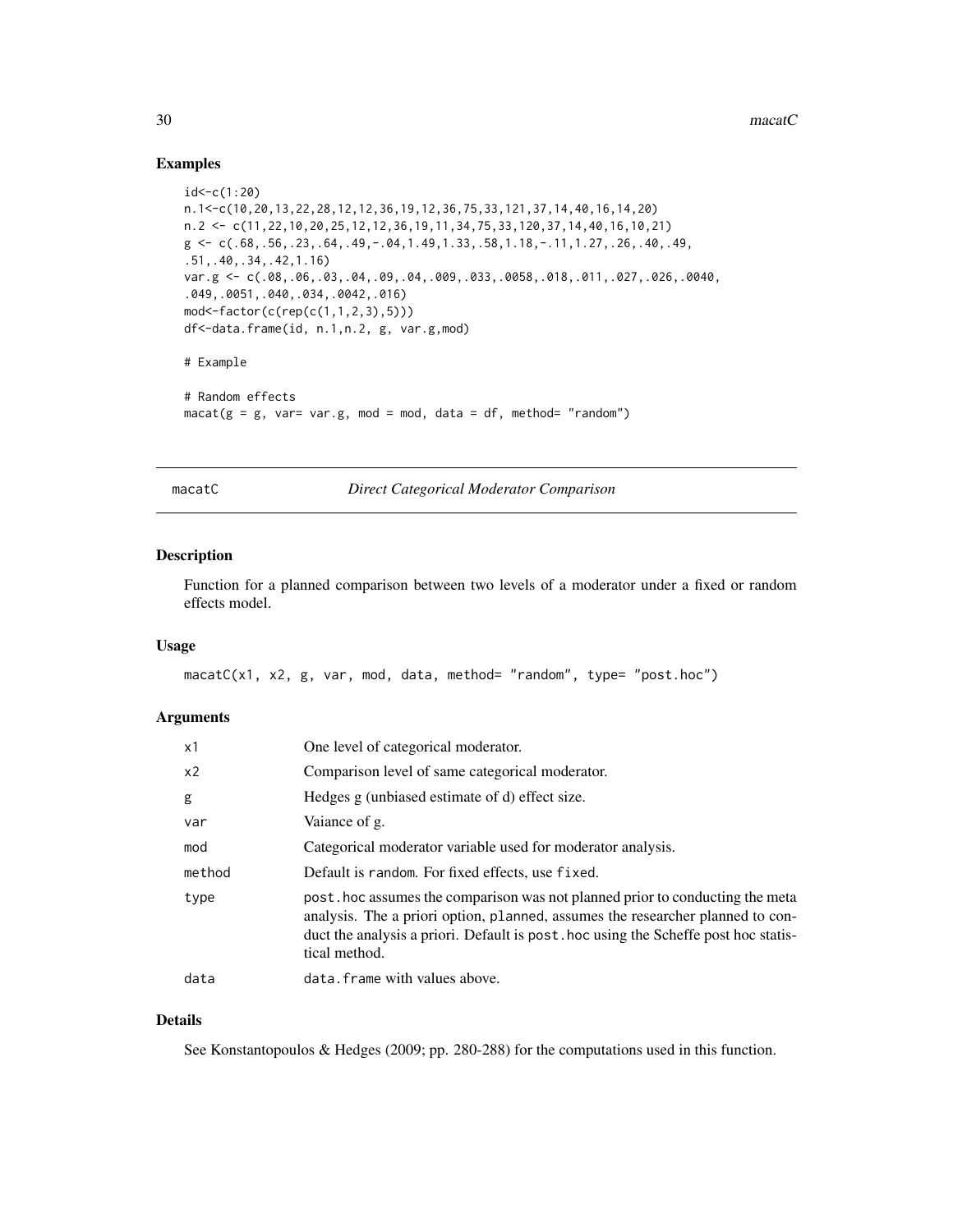## Examples

```
id<-c(1:20)
n.1<-c(10,20,13,22,28,12,12,36,19,12,36,75,33,121,37,14,40,16,14,20)
n.2 <- c(11,22,10,20,25,12,12,36,19,11,34,75,33,120,37,14,40,16,10,21)
g <- c(.68,.56,.23,.64,.49,-.04,1.49,1.33,.58,1.18,-.11,1.27,.26,.40,.49,
.51,.40,.34,.42,1.16)
var.g <- c(.08,.06,.03,.04,.09,.04,.009,.033,.0058,.018,.011,.027,.026,.0040,
.049,.0051,.040,.034,.0042,.016)
mod<-factor(c(rep(c(1,1,2,3),5)))
df<-data.frame(id, n.1,n.2, g, var.g,mod)

# Example

# Random effects
macat(g = g, var= var.g, mod = mod, data = df, method= "random")
```

---

## macatC — *Direct Categorical Moderator Comparison*

### Description

Function for a planned comparison between two levels of a moderator under a fixed or random effects model.

### Usage

```
macatC(x1, x2, g, var, mod, data, method= "random", type= "post.hoc")
```

### Arguments

| | |
|---|---|
| x1 | One level of categorical moderator. |
| x2 | Comparison level of same categorical moderator. |
| g | Hedges g (unbiased estimate of d) effect size. |
| var | Vaiance of g. |
| mod | Categorical moderator variable used for moderator analysis. |
| method | Default is random. For fixed effects, use fixed. |
| type | post.hoc assumes the comparison was not planned prior to conducting the meta analysis. The a priori option, planned, assumes the researcher planned to conduct the analysis a priori. Default is post.hoc using the Scheffe post hoc statistical method. |
| data | data.frame with values above. |

### Details

See Konstantopoulos & Hedges (2009; pp. 280-288) for the computations used in this function.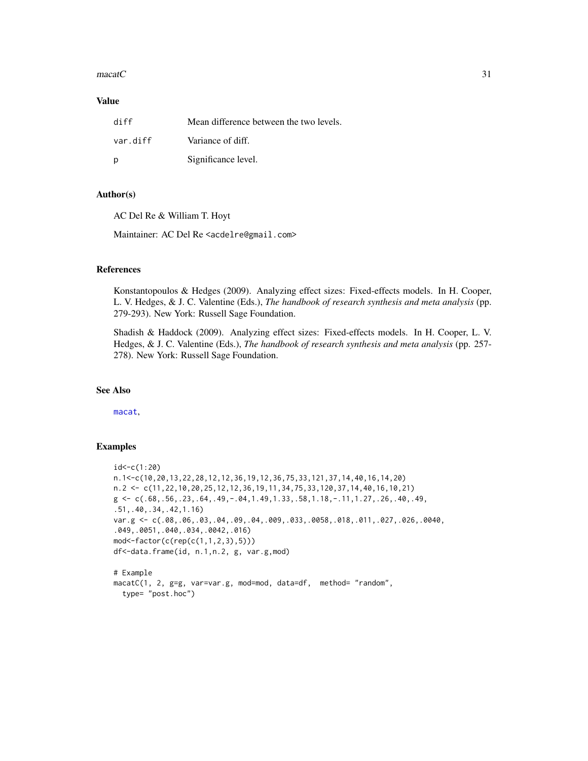## Value

| | |
|---|---|
| diff | Mean difference between the two levels. |
| var.diff | Variance of diff. |
| p | Significance level. |

## Author(s)

AC Del Re & William T. Hoyt

Maintainer: AC Del Re <acdelre@gmail.com>

## References

Konstantopoulos & Hedges (2009). Analyzing effect sizes: Fixed-effects models. In H. Cooper, L. V. Hedges, & J. C. Valentine (Eds.), *The handbook of research synthesis and meta analysis* (pp. 279-293). New York: Russell Sage Foundation.

Shadish & Haddock (2009). Analyzing effect sizes: Fixed-effects models. In H. Cooper, L. V. Hedges, & J. C. Valentine (Eds.), *The handbook of research synthesis and meta analysis* (pp. 257-278). New York: Russell Sage Foundation.

## See Also

macat,

## Examples

```
id<-c(1:20)
n.1<-c(10,20,13,22,28,12,12,36,19,12,36,75,33,121,37,14,40,16,14,20)
n.2 <- c(11,22,10,20,25,12,12,36,19,11,34,75,33,120,37,14,40,16,10,21)
g <- c(.68,.56,.23,.64,.49,-.04,1.49,1.33,.58,1.18,-.11,1.27,.26,.40,.49,
.51,.40,.34,.42,1.16)
var.g <- c(.08,.06,.03,.04,.09,.04,.009,.033,.0058,.018,.011,.027,.026,.0040,
.049,.0051,.040,.034,.0042,.016)
mod<-factor(c(rep(c(1,1,2,3),5)))
df<-data.frame(id, n.1,n.2, g, var.g,mod)

# Example
macatC(1, 2, g=g, var=var.g, mod=mod, data=df,  method= "random",
  type= "post.hoc")
```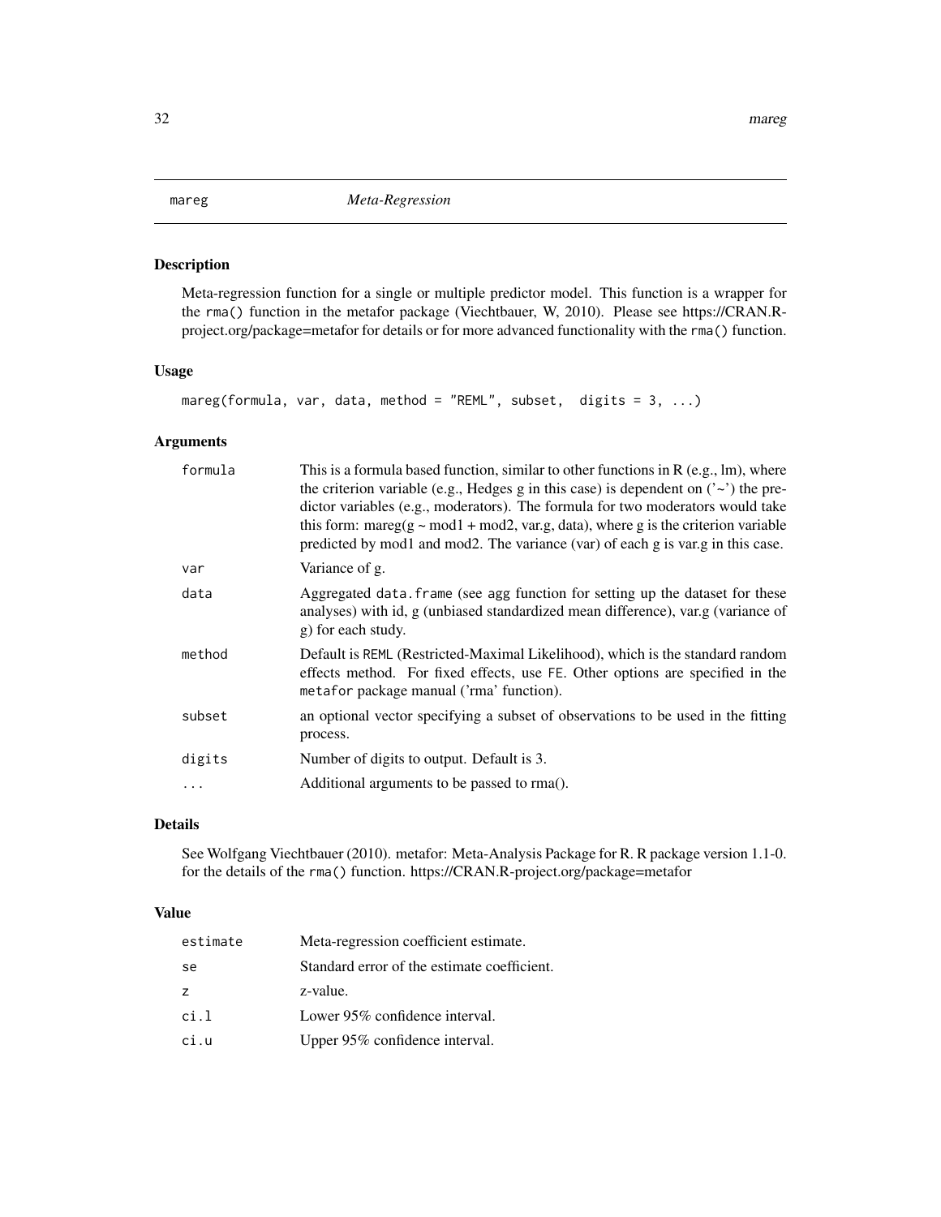## mareg *Meta-Regression*

### Description

Meta-regression function for a single or multiple predictor model. This function is a wrapper for the `rma()` function in the metafor package (Viechtbauer, W, 2010). Please see https://CRAN.R-project.org/package=metafor for details or for more advanced functionality with the `rma()` function.

### Usage

```
mareg(formula, var, data, method = "REML", subset,  digits = 3, ...)
```

### Arguments

| | |
|---|---|
| `formula` | This is a formula based function, similar to other functions in R (e.g., lm), where the criterion variable (e.g., Hedges g in this case) is dependent on ('~') the predictor variables (e.g., moderators). The formula for two moderators would take this form: mareg(g ~ mod1 + mod2, var.g, data), where g is the criterion variable predicted by mod1 and mod2. The variance (var) of each g is var.g in this case. |
| `var` | Variance of g. |
| `data` | Aggregated `data.frame` (see `agg` function for setting up the dataset for these analyses) with id, g (unbiased standardized mean difference), var.g (variance of g) for each study. |
| `method` | Default is `REML` (Restricted-Maximal Likelihood), which is the standard random effects method. For fixed effects, use `FE`. Other options are specified in the `metafor` package manual ('rma' function). |
| `subset` | an optional vector specifying a subset of observations to be used in the fitting process. |
| `digits` | Number of digits to output. Default is 3. |
| `...` | Additional arguments to be passed to rma(). |

### Details

See Wolfgang Viechtbauer (2010). metafor: Meta-Analysis Package for R. R package version 1.1-0. for the details of the `rma()` function. https://CRAN.R-project.org/package=metafor

### Value

| | |
|---|---|
| `estimate` | Meta-regression coefficient estimate. |
| `se` | Standard error of the estimate coefficient. |
| `z` | z-value. |
| `ci.l` | Lower 95% confidence interval. |
| `ci.u` | Upper 95% confidence interval. |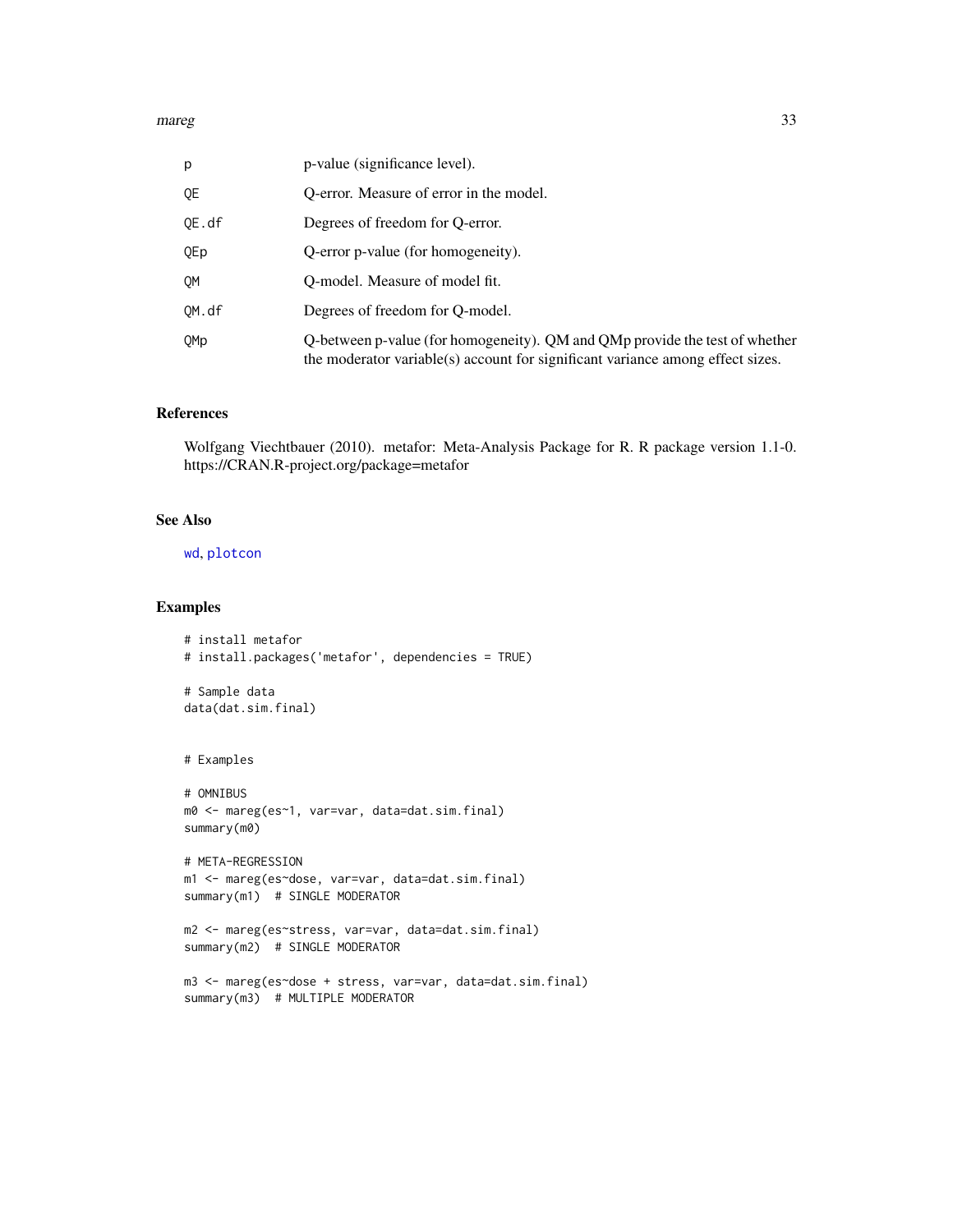| | |
|---|---|
| p | p-value (significance level). |
| QE | Q-error. Measure of error in the model. |
| QE.df | Degrees of freedom for Q-error. |
| QEp | Q-error p-value (for homogeneity). |
| QM | Q-model. Measure of model fit. |
| QM.df | Degrees of freedom for Q-model. |
| QMp | Q-between p-value (for homogeneity). QM and QMp provide the test of whether the moderator variable(s) account for significant variance among effect sizes. |

### References

Wolfgang Viechtbauer (2010). metafor: Meta-Analysis Package for R. R package version 1.1-0. https://CRAN.R-project.org/package=metafor

### See Also

wd, plotcon

### Examples

```
# install metafor
# install.packages('metafor', dependencies = TRUE)

# Sample data
data(dat.sim.final)


# Examples

# OMNIBUS
m0 <- mareg(es~1, var=var, data=dat.sim.final)
summary(m0)

# META-REGRESSION
m1 <- mareg(es~dose, var=var, data=dat.sim.final)
summary(m1)  # SINGLE MODERATOR

m2 <- mareg(es~stress, var=var, data=dat.sim.final)
summary(m2)  # SINGLE MODERATOR

m3 <- mareg(es~dose + stress, var=var, data=dat.sim.final)
summary(m3)  # MULTIPLE MODERATOR
```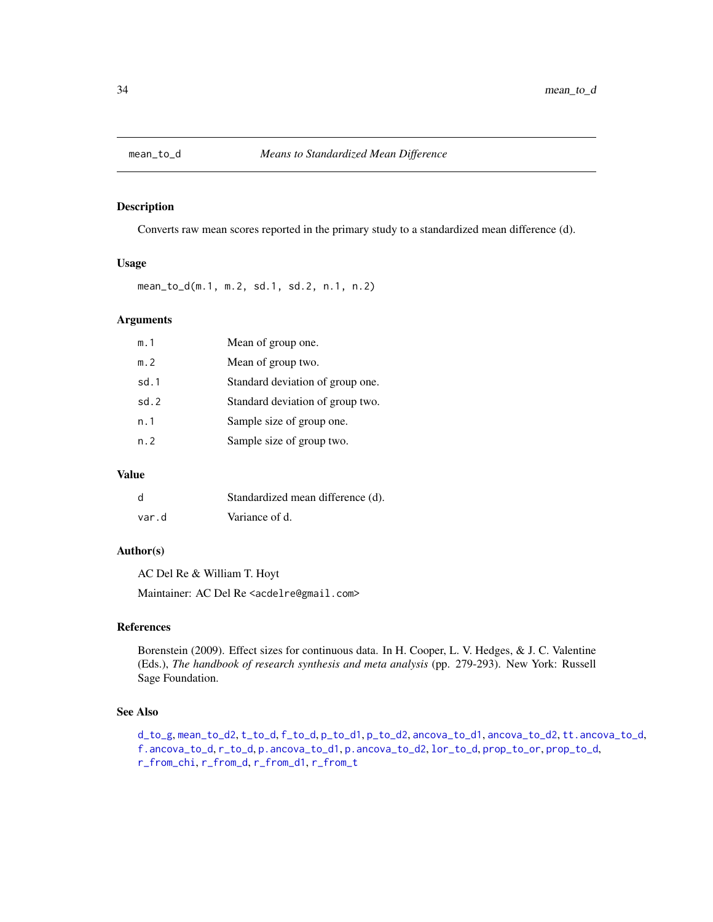## mean_to_d — *Means to Standardized Mean Difference*

### Description

Converts raw mean scores reported in the primary study to a standardized mean difference (d).

### Usage

```
mean_to_d(m.1, m.2, sd.1, sd.2, n.1, n.2)
```

### Arguments

| | |
|---|---|
| m.1 | Mean of group one. |
| m.2 | Mean of group two. |
| sd.1 | Standard deviation of group one. |
| sd.2 | Standard deviation of group two. |
| n.1 | Sample size of group one. |
| n.2 | Sample size of group two. |

### Value

| | |
|---|---|
| d | Standardized mean difference (d). |
| var.d | Variance of d. |

### Author(s)

AC Del Re & William T. Hoyt

Maintainer: AC Del Re <acdelre@gmail.com>

### References

Borenstein (2009). Effect sizes for continuous data. In H. Cooper, L. V. Hedges, & J. C. Valentine (Eds.), *The handbook of research synthesis and meta analysis* (pp. 279-293). New York: Russell Sage Foundation.

### See Also

d_to_g, mean_to_d2, t_to_d, f_to_d, p_to_d1, p_to_d2, ancova_to_d1, ancova_to_d2, tt.ancova_to_d, f.ancova_to_d, r_to_d, p.ancova_to_d1, p.ancova_to_d2, lor_to_d, prop_to_or, prop_to_d, r_from_chi, r_from_d, r_from_d1, r_from_t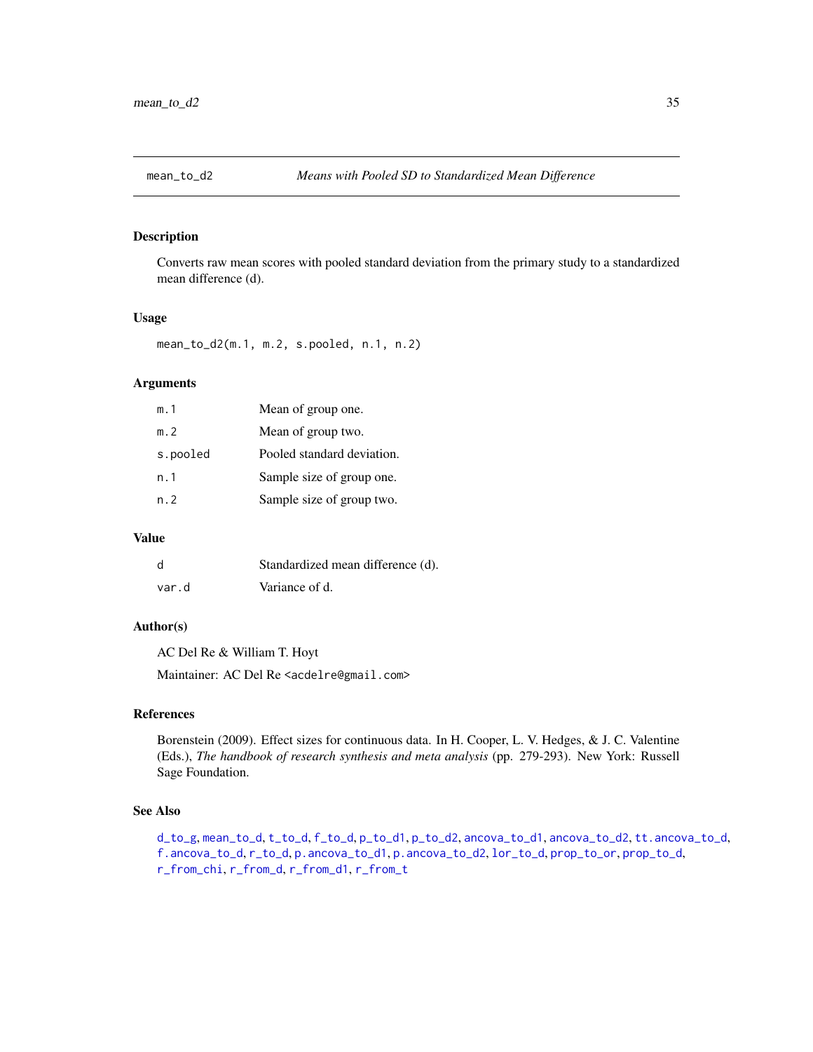## mean_to_d2 — *Means with Pooled SD to Standardized Mean Difference*

### Description

Converts raw mean scores with pooled standard deviation from the primary study to a standardized mean difference (d).

### Usage

```
mean_to_d2(m.1, m.2, s.pooled, n.1, n.2)
```

### Arguments

| | |
|---|---|
| m.1 | Mean of group one. |
| m.2 | Mean of group two. |
| s.pooled | Pooled standard deviation. |
| n.1 | Sample size of group one. |
| n.2 | Sample size of group two. |

### Value

| | |
|---|---|
| d | Standardized mean difference (d). |
| var.d | Variance of d. |

### Author(s)

AC Del Re & William T. Hoyt

Maintainer: AC Del Re <acdelre@gmail.com>

### References

Borenstein (2009). Effect sizes for continuous data. In H. Cooper, L. V. Hedges, & J. C. Valentine (Eds.), *The handbook of research synthesis and meta analysis* (pp. 279-293). New York: Russell Sage Foundation.

### See Also

d_to_g, mean_to_d, t_to_d, f_to_d, p_to_d1, p_to_d2, ancova_to_d1, ancova_to_d2, tt.ancova_to_d, f.ancova_to_d, r_to_d, p.ancova_to_d1, p.ancova_to_d2, lor_to_d, prop_to_or, prop_to_d, r_from_chi, r_from_d, r_from_d1, r_from_t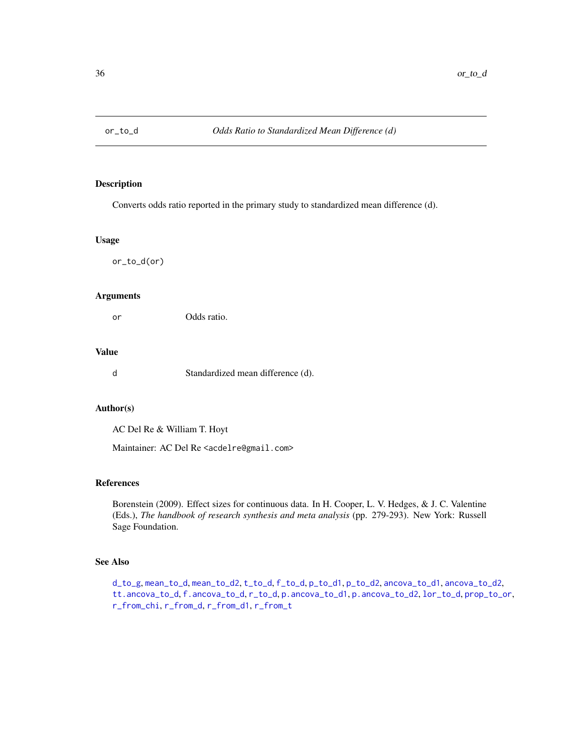# or_to_d — *Odds Ratio to Standardized Mean Difference (d)*

## Description

Converts odds ratio reported in the primary study to standardized mean difference (d).

## Usage

```
or_to_d(or)
```

## Arguments

| | |
|---|---|
| or | Odds ratio. |

## Value

| | |
|---|---|
| d | Standardized mean difference (d). |

## Author(s)

AC Del Re & William T. Hoyt

Maintainer: AC Del Re <acdelre@gmail.com>

## References

Borenstein (2009). Effect sizes for continuous data. In H. Cooper, L. V. Hedges, & J. C. Valentine (Eds.), *The handbook of research synthesis and meta analysis* (pp. 279-293). New York: Russell Sage Foundation.

## See Also

d_to_g, mean_to_d, mean_to_d2, t_to_d, f_to_d, p_to_d1, p_to_d2, ancova_to_d1, ancova_to_d2, tt.ancova_to_d, f.ancova_to_d, r_to_d, p.ancova_to_d1, p.ancova_to_d2, lor_to_d, prop_to_or, r_from_chi, r_from_d, r_from_d1, r_from_t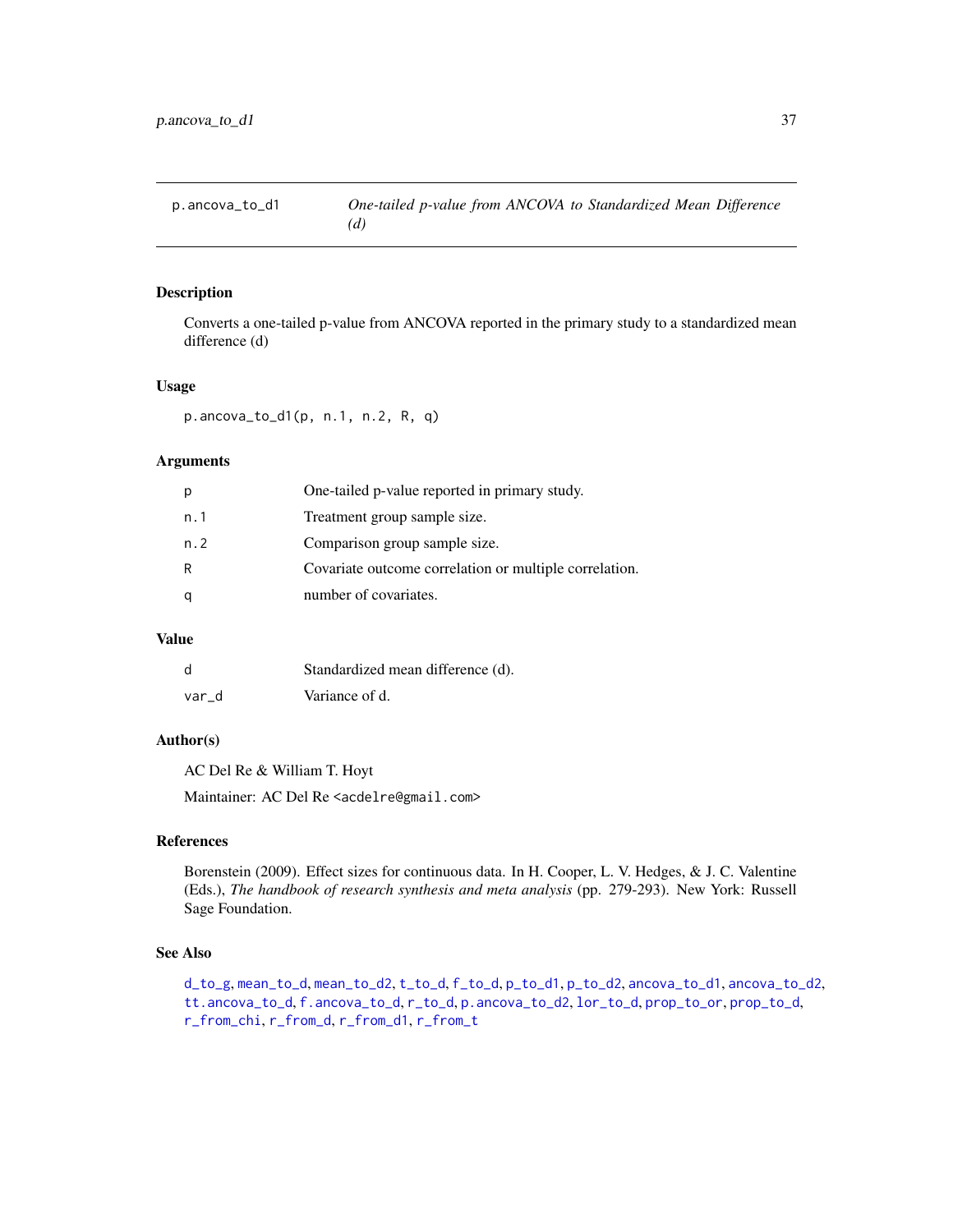## p.ancova_to_d1 — *One-tailed p-value from ANCOVA to Standardized Mean Difference (d)*

### Description

Converts a one-tailed p-value from ANCOVA reported in the primary study to a standardized mean difference (d)

### Usage

```
p.ancova_to_d1(p, n.1, n.2, R, q)
```

### Arguments

| | |
|---|---|
| p | One-tailed p-value reported in primary study. |
| n.1 | Treatment group sample size. |
| n.2 | Comparison group sample size. |
| R | Covariate outcome correlation or multiple correlation. |
| q | number of covariates. |

### Value

| | |
|---|---|
| d | Standardized mean difference (d). |
| var_d | Variance of d. |

### Author(s)

AC Del Re & William T. Hoyt

Maintainer: AC Del Re <acdelre@gmail.com>

### References

Borenstein (2009). Effect sizes for continuous data. In H. Cooper, L. V. Hedges, & J. C. Valentine (Eds.), *The handbook of research synthesis and meta analysis* (pp. 279-293). New York: Russell Sage Foundation.

### See Also

d_to_g, mean_to_d, mean_to_d2, t_to_d, f_to_d, p_to_d1, p_to_d2, ancova_to_d1, ancova_to_d2, tt.ancova_to_d, f.ancova_to_d, r_to_d, p.ancova_to_d2, lor_to_d, prop_to_or, prop_to_d, r_from_chi, r_from_d, r_from_d1, r_from_t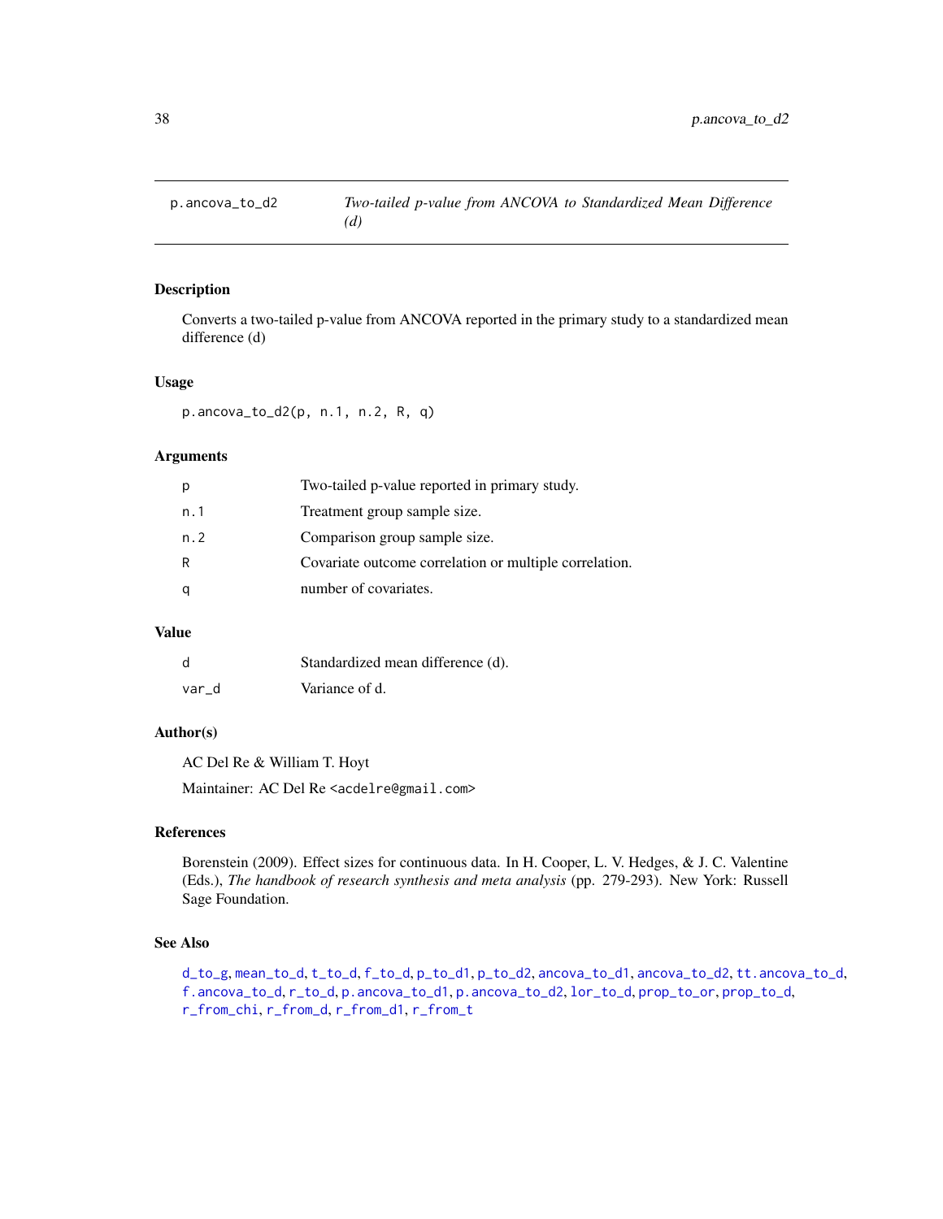## p.ancova_to_d2 — *Two-tailed p-value from ANCOVA to Standardized Mean Difference (d)*

### Description

Converts a two-tailed p-value from ANCOVA reported in the primary study to a standardized mean difference (d)

### Usage

```
p.ancova_to_d2(p, n.1, n.2, R, q)
```

### Arguments

| | |
|---|---|
| p | Two-tailed p-value reported in primary study. |
| n.1 | Treatment group sample size. |
| n.2 | Comparison group sample size. |
| R | Covariate outcome correlation or multiple correlation. |
| q | number of covariates. |

### Value

| | |
|---|---|
| d | Standardized mean difference (d). |
| var_d | Variance of d. |

### Author(s)

AC Del Re & William T. Hoyt

Maintainer: AC Del Re <acdelre@gmail.com>

### References

Borenstein (2009). Effect sizes for continuous data. In H. Cooper, L. V. Hedges, & J. C. Valentine (Eds.), *The handbook of research synthesis and meta analysis* (pp. 279-293). New York: Russell Sage Foundation.

### See Also

d_to_g, mean_to_d, t_to_d, f_to_d, p_to_d1, p_to_d2, ancova_to_d1, ancova_to_d2, tt.ancova_to_d, f.ancova_to_d, r_to_d, p.ancova_to_d1, p.ancova_to_d2, lor_to_d, prop_to_or, prop_to_d, r_from_chi, r_from_d, r_from_d1, r_from_t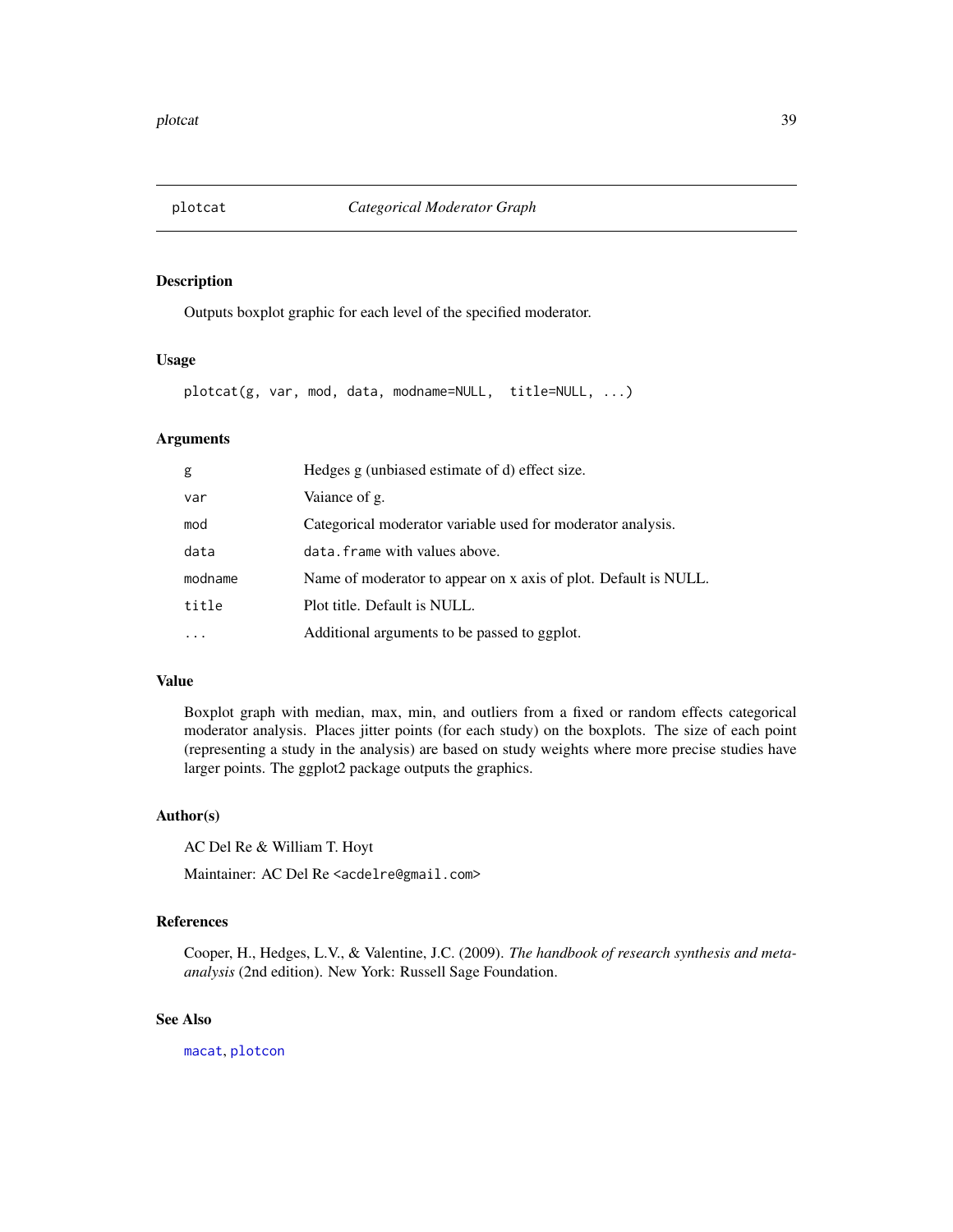# plotcat *Categorical Moderator Graph*

## Description

Outputs boxplot graphic for each level of the specified moderator.

## Usage

```
plotcat(g, var, mod, data, modname=NULL,  title=NULL, ...)
```

## Arguments

| | |
|---|---|
| `g` | Hedges g (unbiased estimate of d) effect size. |
| `var` | Vaiance of g. |
| `mod` | Categorical moderator variable used for moderator analysis. |
| `data` | `data.frame` with values above. |
| `modname` | Name of moderator to appear on x axis of plot. Default is NULL. |
| `title` | Plot title. Default is NULL. |
| `...` | Additional arguments to be passed to ggplot. |

## Value

Boxplot graph with median, max, min, and outliers from a fixed or random effects categorical moderator analysis. Places jitter points (for each study) on the boxplots. The size of each point (representing a study in the analysis) are based on study weights where more precise studies have larger points. The ggplot2 package outputs the graphics.

## Author(s)

AC Del Re & William T. Hoyt

Maintainer: AC Del Re <acdelre@gmail.com>

## References

Cooper, H., Hedges, L.V., & Valentine, J.C. (2009). *The handbook of research synthesis and meta-analysis* (2nd edition). New York: Russell Sage Foundation.

## See Also

`macat`, `plotcon`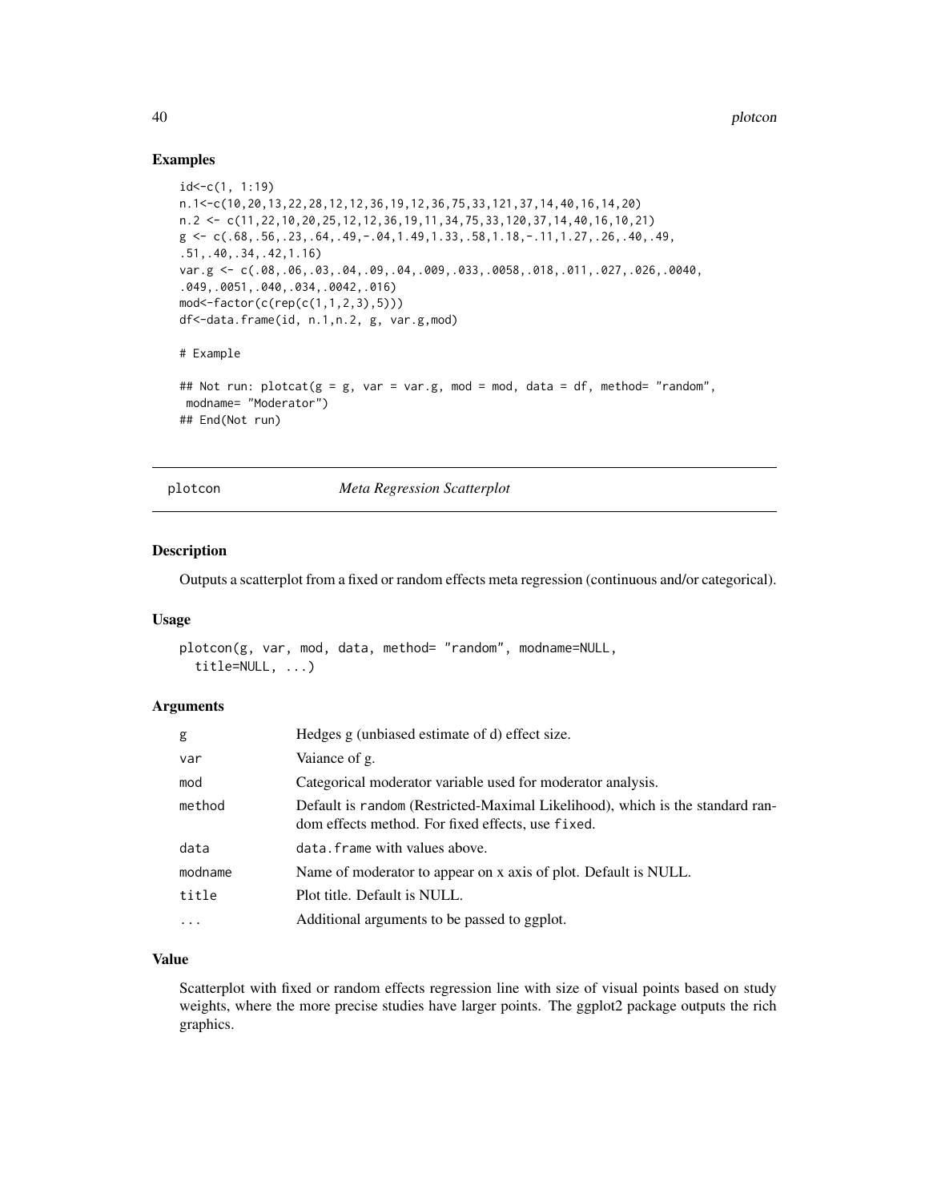## Examples

```
id<-c(1, 1:19)
n.1<-c(10,20,13,22,28,12,12,36,19,12,36,75,33,121,37,14,40,16,14,20)
n.2 <- c(11,22,10,20,25,12,12,36,19,11,34,75,33,120,37,14,40,16,10,21)
g <- c(.68,.56,.23,.64,.49,-.04,1.49,1.33,.58,1.18,-.11,1.27,.26,.40,.49,
.51,.40,.34,.42,1.16)
var.g <- c(.08,.06,.03,.04,.09,.04,.009,.033,.0058,.018,.011,.027,.026,.0040,
.049,.0051,.040,.034,.0042,.016)
mod<-factor(c(rep(c(1,1,2,3),5)))
df<-data.frame(id, n.1,n.2, g, var.g,mod)

# Example

## Not run: plotcat(g = g, var = var.g, mod = mod, data = df, method= "random",
 modname= "Moderator")
## End(Not run)
```

---

# plotcon — *Meta Regression Scatterplot*

## Description

Outputs a scatterplot from a fixed or random effects meta regression (continuous and/or categorical).

## Usage

```
plotcon(g, var, mod, data, method= "random", modname=NULL,
  title=NULL, ...)
```

## Arguments

| | |
|---|---|
| g | Hedges g (unbiased estimate of d) effect size. |
| var | Vaiance of g. |
| mod | Categorical moderator variable used for moderator analysis. |
| method | Default is random (Restricted-Maximal Likelihood), which is the standard random effects method. For fixed effects, use fixed. |
| data | data.frame with values above. |
| modname | Name of moderator to appear on x axis of plot. Default is NULL. |
| title | Plot title. Default is NULL. |
| ... | Additional arguments to be passed to ggplot. |

## Value

Scatterplot with fixed or random effects regression line with size of visual points based on study weights, where the more precise studies have larger points. The ggplot2 package outputs the rich graphics.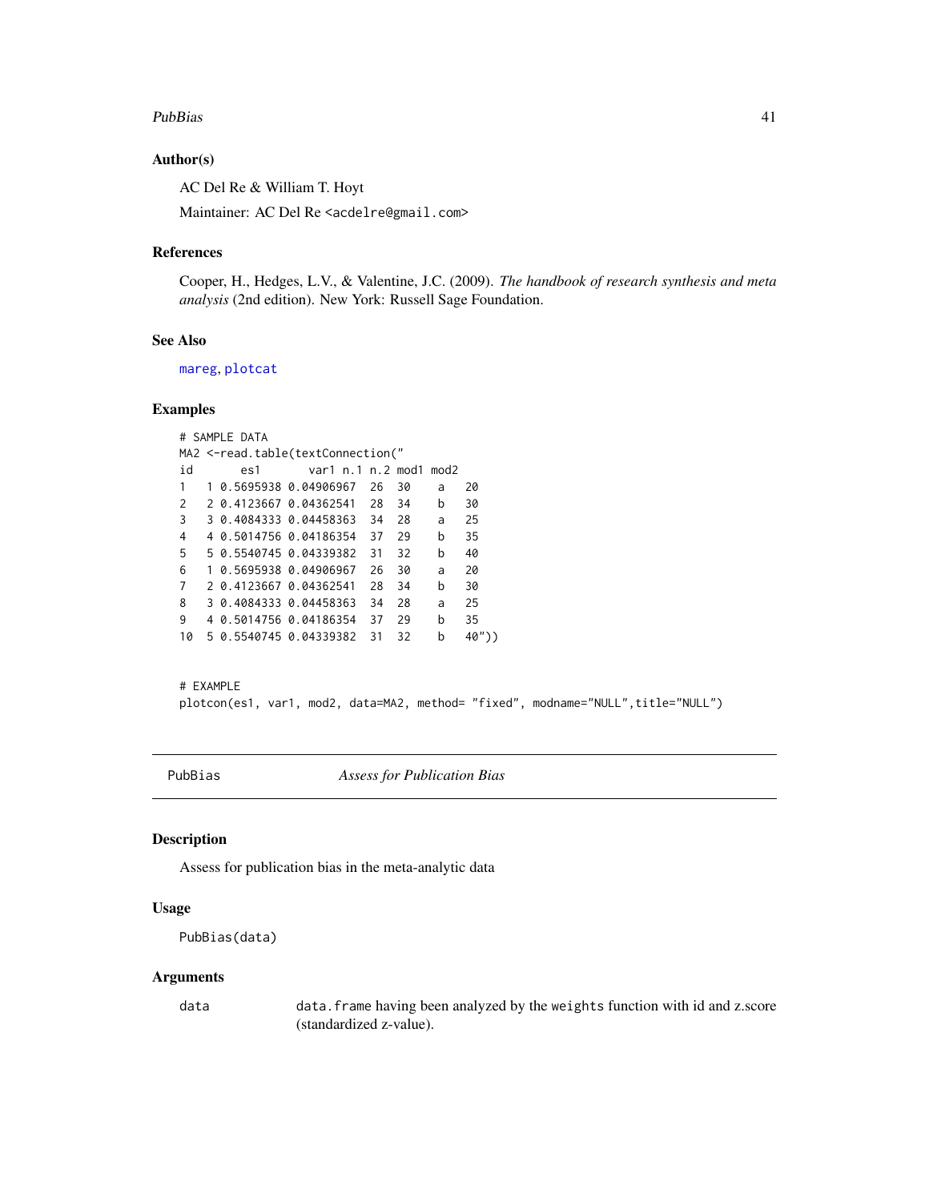## Author(s)

AC Del Re & William T. Hoyt

Maintainer: AC Del Re <acdelre@gmail.com>

## References

Cooper, H., Hedges, L.V., & Valentine, J.C. (2009). *The handbook of research synthesis and meta analysis* (2nd edition). New York: Russell Sage Foundation.

## See Also

mareg, plotcat

## Examples

```
# SAMPLE DATA
MA2 <-read.table(textConnection("
id       es1       var1 n.1 n.2 mod1 mod2
1    1 0.5695938 0.04906967  26  30    a   20
2    2 0.4123667 0.04362541  28  34    b   30
3    3 0.4084333 0.04458363  34  28    a   25
4    4 0.5014756 0.04186354  37  29    b   35
5    5 0.5540745 0.04339382  31  32    b   40
6    1 0.5695938 0.04906967  26  30    a   20
7    2 0.4123667 0.04362541  28  34    b   30
8    3 0.4084333 0.04458363  34  28    a   25
9    4 0.5014756 0.04186354  37  29    b   35
10   5 0.5540745 0.04339382  31  32    b   40"))


# EXAMPLE
plotcon(es1, var1, mod2, data=MA2, method= "fixed", modname="NULL",title="NULL")
```

# PubBias    *Assess for Publication Bias*

## Description

Assess for publication bias in the meta-analytic data

## Usage

```
PubBias(data)
```

## Arguments

| | |
|---|---|
| data | data.frame having been analyzed by the weights function with id and z.score (standardized z-value). |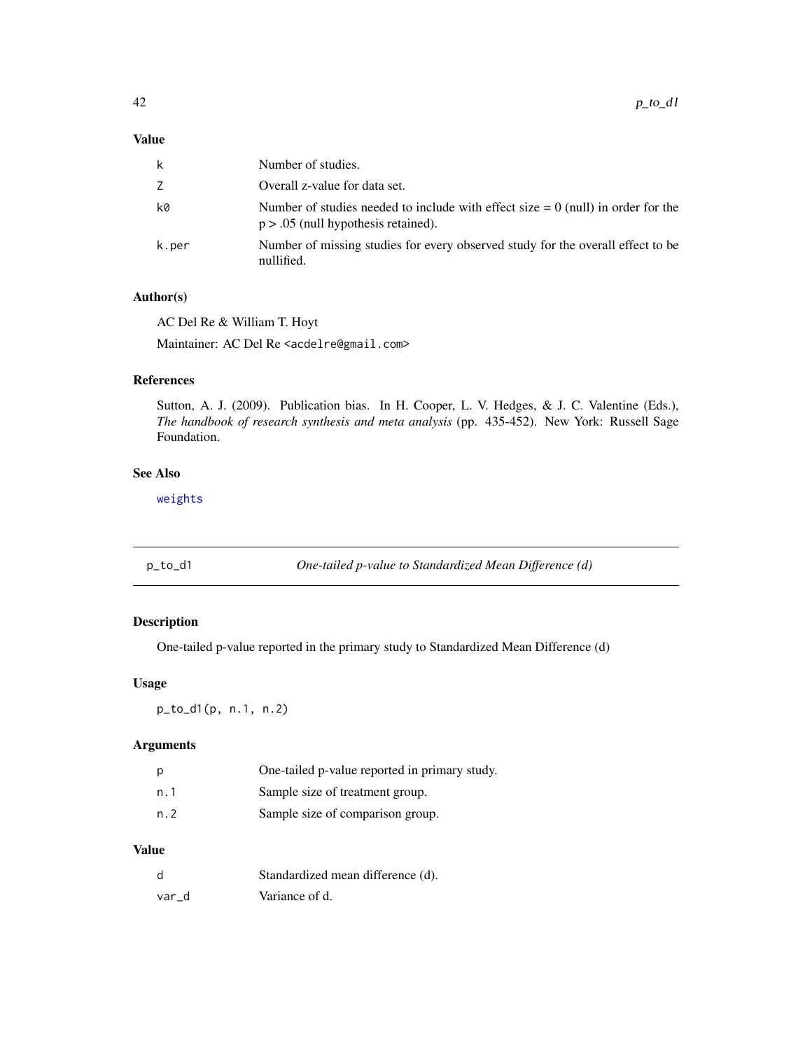### Value

| | |
|---|---|
| k | Number of studies. |
| Z | Overall z-value for data set. |
| k0 | Number of studies needed to include with effect size = 0 (null) in order for the p > .05 (null hypothesis retained). |
| k.per | Number of missing studies for every observed study for the overall effect to be nullified. |

### Author(s)

AC Del Re & William T. Hoyt

Maintainer: AC Del Re <acdelre@gmail.com>

### References

Sutton, A. J. (2009). Publication bias. In H. Cooper, L. V. Hedges, & J. C. Valentine (Eds.), *The handbook of research synthesis and meta analysis* (pp. 435-452). New York: Russell Sage Foundation.

### See Also

weights

---

## p_to_d1 — *One-tailed p-value to Standardized Mean Difference (d)*

---

### Description

One-tailed p-value reported in the primary study to Standardized Mean Difference (d)

### Usage

```
p_to_d1(p, n.1, n.2)
```

### Arguments

| | |
|---|---|
| p | One-tailed p-value reported in primary study. |
| n.1 | Sample size of treatment group. |
| n.2 | Sample size of comparison group. |

### Value

| | |
|---|---|
| d | Standardized mean difference (d). |
| var_d | Variance of d. |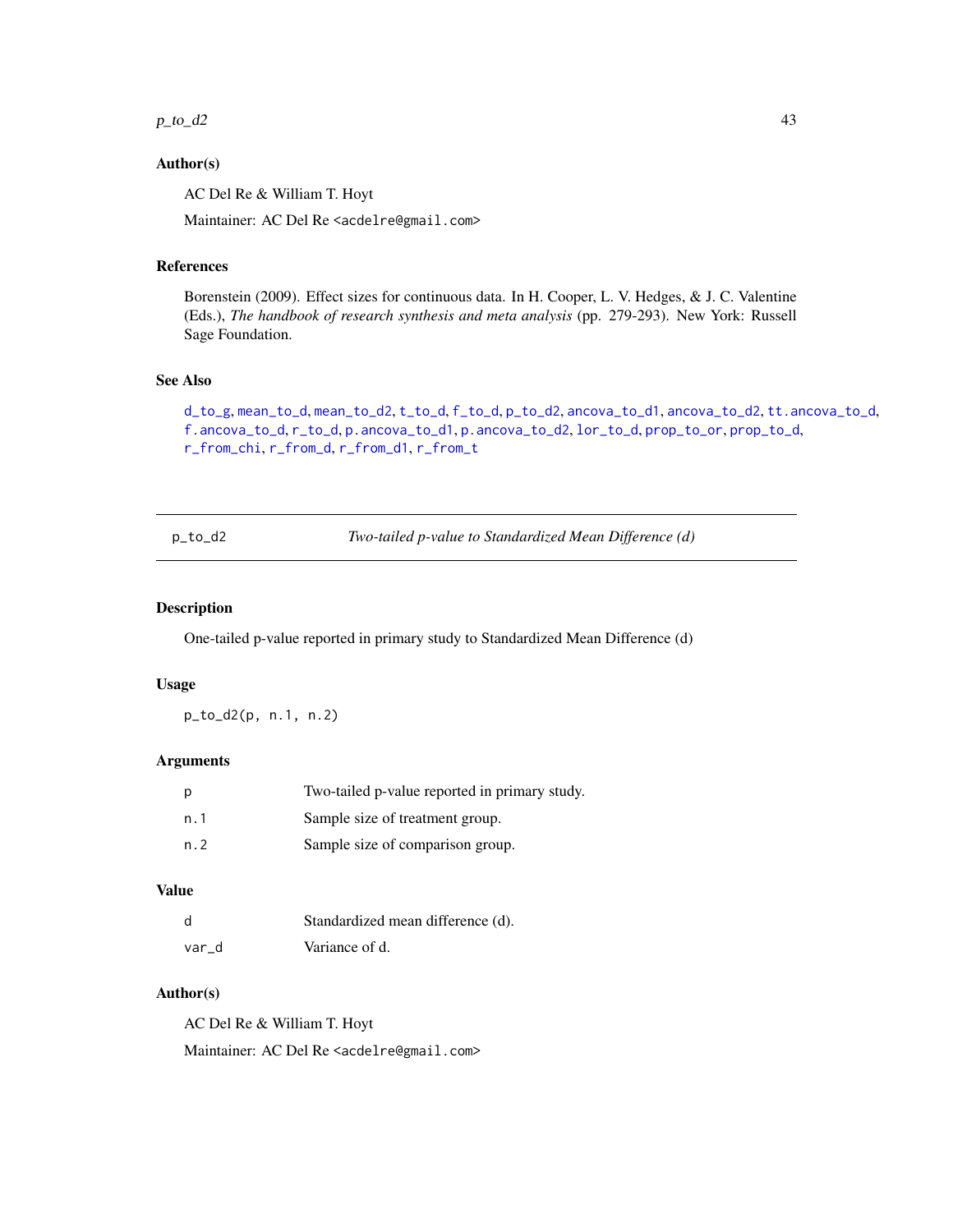### Author(s)

AC Del Re & William T. Hoyt

Maintainer: AC Del Re <acdelre@gmail.com>

### References

Borenstein (2009). Effect sizes for continuous data. In H. Cooper, L. V. Hedges, & J. C. Valentine (Eds.), *The handbook of research synthesis and meta analysis* (pp. 279-293). New York: Russell Sage Foundation.

### See Also

d_to_g, mean_to_d, mean_to_d2, t_to_d, f_to_d, p_to_d2, ancova_to_d1, ancova_to_d2, tt.ancova_to_d, f.ancova_to_d, r_to_d, p.ancova_to_d1, p.ancova_to_d2, lor_to_d, prop_to_or, prop_to_d, r_from_chi, r_from_d, r_from_d1, r_from_t

---

## p_to_d2 — *Two-tailed p-value to Standardized Mean Difference (d)*

### Description

One-tailed p-value reported in primary study to Standardized Mean Difference (d)

### Usage

```
p_to_d2(p, n.1, n.2)
```

### Arguments

| | |
|---|---|
| p | Two-tailed p-value reported in primary study. |
| n.1 | Sample size of treatment group. |
| n.2 | Sample size of comparison group. |

### Value

| | |
|---|---|
| d | Standardized mean difference (d). |
| var_d | Variance of d. |

### Author(s)

AC Del Re & William T. Hoyt

Maintainer: AC Del Re <acdelre@gmail.com>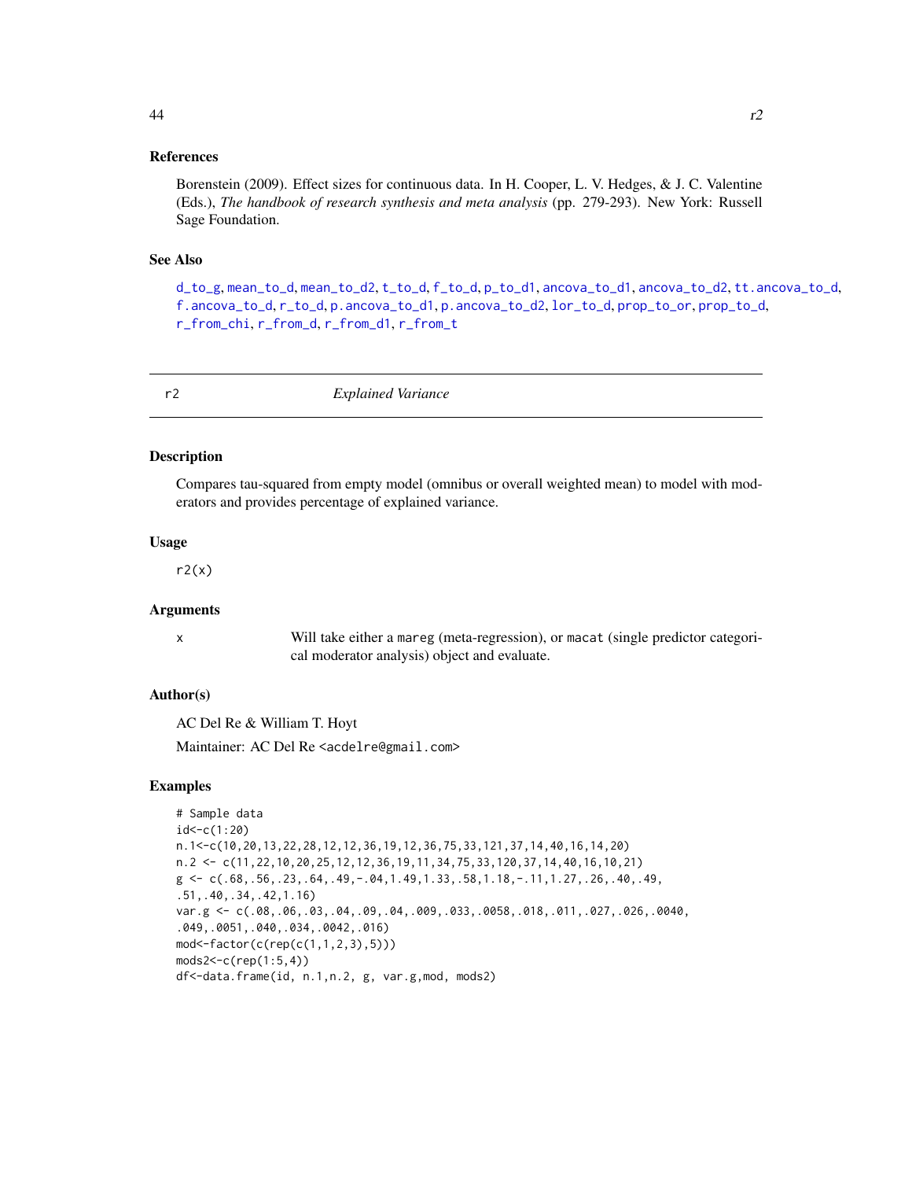### References

Borenstein (2009). Effect sizes for continuous data. In H. Cooper, L. V. Hedges, & J. C. Valentine (Eds.), *The handbook of research synthesis and meta analysis* (pp. 279-293). New York: Russell Sage Foundation.

### See Also

d_to_g, mean_to_d, mean_to_d2, t_to_d, f_to_d, p_to_d1, ancova_to_d1, ancova_to_d2, tt.ancova_to_d, f.ancova_to_d, r_to_d, p.ancova_to_d1, p.ancova_to_d2, lor_to_d, prop_to_or, prop_to_d, r_from_chi, r_from_d, r_from_d1, r_from_t

---

## r2 *Explained Variance*

### Description

Compares tau-squared from empty model (omnibus or overall weighted mean) to model with moderators and provides percentage of explained variance.

### Usage

```
r2(x)
```

### Arguments

x  Will take either a mareg (meta-regression), or macat (single predictor categorical moderator analysis) object and evaluate.

### Author(s)

AC Del Re & William T. Hoyt

Maintainer: AC Del Re <acdelre@gmail.com>

### Examples

```
# Sample data
id<-c(1:20)
n.1<-c(10,20,13,22,28,12,12,36,19,12,36,75,33,121,37,14,40,16,14,20)
n.2 <- c(11,22,10,20,25,12,12,36,19,11,34,75,33,120,37,14,40,16,10,21)
g <- c(.68,.56,.23,.64,.49,-.04,1.49,1.33,.58,1.18,-.11,1.27,.26,.40,.49,
.51,.40,.34,.42,1.16)
var.g <- c(.08,.06,.03,.04,.09,.04,.009,.033,.0058,.018,.011,.027,.026,.0040,
.049,.0051,.040,.034,.0042,.016)
mod<-factor(c(rep(c(1,1,2,3),5)))
mods2<-c(rep(1:5,4))
df<-data.frame(id, n.1,n.2, g, var.g,mod, mods2)
```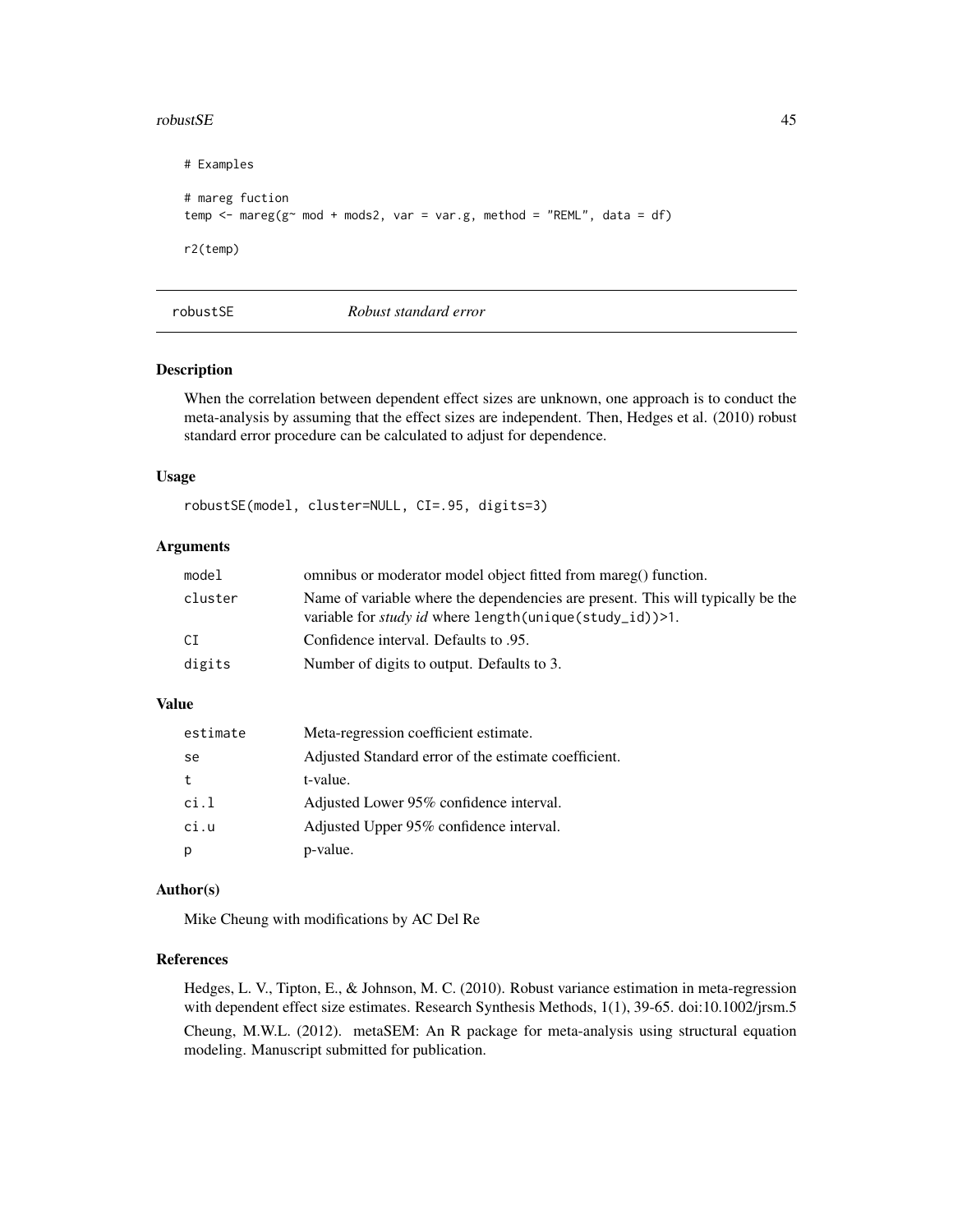```
# Examples

# mareg fuction
temp <- mareg(g~ mod + mods2, var = var.g, method = "REML", data = df)

r2(temp)
```

---

## robustSE *Robust standard error*

### Description

When the correlation between dependent effect sizes are unknown, one approach is to conduct the meta-analysis by assuming that the effect sizes are independent. Then, Hedges et al. (2010) robust standard error procedure can be calculated to adjust for dependence.

### Usage

```
robustSE(model, cluster=NULL, CI=.95, digits=3)
```

### Arguments

| | |
|---|---|
| `model` | omnibus or moderator model object fitted from mareg() function. |
| `cluster` | Name of variable where the dependencies are present. This will typically be the variable for *study id* where `length(unique(study_id))>1`. |
| `CI` | Confidence interval. Defaults to .95. |
| `digits` | Number of digits to output. Defaults to 3. |

### Value

| | |
|---|---|
| `estimate` | Meta-regression coefficient estimate. |
| `se` | Adjusted Standard error of the estimate coefficient. |
| `t` | t-value. |
| `ci.l` | Adjusted Lower 95% confidence interval. |
| `ci.u` | Adjusted Upper 95% confidence interval. |
| `p` | p-value. |

### Author(s)

Mike Cheung with modifications by AC Del Re

### References

Hedges, L. V., Tipton, E., & Johnson, M. C. (2010). Robust variance estimation in meta-regression with dependent effect size estimates. Research Synthesis Methods, 1(1), 39-65. doi:10.1002/jrsm.5

Cheung, M.W.L. (2012). metaSEM: An R package for meta-analysis using structural equation modeling. Manuscript submitted for publication.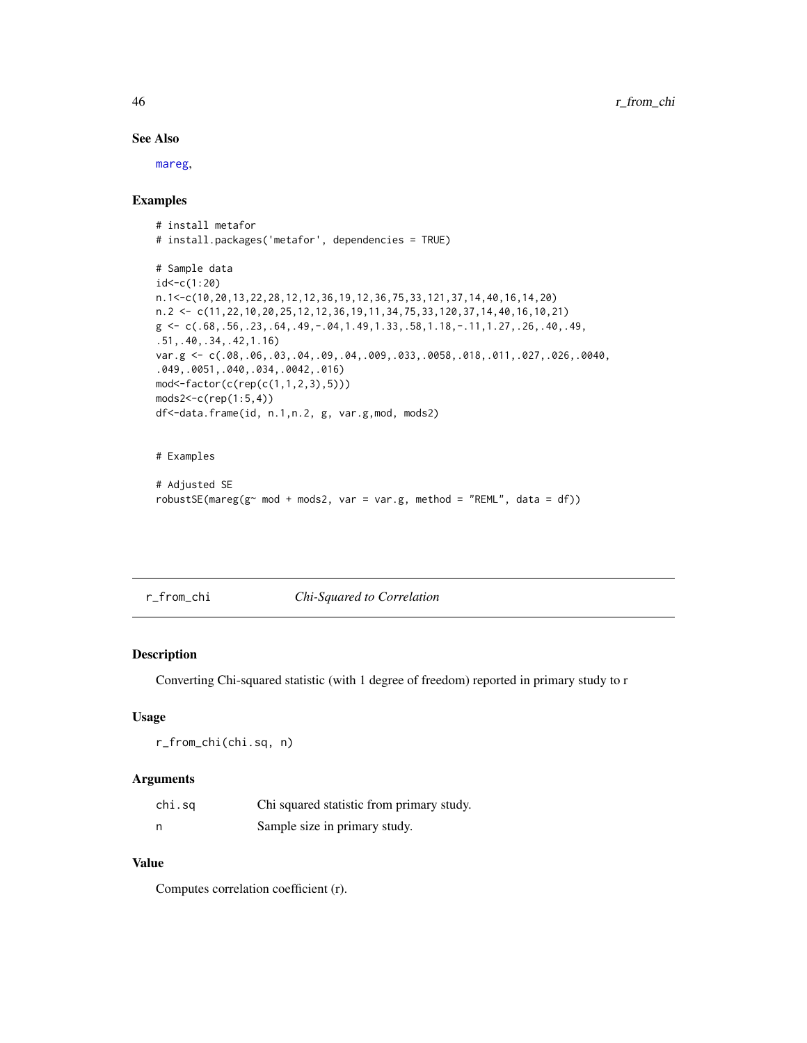### See Also

mareg,

### Examples

```
# install metafor
# install.packages('metafor', dependencies = TRUE)

# Sample data
id<-c(1:20)
n.1<-c(10,20,13,22,28,12,12,36,19,12,36,75,33,121,37,14,40,16,14,20)
n.2 <- c(11,22,10,20,25,12,12,36,19,11,34,75,33,120,37,14,40,16,10,21)
g <- c(.68,.56,.23,.64,.49,-.04,1.49,1.33,.58,1.18,-.11,1.27,.26,.40,.49,
.51,.40,.34,.42,1.16)
var.g <- c(.08,.06,.03,.04,.09,.04,.009,.033,.0058,.018,.011,.027,.026,.0040,
.049,.0051,.040,.034,.0042,.016)
mod<-factor(c(rep(c(1,1,2,3),5)))
mods2<-c(rep(1:5,4))
df<-data.frame(id, n.1,n.2, g, var.g,mod, mods2)


# Examples

# Adjusted SE
robustSE(mareg(g~ mod + mods2, var = var.g, method = "REML", data = df))
```

---

## r_from_chi *Chi-Squared to Correlation*

### Description

Converting Chi-squared statistic (with 1 degree of freedom) reported in primary study to r

### Usage

```
r_from_chi(chi.sq, n)
```

### Arguments

| | |
|---|---|
| chi.sq | Chi squared statistic from primary study. |
| n | Sample size in primary study. |

### Value

Computes correlation coefficient (r).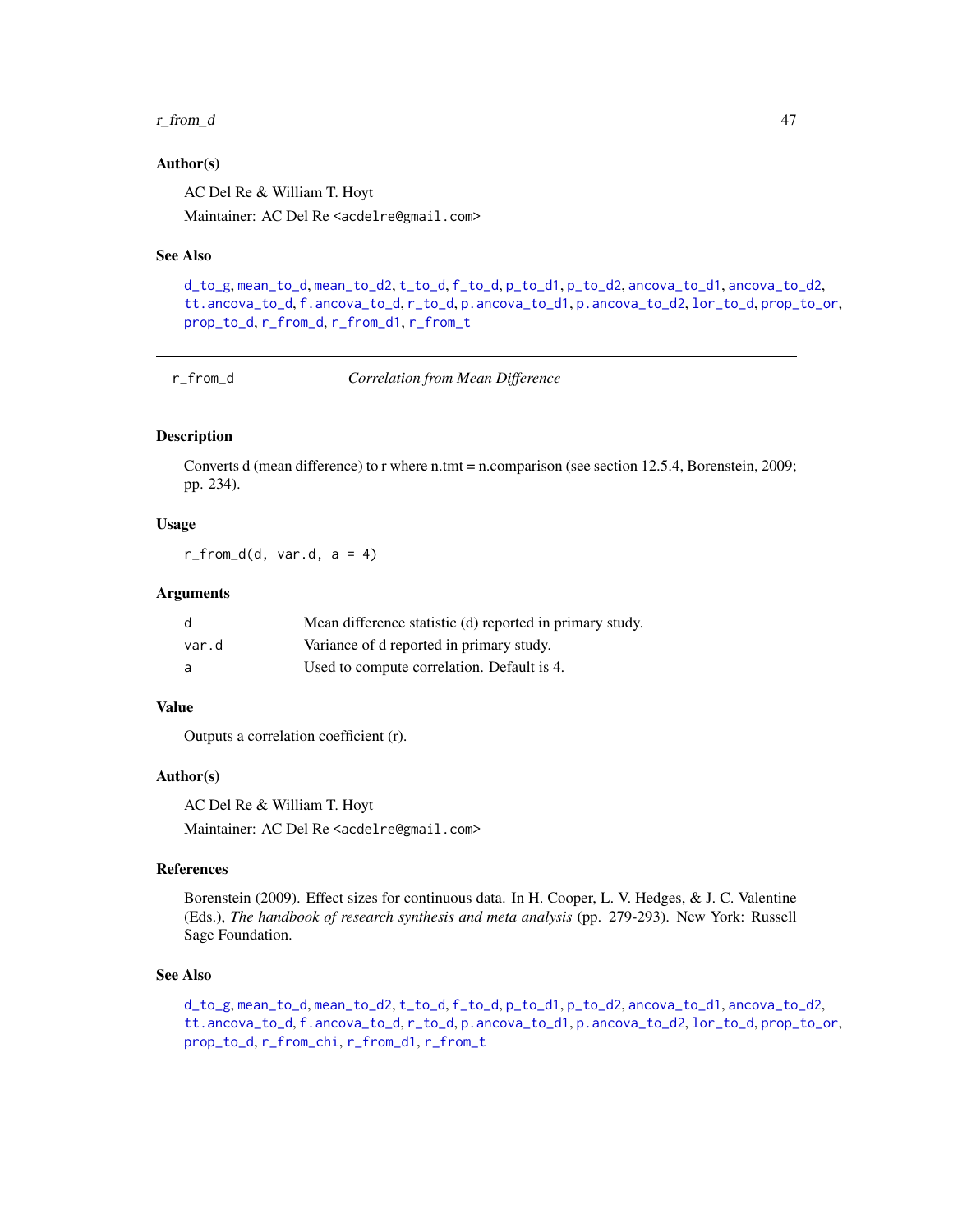### Author(s)

AC Del Re & William T. Hoyt

Maintainer: AC Del Re <acdelre@gmail.com>

### See Also

d_to_g, mean_to_d, mean_to_d2, t_to_d, f_to_d, p_to_d1, p_to_d2, ancova_to_d1, ancova_to_d2, tt.ancova_to_d, f.ancova_to_d, r_to_d, p.ancova_to_d1, p.ancova_to_d2, lor_to_d, prop_to_or, prop_to_d, r_from_d, r_from_d1, r_from_t

---

## r_from_d — *Correlation from Mean Difference*

### Description

Converts d (mean difference) to r where n.tmt = n.comparison (see section 12.5.4, Borenstein, 2009; pp. 234).

### Usage

```
r_from_d(d, var.d, a = 4)
```

### Arguments

| | |
|---|---|
| d | Mean difference statistic (d) reported in primary study. |
| var.d | Variance of d reported in primary study. |
| a | Used to compute correlation. Default is 4. |

### Value

Outputs a correlation coefficient (r).

### Author(s)

AC Del Re & William T. Hoyt

Maintainer: AC Del Re <acdelre@gmail.com>

### References

Borenstein (2009). Effect sizes for continuous data. In H. Cooper, L. V. Hedges, & J. C. Valentine (Eds.), *The handbook of research synthesis and meta analysis* (pp. 279-293). New York: Russell Sage Foundation.

### See Also

d_to_g, mean_to_d, mean_to_d2, t_to_d, f_to_d, p_to_d1, p_to_d2, ancova_to_d1, ancova_to_d2, tt.ancova_to_d, f.ancova_to_d, r_to_d, p.ancova_to_d1, p.ancova_to_d2, lor_to_d, prop_to_or, prop_to_d, r_from_chi, r_from_d1, r_from_t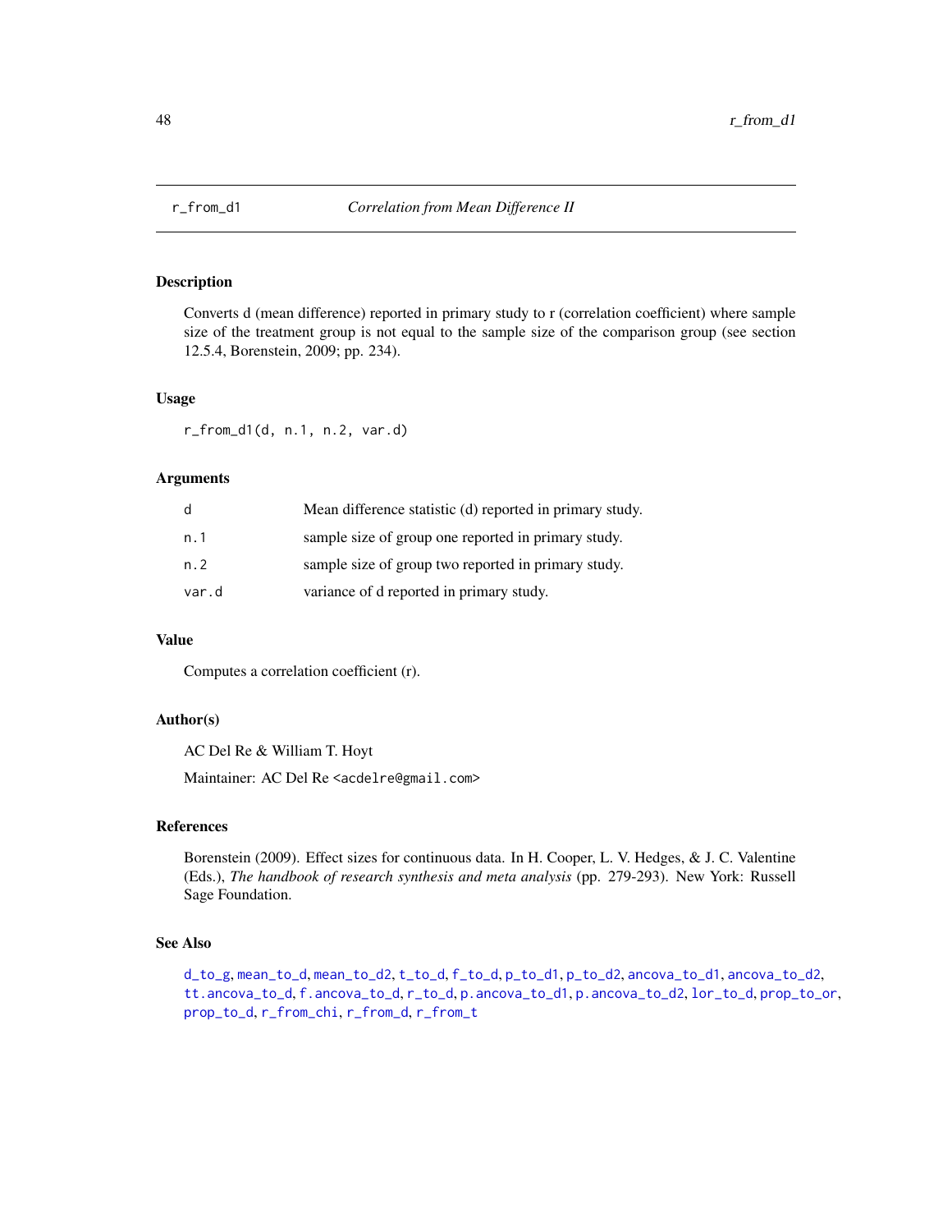## r_from_d1 *Correlation from Mean Difference II*

### Description

Converts d (mean difference) reported in primary study to r (correlation coefficient) where sample size of the treatment group is not equal to the sample size of the comparison group (see section 12.5.4, Borenstein, 2009; pp. 234).

### Usage

```
r_from_d1(d, n.1, n.2, var.d)
```

### Arguments

| | |
|---|---|
| d | Mean difference statistic (d) reported in primary study. |
| n.1 | sample size of group one reported in primary study. |
| n.2 | sample size of group two reported in primary study. |
| var.d | variance of d reported in primary study. |

### Value

Computes a correlation coefficient (r).

### Author(s)

AC Del Re & William T. Hoyt

Maintainer: AC Del Re <acdelre@gmail.com>

### References

Borenstein (2009). Effect sizes for continuous data. In H. Cooper, L. V. Hedges, & J. C. Valentine (Eds.), *The handbook of research synthesis and meta analysis* (pp. 279-293). New York: Russell Sage Foundation.

### See Also

d_to_g, mean_to_d, mean_to_d2, t_to_d, f_to_d, p_to_d1, p_to_d2, ancova_to_d1, ancova_to_d2, tt.ancova_to_d, f.ancova_to_d, r_to_d, p.ancova_to_d1, p.ancova_to_d2, lor_to_d, prop_to_or, prop_to_d, r_from_chi, r_from_d, r_from_t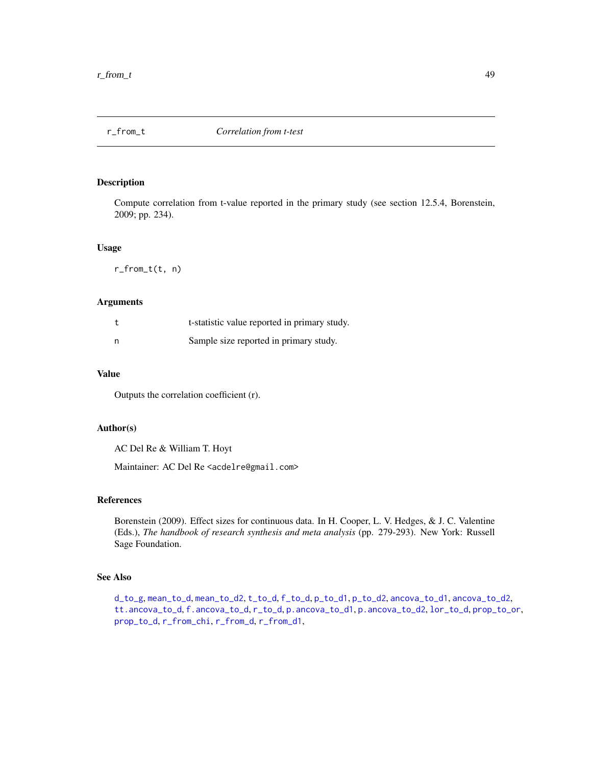## r_from_t    *Correlation from t-test*

### Description

Compute correlation from t-value reported in the primary study (see section 12.5.4, Borenstein, 2009; pp. 234).

### Usage

```
r_from_t(t, n)
```

### Arguments

| | |
|---|---|
| t | t-statistic value reported in primary study. |
| n | Sample size reported in primary study. |

### Value

Outputs the correlation coefficient (r).

### Author(s)

AC Del Re & William T. Hoyt

Maintainer: AC Del Re <acdelre@gmail.com>

### References

Borenstein (2009). Effect sizes for continuous data. In H. Cooper, L. V. Hedges, & J. C. Valentine (Eds.), *The handbook of research synthesis and meta analysis* (pp. 279-293). New York: Russell Sage Foundation.

### See Also

d_to_g, mean_to_d, mean_to_d2, t_to_d, f_to_d, p_to_d1, p_to_d2, ancova_to_d1, ancova_to_d2, tt.ancova_to_d, f.ancova_to_d, r_to_d, p.ancova_to_d1, p.ancova_to_d2, lor_to_d, prop_to_or, prop_to_d, r_from_chi, r_from_d, r_from_d1,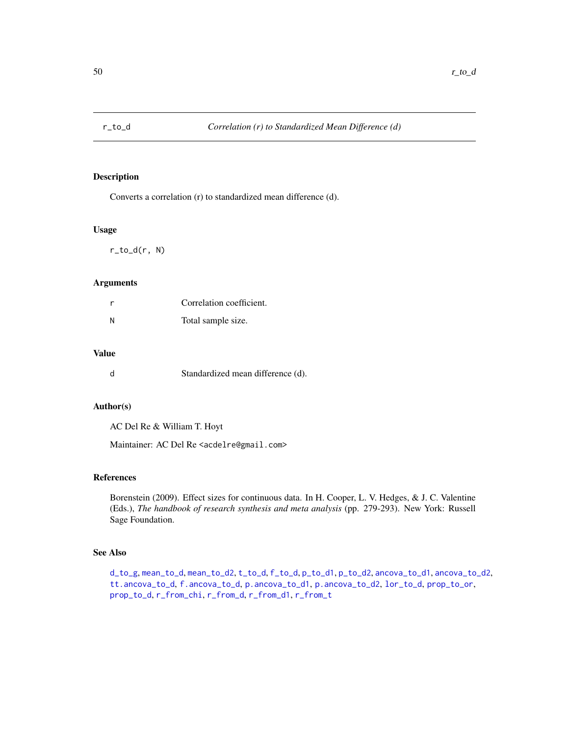# r_to_d — *Correlation (r) to Standardized Mean Difference (d)*

## Description

Converts a correlation (r) to standardized mean difference (d).

## Usage

```
r_to_d(r, N)
```

## Arguments

| | |
|---|---|
| r | Correlation coefficient. |
| N | Total sample size. |

## Value

| | |
|---|---|
| d | Standardized mean difference (d). |

## Author(s)

AC Del Re & William T. Hoyt

Maintainer: AC Del Re <acdelre@gmail.com>

## References

Borenstein (2009). Effect sizes for continuous data. In H. Cooper, L. V. Hedges, & J. C. Valentine (Eds.), *The handbook of research synthesis and meta analysis* (pp. 279-293). New York: Russell Sage Foundation.

## See Also

d_to_g, mean_to_d, mean_to_d2, t_to_d, f_to_d, p_to_d1, p_to_d2, ancova_to_d1, ancova_to_d2, tt.ancova_to_d, f.ancova_to_d, p.ancova_to_d1, p.ancova_to_d2, lor_to_d, prop_to_or, prop_to_d, r_from_chi, r_from_d, r_from_d1, r_from_t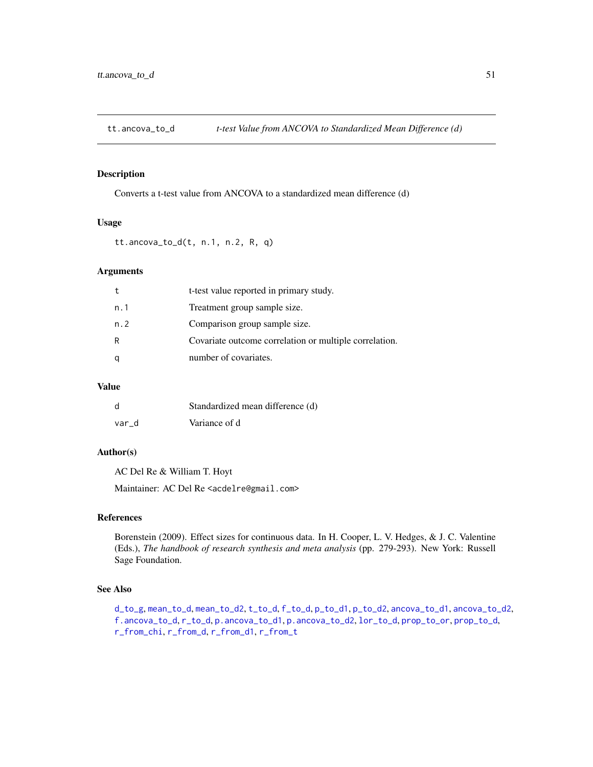## tt.ancova_to_d *t-test Value from ANCOVA to Standardized Mean Difference (d)*

### Description

Converts a t-test value from ANCOVA to a standardized mean difference (d)

### Usage

```
tt.ancova_to_d(t, n.1, n.2, R, q)
```

### Arguments

| | |
|---|---|
| t | t-test value reported in primary study. |
| n.1 | Treatment group sample size. |
| n.2 | Comparison group sample size. |
| R | Covariate outcome correlation or multiple correlation. |
| q | number of covariates. |

### Value

| | |
|---|---|
| d | Standardized mean difference (d) |
| var_d | Variance of d |

### Author(s)

AC Del Re & William T. Hoyt

Maintainer: AC Del Re <acdelre@gmail.com>

### References

Borenstein (2009). Effect sizes for continuous data. In H. Cooper, L. V. Hedges, & J. C. Valentine (Eds.), *The handbook of research synthesis and meta analysis* (pp. 279-293). New York: Russell Sage Foundation.

### See Also

d_to_g, mean_to_d, mean_to_d2, t_to_d, f_to_d, p_to_d1, p_to_d2, ancova_to_d1, ancova_to_d2, f.ancova_to_d, r_to_d, p.ancova_to_d1, p.ancova_to_d2, lor_to_d, prop_to_or, prop_to_d, r_from_chi, r_from_d, r_from_d1, r_from_t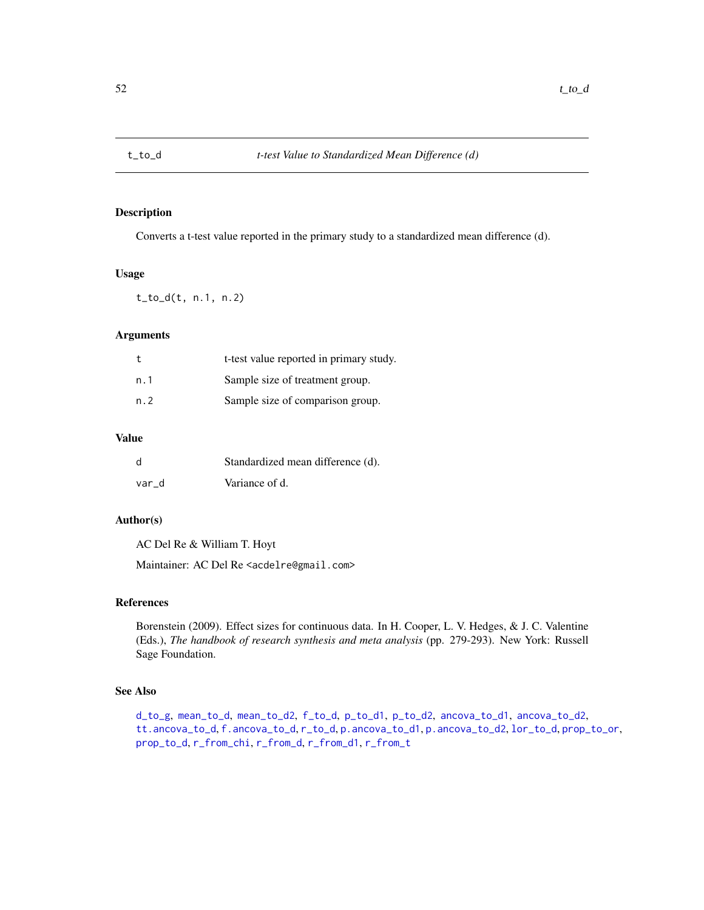## t_to_d *t-test Value to Standardized Mean Difference (d)*

### Description

Converts a t-test value reported in the primary study to a standardized mean difference (d).

### Usage

```
t_to_d(t, n.1, n.2)
```

### Arguments

| | |
|---|---|
| t | t-test value reported in primary study. |
| n.1 | Sample size of treatment group. |
| n.2 | Sample size of comparison group. |

### Value

| | |
|---|---|
| d | Standardized mean difference (d). |
| var_d | Variance of d. |

### Author(s)

AC Del Re & William T. Hoyt

Maintainer: AC Del Re <acdelre@gmail.com>

### References

Borenstein (2009). Effect sizes for continuous data. In H. Cooper, L. V. Hedges, & J. C. Valentine (Eds.), *The handbook of research synthesis and meta analysis* (pp. 279-293). New York: Russell Sage Foundation.

### See Also

d_to_g, mean_to_d, mean_to_d2, f_to_d, p_to_d1, p_to_d2, ancova_to_d1, ancova_to_d2, tt.ancova_to_d, f.ancova_to_d, r_to_d, p.ancova_to_d1, p.ancova_to_d2, lor_to_d, prop_to_or, prop_to_d, r_from_chi, r_from_d, r_from_d1, r_from_t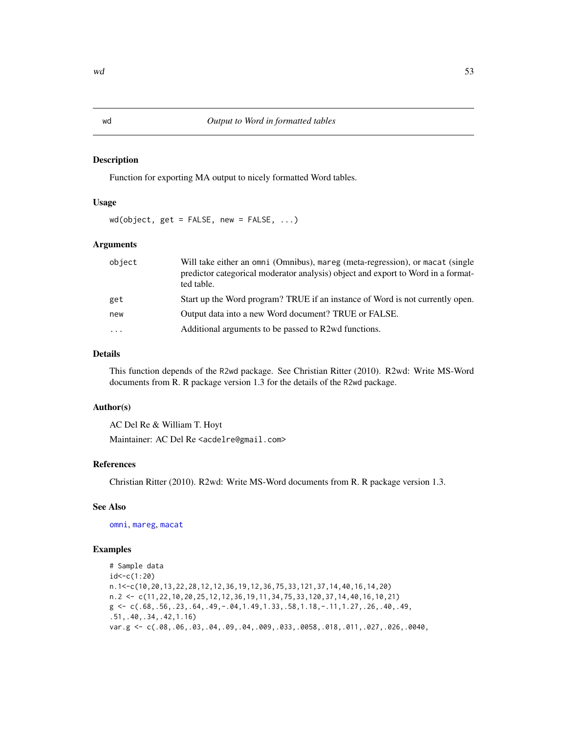# wd — Output to Word in formatted tables

## Description

Function for exporting MA output to nicely formatted Word tables.

## Usage

```
wd(object, get = FALSE, new = FALSE, ...)
```

## Arguments

| | |
|---|---|
| object | Will take either an omni (Omnibus), mareg (meta-regression), or macat (single predictor categorical moderator analysis) object and export to Word in a formatted table. |
| get | Start up the Word program? TRUE if an instance of Word is not currently open. |
| new | Output data into a new Word document? TRUE or FALSE. |
| ... | Additional arguments to be passed to R2wd functions. |

## Details

This function depends of the R2wd package. See Christian Ritter (2010). R2wd: Write MS-Word documents from R. R package version 1.3 for the details of the R2wd package.

## Author(s)

AC Del Re & William T. Hoyt

Maintainer: AC Del Re <acdelre@gmail.com>

## References

Christian Ritter (2010). R2wd: Write MS-Word documents from R. R package version 1.3.

## See Also

omni, mareg, macat

## Examples

```
# Sample data
id<-c(1:20)
n.1<-c(10,20,13,22,28,12,12,36,19,12,36,75,33,121,37,14,40,16,14,20)
n.2 <- c(11,22,10,20,25,12,12,36,19,11,34,75,33,120,37,14,40,16,10,21)
g <- c(.68,.56,.23,.64,.49,-.04,1.49,1.33,.58,1.18,-.11,1.27,.26,.40,.49,
.51,.40,.34,.42,1.16)
var.g <- c(.08,.06,.03,.04,.09,.04,.009,.033,.0058,.018,.011,.027,.026,.0040,
```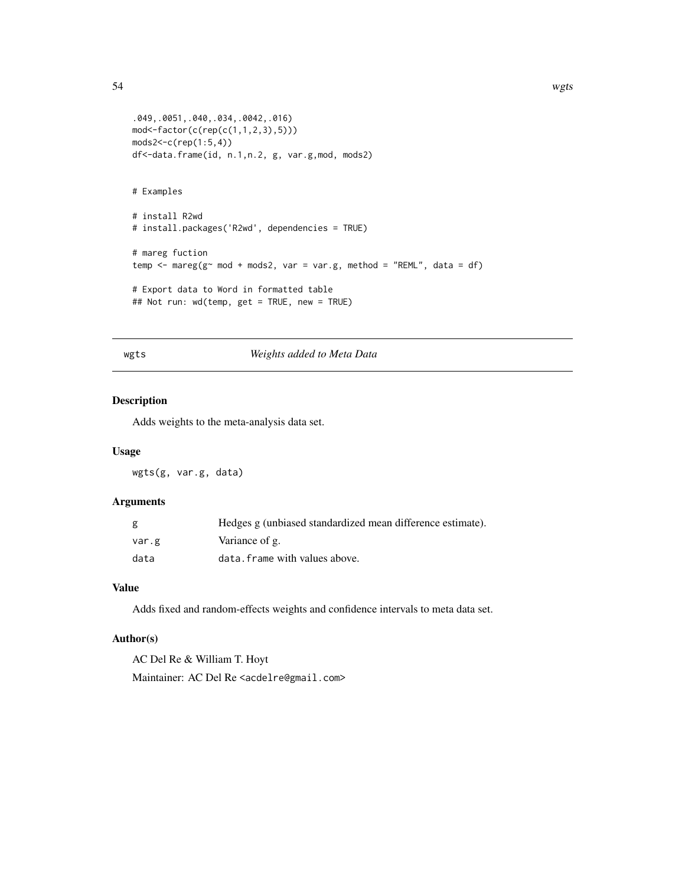```
.049,.0051,.040,.034,.0042,.016)
mod<-factor(c(rep(c(1,1,2,3),5)))
mods2<-c(rep(1:5,4))
df<-data.frame(id, n.1,n.2, g, var.g,mod, mods2)


# Examples

# install R2wd
# install.packages('R2wd', dependencies = TRUE)

# mareg fuction
temp <- mareg(g~ mod + mods2, var = var.g, method = "REML", data = df)

# Export data to Word in formatted table
## Not run: wd(temp, get = TRUE, new = TRUE)
```

## wgts — *Weights added to Meta Data*

### Description

Adds weights to the meta-analysis data set.

### Usage

```
wgts(g, var.g, data)
```

### Arguments

| | |
|---|---|
| `g` | Hedges g (unbiased standardized mean difference estimate). |
| `var.g` | Variance of g. |
| `data` | `data.frame` with values above. |

### Value

Adds fixed and random-effects weights and confidence intervals to meta data set.

### Author(s)

AC Del Re & William T. Hoyt

Maintainer: AC Del Re <acdelre@gmail.com>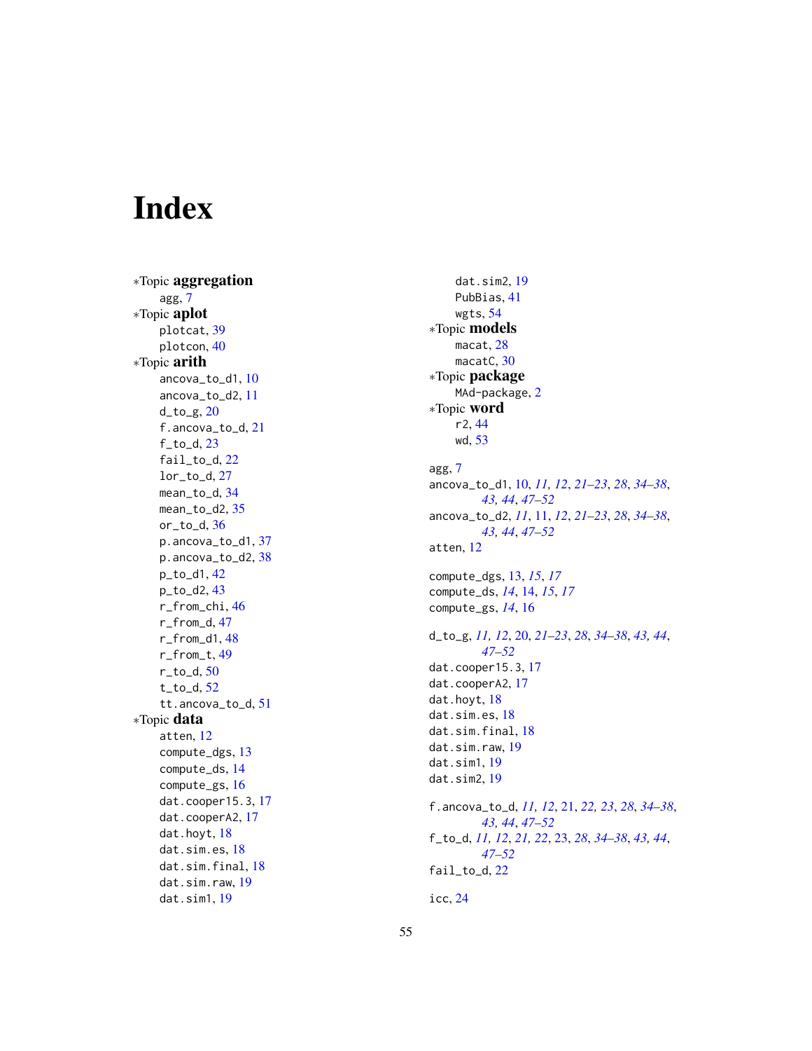# Index

∗Topic **aggregation**
- agg, 7

∗Topic **aplot**
- plotcat, 39
- plotcon, 40

∗Topic **arith**
- ancova_to_d1, 10
- ancova_to_d2, 11
- d_to_g, 20
- f.ancova_to_d, 21
- f_to_d, 23
- fail_to_d, 22
- lor_to_d, 27
- mean_to_d, 34
- mean_to_d2, 35
- or_to_d, 36
- p.ancova_to_d1, 37
- p.ancova_to_d2, 38
- p_to_d1, 42
- p_to_d2, 43
- r_from_chi, 46
- r_from_d, 47
- r_from_d1, 48
- r_from_t, 49
- r_to_d, 50
- t_to_d, 52
- tt.ancova_to_d, 51

∗Topic **data**
- atten, 12
- compute_dgs, 13
- compute_ds, 14
- compute_gs, 16
- dat.cooper15.3, 17
- dat.cooperA2, 17
- dat.hoyt, 18
- dat.sim.es, 18
- dat.sim.final, 18
- dat.sim.raw, 19
- dat.sim1, 19
- dat.sim2, 19
- PubBias, 41
- wgts, 54

∗Topic **models**
- macat, 28
- macatC, 30

∗Topic **package**
- MAd-package, 2

∗Topic **word**
- r2, 44
- wd, 53

agg, 7
ancova_to_d1, 10, *11, 12*, *21–23*, *28*, *34–38*, *43, 44*, *47–52*
ancova_to_d2, *11*, 11, *12*, *21–23*, *28*, *34–38*, *43, 44*, *47–52*
atten, 12

compute_dgs, 13, *15*, *17*
compute_ds, *14*, 14, *15*, *17*
compute_gs, *14*, 16

d_to_g, *11, 12*, 20, *21–23*, *28*, *34–38*, *43, 44*, *47–52*
dat.cooper15.3, 17
dat.cooperA2, 17
dat.hoyt, 18
dat.sim.es, 18
dat.sim.final, 18
dat.sim.raw, 19
dat.sim1, 19
dat.sim2, 19

f.ancova_to_d, *11, 12*, 21, *22, 23*, *28*, *34–38*, *43, 44*, *47–52*
f_to_d, *11, 12*, *21, 22*, 23, *28*, *34–38*, *43, 44*, *47–52*
fail_to_d, 22

icc, 24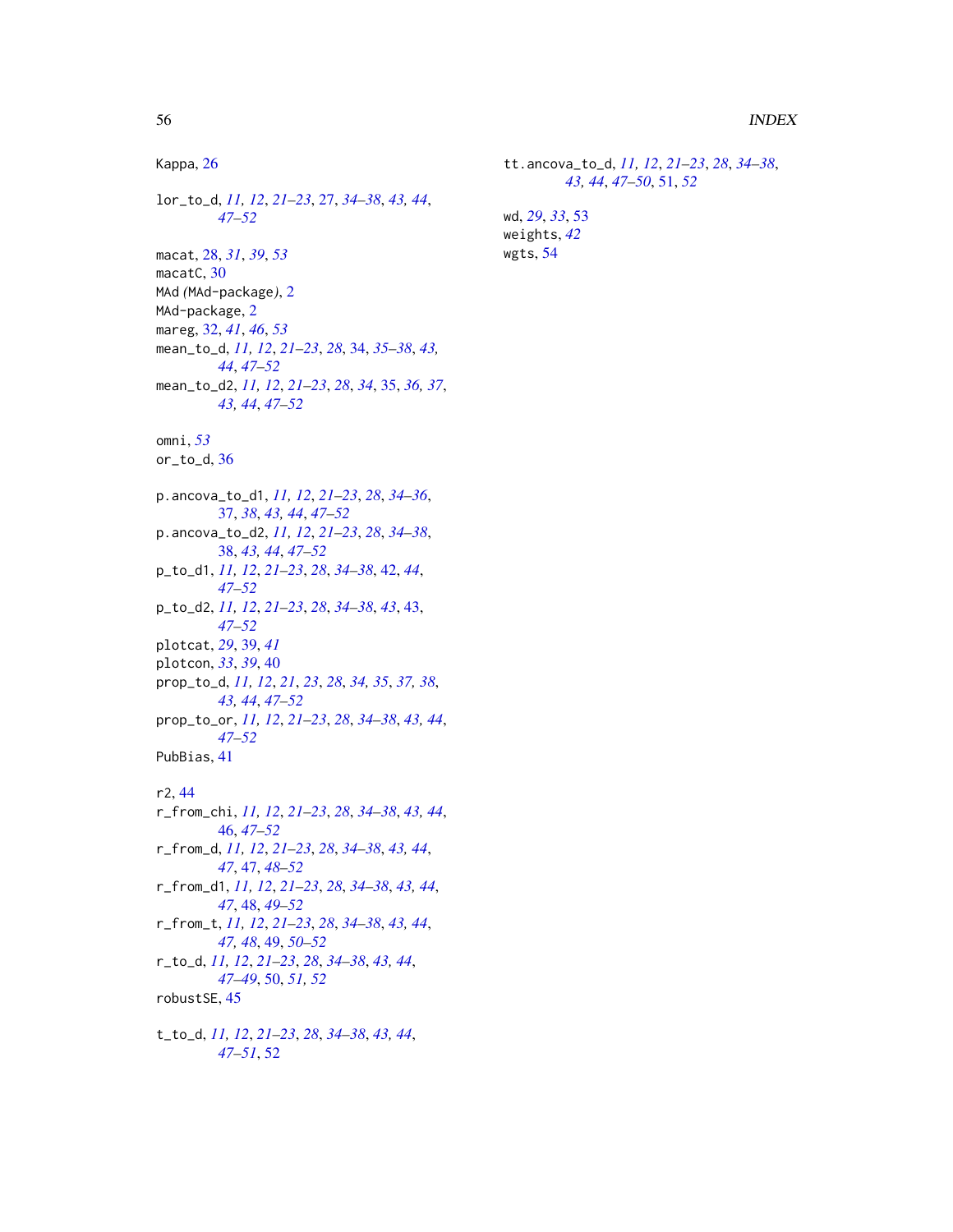Kappa, 26

lor_to_d, *11, 12*, *21–23*, 27, *34–38*, *43, 44*, *47–52*

macat, 28, *31*, *39*, *53*
macatC, 30
MAd *(*MAd-package*)*, 2
MAd-package, 2
mareg, 32, *41*, *46*, *53*
mean_to_d, *11, 12*, *21–23*, *28*, 34, *35–38*, *43, 44*, *47–52*
mean_to_d2, *11, 12*, *21–23*, *28*, *34*, 35, *36, 37*, *43, 44*, *47–52*

omni, *53*
or_to_d, 36

p.ancova_to_d1, *11, 12*, *21–23*, *28*, *34–36*, 37, *38*, *43, 44*, *47–52*
p.ancova_to_d2, *11, 12*, *21–23*, *28*, *34–38*, 38, *43, 44*, *47–52*
p_to_d1, *11, 12*, *21–23*, *28*, *34–38*, 42, *44*, *47–52*
p_to_d2, *11, 12*, *21–23*, *28*, *34–38*, *43*, 43, *47–52*
plotcat, *29*, 39, *41*
plotcon, *33*, *39*, 40
prop_to_d, *11, 12*, *21*, *23*, *28*, *34, 35*, *37, 38*, *43, 44*, *47–52*
prop_to_or, *11, 12*, *21–23*, *28*, *34–38*, *43, 44*, *47–52*
PubBias, 41

r2, 44
r_from_chi, *11, 12*, *21–23*, *28*, *34–38*, *43, 44*, 46, *47–52*
r_from_d, *11, 12*, *21–23*, *28*, *34–38*, *43, 44*, *47*, 47, *48–52*
r_from_d1, *11, 12*, *21–23*, *28*, *34–38*, *43, 44*, *47*, 48, *49–52*
r_from_t, *11, 12*, *21–23*, *28*, *34–38*, *43, 44*, *47, 48*, 49, *50–52*
r_to_d, *11, 12*, *21–23*, *28*, *34–38*, *43, 44*, *47–49*, 50, *51, 52*
robustSE, 45

t_to_d, *11, 12*, *21–23*, *28*, *34–38*, *43, 44*, *47–51*, 52
tt.ancova_to_d, *11, 12*, *21–23*, *28*, *34–38*, *43, 44*, *47–50*, 51, *52*

wd, *29*, *33*, 53
weights, *42*
wgts, 54